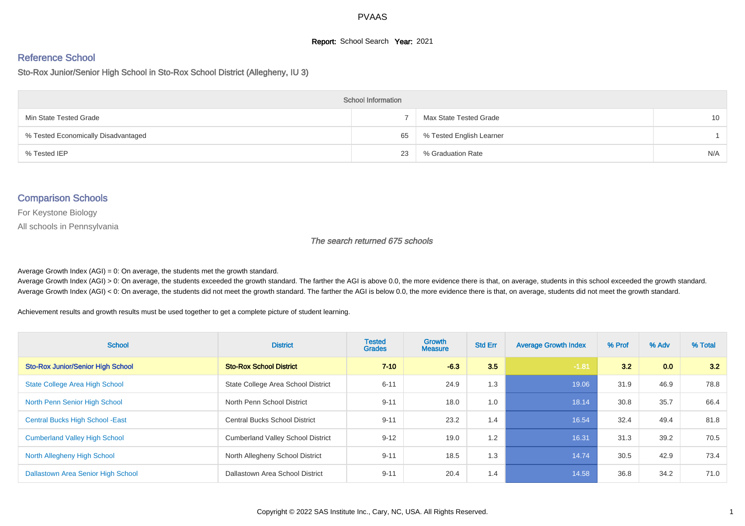# PVAAS

**Report:** School Search **Year:** 2021

## Reference School

### Sto-Rox Junior/Senior High School in Sto-Rox School District (Allegheny, IU 3)

| School Information | | | |
|---|---|---|---|
| Min State Tested Grade | 7 | Max State Tested Grade | 10 |
| % Tested Economically Disadvantaged | 65 | % Tested English Learner | 1 |
| % Tested IEP | 23 | % Graduation Rate | N/A |

## Comparison Schools

For Keystone Biology

All schools in Pennsylvania

*The search returned 675 schools*

Average Growth Index (AGI) = 0: On average, the students met the growth standard.
Average Growth Index (AGI) > 0: On average, the students exceeded the growth standard. The farther the AGI is above 0.0, the more evidence there is that, on average, students in this school exceeded the growth standard.
Average Growth Index (AGI) < 0: On average, the students did not meet the growth standard. The farther the AGI is below 0.0, the more evidence there is that, on average, students did not meet the growth standard.

Achievement results and growth results must be used together to get a complete picture of student learning.

| School | District | Tested Grades | Growth Measure | Std Err | Average Growth Index | % Prof | % Adv | % Total |
|---|---|---|---|---|---|---|---|---|
| **Sto-Rox Junior/Senior High School** | **Sto-Rox School District** | **7-10** | **-6.3** | **3.5** | **-1.81** | **3.2** | **0.0** | **3.2** |
| State College Area High School | State College Area School District | 6-11 | 24.9 | 1.3 | 19.06 | 31.9 | 46.9 | 78.8 |
| North Penn Senior High School | North Penn School District | 9-11 | 18.0 | 1.0 | 18.14 | 30.8 | 35.7 | 66.4 |
| Central Bucks High School -East | Central Bucks School District | 9-11 | 23.2 | 1.4 | 16.54 | 32.4 | 49.4 | 81.8 |
| Cumberland Valley High School | Cumberland Valley School District | 9-12 | 19.0 | 1.2 | 16.31 | 31.3 | 39.2 | 70.5 |
| North Allegheny High School | North Allegheny School District | 9-11 | 18.5 | 1.3 | 14.74 | 30.5 | 42.9 | 73.4 |
| Dallastown Area Senior High School | Dallastown Area School District | 9-11 | 20.4 | 1.4 | 14.58 | 36.8 | 34.2 | 71.0 |

Copyright © 2022 SAS Institute Inc., Cary, NC, USA. All Rights Reserved.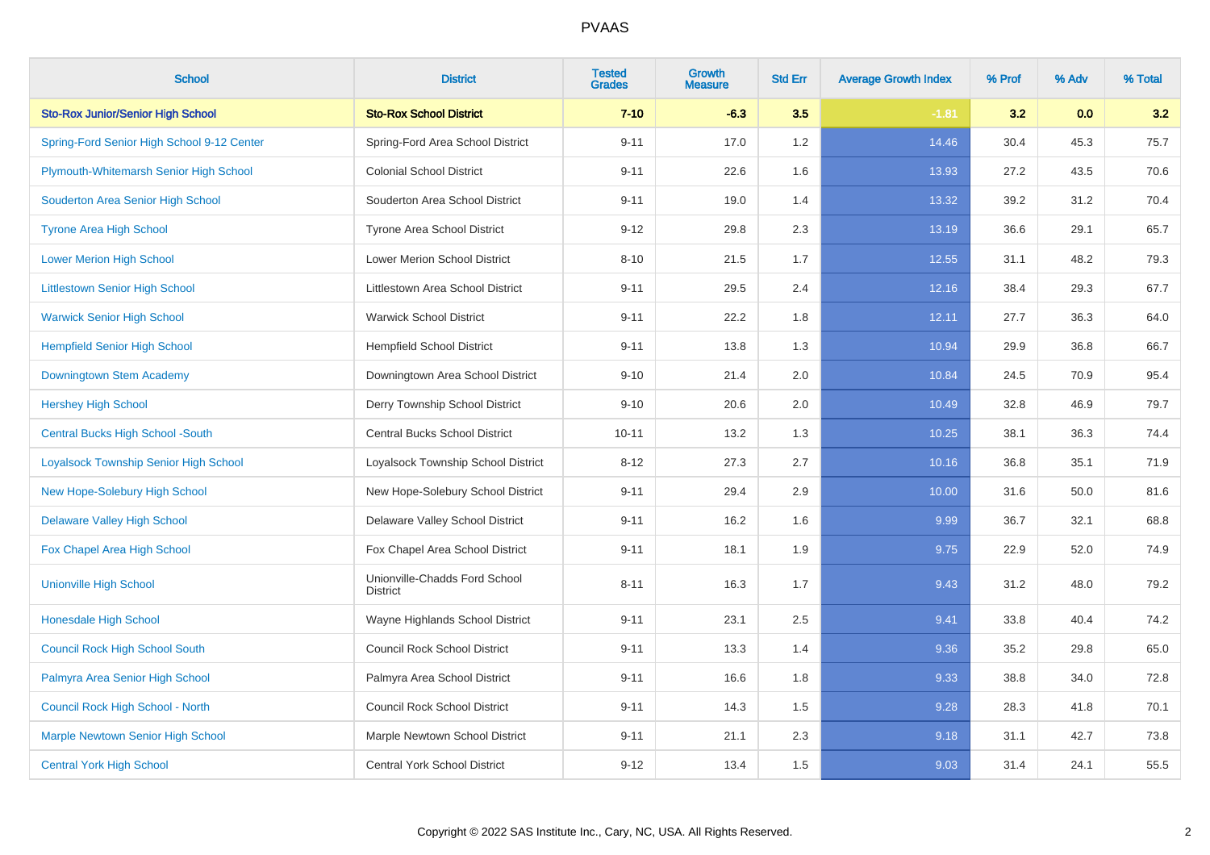| School | District | Tested Grades | Growth Measure | Std Err | Average Growth Index | % Prof | % Adv | % Total |
|---|---|---|---|---|---|---|---|---|
| **Sto-Rox Junior/Senior High School** | **Sto-Rox School District** | **7-10** | **-6.3** | **3.5** | **-1.81** | **3.2** | **0.0** | **3.2** |
| Spring-Ford Senior High School 9-12 Center | Spring-Ford Area School District | 9-11 | 17.0 | 1.2 | 14.46 | 30.4 | 45.3 | 75.7 |
| Plymouth-Whitemarsh Senior High School | Colonial School District | 9-11 | 22.6 | 1.6 | 13.93 | 27.2 | 43.5 | 70.6 |
| Souderton Area Senior High School | Souderton Area School District | 9-11 | 19.0 | 1.4 | 13.32 | 39.2 | 31.2 | 70.4 |
| Tyrone Area High School | Tyrone Area School District | 9-12 | 29.8 | 2.3 | 13.19 | 36.6 | 29.1 | 65.7 |
| Lower Merion High School | Lower Merion School District | 8-10 | 21.5 | 1.7 | 12.55 | 31.1 | 48.2 | 79.3 |
| Littlestown Senior High School | Littlestown Area School District | 9-11 | 29.5 | 2.4 | 12.16 | 38.4 | 29.3 | 67.7 |
| Warwick Senior High School | Warwick School District | 9-11 | 22.2 | 1.8 | 12.11 | 27.7 | 36.3 | 64.0 |
| Hempfield Senior High School | Hempfield School District | 9-11 | 13.8 | 1.3 | 10.94 | 29.9 | 36.8 | 66.7 |
| Downingtown Stem Academy | Downingtown Area School District | 9-10 | 21.4 | 2.0 | 10.84 | 24.5 | 70.9 | 95.4 |
| Hershey High School | Derry Township School District | 9-10 | 20.6 | 2.0 | 10.49 | 32.8 | 46.9 | 79.7 |
| Central Bucks High School -South | Central Bucks School District | 10-11 | 13.2 | 1.3 | 10.25 | 38.1 | 36.3 | 74.4 |
| Loyalsock Township Senior High School | Loyalsock Township School District | 8-12 | 27.3 | 2.7 | 10.16 | 36.8 | 35.1 | 71.9 |
| New Hope-Solebury High School | New Hope-Solebury School District | 9-11 | 29.4 | 2.9 | 10.00 | 31.6 | 50.0 | 81.6 |
| Delaware Valley High School | Delaware Valley School District | 9-11 | 16.2 | 1.6 | 9.99 | 36.7 | 32.1 | 68.8 |
| Fox Chapel Area High School | Fox Chapel Area School District | 9-11 | 18.1 | 1.9 | 9.75 | 22.9 | 52.0 | 74.9 |
| Unionville High School | Unionville-Chadds Ford School District | 8-11 | 16.3 | 1.7 | 9.43 | 31.2 | 48.0 | 79.2 |
| Honesdale High School | Wayne Highlands School District | 9-11 | 23.1 | 2.5 | 9.41 | 33.8 | 40.4 | 74.2 |
| Council Rock High School South | Council Rock School District | 9-11 | 13.3 | 1.4 | 9.36 | 35.2 | 29.8 | 65.0 |
| Palmyra Area Senior High School | Palmyra Area School District | 9-11 | 16.6 | 1.8 | 9.33 | 38.8 | 34.0 | 72.8 |
| Council Rock High School - North | Council Rock School District | 9-11 | 14.3 | 1.5 | 9.28 | 28.3 | 41.8 | 70.1 |
| Marple Newtown Senior High School | Marple Newtown School District | 9-11 | 21.1 | 2.3 | 9.18 | 31.1 | 42.7 | 73.8 |
| Central York High School | Central York School District | 9-12 | 13.4 | 1.5 | 9.03 | 31.4 | 24.1 | 55.5 |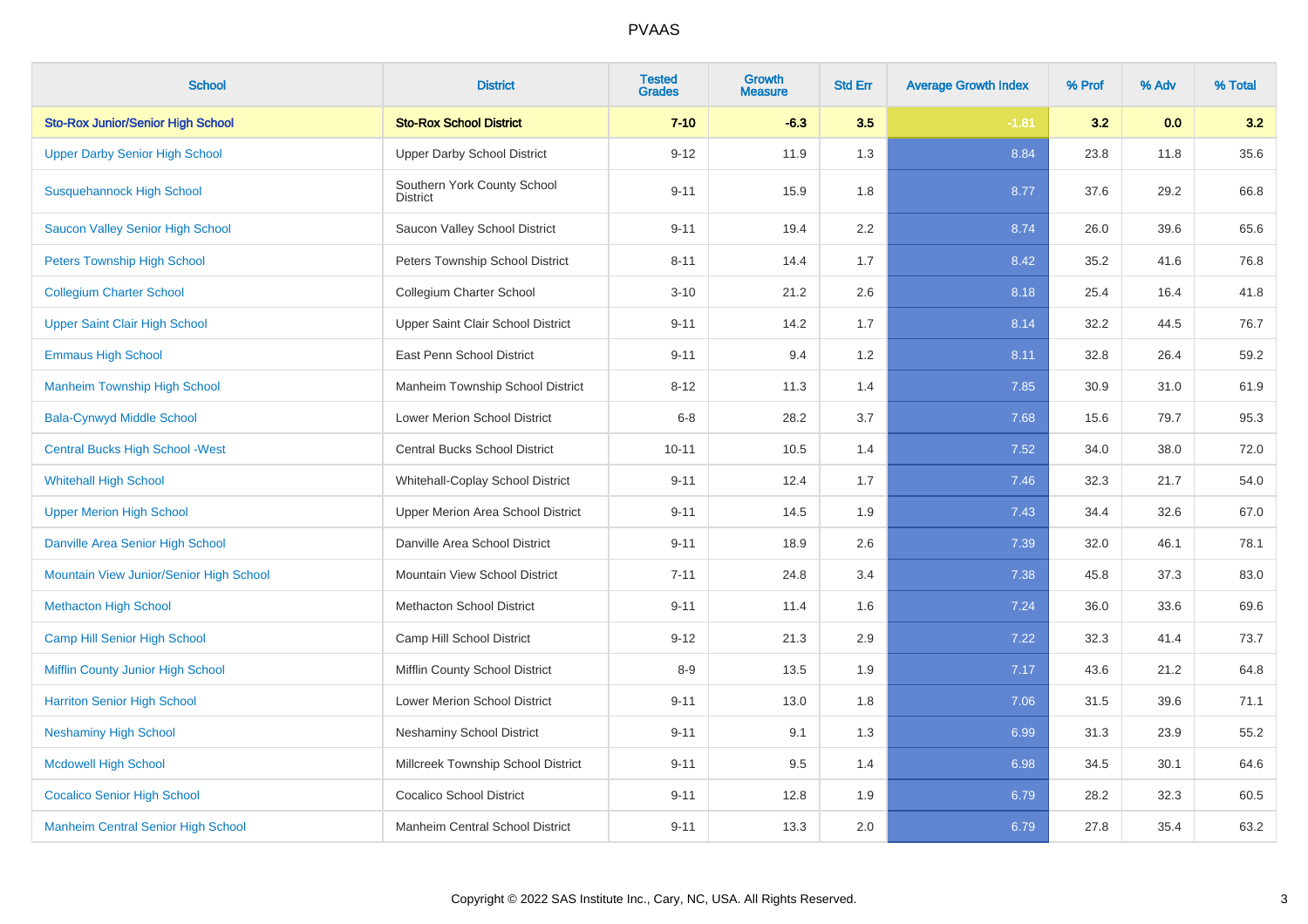| School | District | Tested Grades | Growth Measure | Std Err | Average Growth Index | % Prof | % Adv | % Total |
|---|---|---|---|---|---|---|---|---|
| **Sto-Rox Junior/Senior High School** | **Sto-Rox School District** | **7-10** | **-6.3** | **3.5** | **-1.81** | **3.2** | **0.0** | **3.2** |
| Upper Darby Senior High School | Upper Darby School District | 9-12 | 11.9 | 1.3 | 8.84 | 23.8 | 11.8 | 35.6 |
| Susquehannock High School | Southern York County School District | 9-11 | 15.9 | 1.8 | 8.77 | 37.6 | 29.2 | 66.8 |
| Saucon Valley Senior High School | Saucon Valley School District | 9-11 | 19.4 | 2.2 | 8.74 | 26.0 | 39.6 | 65.6 |
| Peters Township High School | Peters Township School District | 8-11 | 14.4 | 1.7 | 8.42 | 35.2 | 41.6 | 76.8 |
| Collegium Charter School | Collegium Charter School | 3-10 | 21.2 | 2.6 | 8.18 | 25.4 | 16.4 | 41.8 |
| Upper Saint Clair High School | Upper Saint Clair School District | 9-11 | 14.2 | 1.7 | 8.14 | 32.2 | 44.5 | 76.7 |
| Emmaus High School | East Penn School District | 9-11 | 9.4 | 1.2 | 8.11 | 32.8 | 26.4 | 59.2 |
| Manheim Township High School | Manheim Township School District | 8-12 | 11.3 | 1.4 | 7.85 | 30.9 | 31.0 | 61.9 |
| Bala-Cynwyd Middle School | Lower Merion School District | 6-8 | 28.2 | 3.7 | 7.68 | 15.6 | 79.7 | 95.3 |
| Central Bucks High School -West | Central Bucks School District | 10-11 | 10.5 | 1.4 | 7.52 | 34.0 | 38.0 | 72.0 |
| Whitehall High School | Whitehall-Coplay School District | 9-11 | 12.4 | 1.7 | 7.46 | 32.3 | 21.7 | 54.0 |
| Upper Merion High School | Upper Merion Area School District | 9-11 | 14.5 | 1.9 | 7.43 | 34.4 | 32.6 | 67.0 |
| Danville Area Senior High School | Danville Area School District | 9-11 | 18.9 | 2.6 | 7.39 | 32.0 | 46.1 | 78.1 |
| Mountain View Junior/Senior High School | Mountain View School District | 7-11 | 24.8 | 3.4 | 7.38 | 45.8 | 37.3 | 83.0 |
| Methacton High School | Methacton School District | 9-11 | 11.4 | 1.6 | 7.24 | 36.0 | 33.6 | 69.6 |
| Camp Hill Senior High School | Camp Hill School District | 9-12 | 21.3 | 2.9 | 7.22 | 32.3 | 41.4 | 73.7 |
| Mifflin County Junior High School | Mifflin County School District | 8-9 | 13.5 | 1.9 | 7.17 | 43.6 | 21.2 | 64.8 |
| Harriton Senior High School | Lower Merion School District | 9-11 | 13.0 | 1.8 | 7.06 | 31.5 | 39.6 | 71.1 |
| Neshaminy High School | Neshaminy School District | 9-11 | 9.1 | 1.3 | 6.99 | 31.3 | 23.9 | 55.2 |
| Mcdowell High School | Millcreek Township School District | 9-11 | 9.5 | 1.4 | 6.98 | 34.5 | 30.1 | 64.6 |
| Cocalico Senior High School | Cocalico School District | 9-11 | 12.8 | 1.9 | 6.79 | 28.2 | 32.3 | 60.5 |
| Manheim Central Senior High School | Manheim Central School District | 9-11 | 13.3 | 2.0 | 6.79 | 27.8 | 35.4 | 63.2 |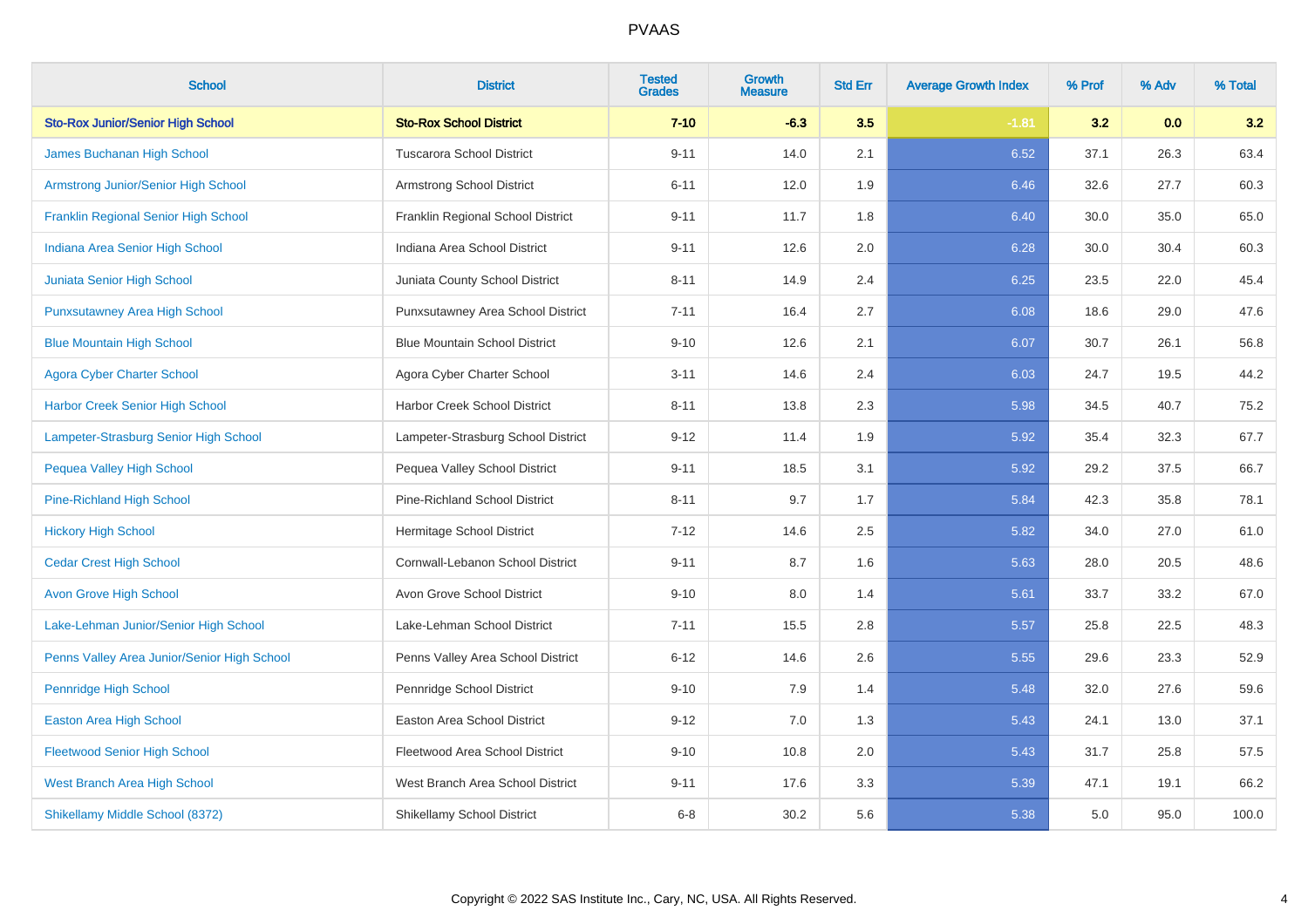# PVAAS

| School | District | Tested Grades | Growth Measure | Std Err | Average Growth Index | % Prof | % Adv | % Total |
|---|---|---|---|---|---|---|---|---|
| **Sto-Rox Junior/Senior High School** | **Sto-Rox School District** | **7-10** | **-6.3** | **3.5** | **-1.81** | **3.2** | **0.0** | **3.2** |
| James Buchanan High School | Tuscarora School District | 9-11 | 14.0 | 2.1 | 6.52 | 37.1 | 26.3 | 63.4 |
| Armstrong Junior/Senior High School | Armstrong School District | 6-11 | 12.0 | 1.9 | 6.46 | 32.6 | 27.7 | 60.3 |
| Franklin Regional Senior High School | Franklin Regional School District | 9-11 | 11.7 | 1.8 | 6.40 | 30.0 | 35.0 | 65.0 |
| Indiana Area Senior High School | Indiana Area School District | 9-11 | 12.6 | 2.0 | 6.28 | 30.0 | 30.4 | 60.3 |
| Juniata Senior High School | Juniata County School District | 8-11 | 14.9 | 2.4 | 6.25 | 23.5 | 22.0 | 45.4 |
| Punxsutawney Area High School | Punxsutawney Area School District | 7-11 | 16.4 | 2.7 | 6.08 | 18.6 | 29.0 | 47.6 |
| Blue Mountain High School | Blue Mountain School District | 9-10 | 12.6 | 2.1 | 6.07 | 30.7 | 26.1 | 56.8 |
| Agora Cyber Charter School | Agora Cyber Charter School | 3-11 | 14.6 | 2.4 | 6.03 | 24.7 | 19.5 | 44.2 |
| Harbor Creek Senior High School | Harbor Creek School District | 8-11 | 13.8 | 2.3 | 5.98 | 34.5 | 40.7 | 75.2 |
| Lampeter-Strasburg Senior High School | Lampeter-Strasburg School District | 9-12 | 11.4 | 1.9 | 5.92 | 35.4 | 32.3 | 67.7 |
| Pequea Valley High School | Pequea Valley School District | 9-11 | 18.5 | 3.1 | 5.92 | 29.2 | 37.5 | 66.7 |
| Pine-Richland High School | Pine-Richland School District | 8-11 | 9.7 | 1.7 | 5.84 | 42.3 | 35.8 | 78.1 |
| Hickory High School | Hermitage School District | 7-12 | 14.6 | 2.5 | 5.82 | 34.0 | 27.0 | 61.0 |
| Cedar Crest High School | Cornwall-Lebanon School District | 9-11 | 8.7 | 1.6 | 5.63 | 28.0 | 20.5 | 48.6 |
| Avon Grove High School | Avon Grove School District | 9-10 | 8.0 | 1.4 | 5.61 | 33.7 | 33.2 | 67.0 |
| Lake-Lehman Junior/Senior High School | Lake-Lehman School District | 7-11 | 15.5 | 2.8 | 5.57 | 25.8 | 22.5 | 48.3 |
| Penns Valley Area Junior/Senior High School | Penns Valley Area School District | 6-12 | 14.6 | 2.6 | 5.55 | 29.6 | 23.3 | 52.9 |
| Pennridge High School | Pennridge School District | 9-10 | 7.9 | 1.4 | 5.48 | 32.0 | 27.6 | 59.6 |
| Easton Area High School | Easton Area School District | 9-12 | 7.0 | 1.3 | 5.43 | 24.1 | 13.0 | 37.1 |
| Fleetwood Senior High School | Fleetwood Area School District | 9-10 | 10.8 | 2.0 | 5.43 | 31.7 | 25.8 | 57.5 |
| West Branch Area High School | West Branch Area School District | 9-11 | 17.6 | 3.3 | 5.39 | 47.1 | 19.1 | 66.2 |
| Shikellamy Middle School (8372) | Shikellamy School District | 6-8 | 30.2 | 5.6 | 5.38 | 5.0 | 95.0 | 100.0 |

Copyright © 2022 SAS Institute Inc., Cary, NC, USA. All Rights Reserved.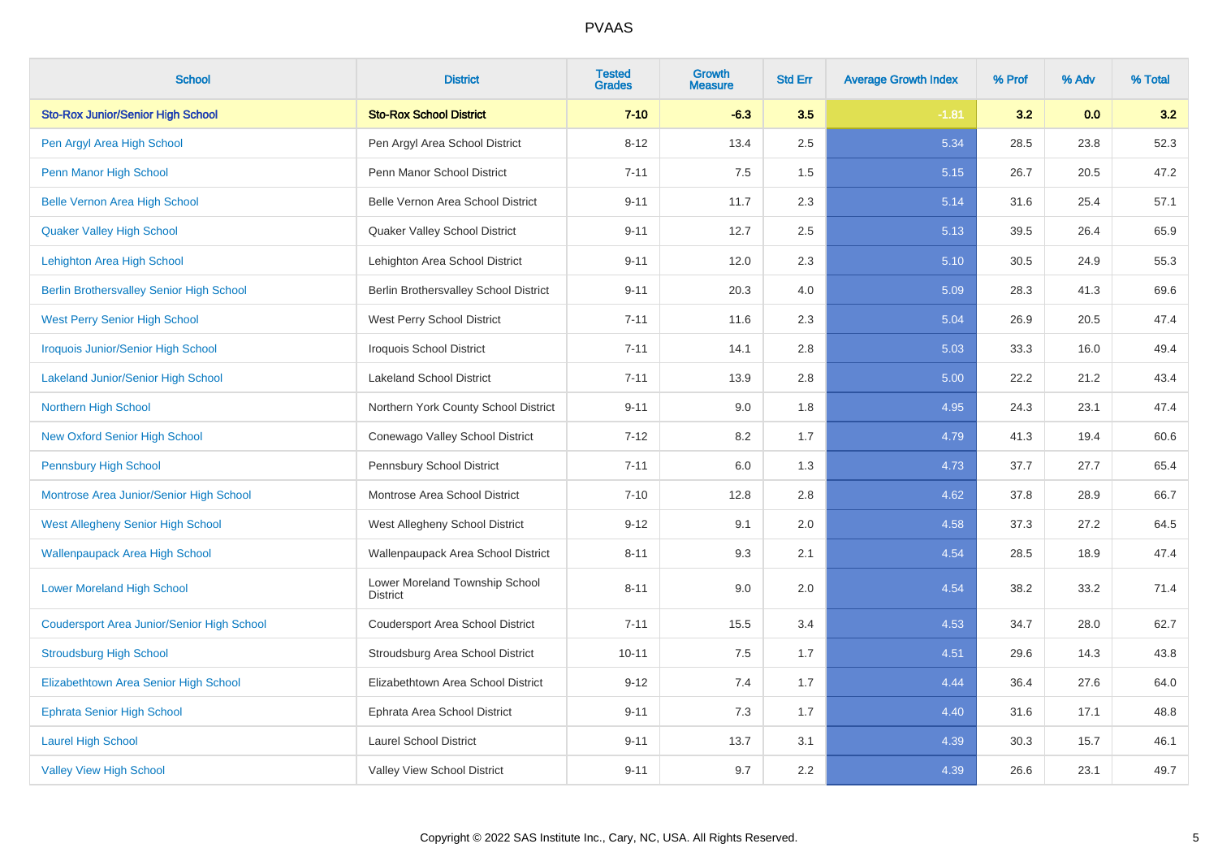| School | District | Tested Grades | Growth Measure | Std Err | Average Growth Index | % Prof | % Adv | % Total |
|---|---|---|---|---|---|---|---|---|
| **Sto-Rox Junior/Senior High School** | **Sto-Rox School District** | **7-10** | **-6.3** | **3.5** | **-1.81** | **3.2** | **0.0** | **3.2** |
| Pen Argyl Area High School | Pen Argyl Area School District | 8-12 | 13.4 | 2.5 | 5.34 | 28.5 | 23.8 | 52.3 |
| Penn Manor High School | Penn Manor School District | 7-11 | 7.5 | 1.5 | 5.15 | 26.7 | 20.5 | 47.2 |
| Belle Vernon Area High School | Belle Vernon Area School District | 9-11 | 11.7 | 2.3 | 5.14 | 31.6 | 25.4 | 57.1 |
| Quaker Valley High School | Quaker Valley School District | 9-11 | 12.7 | 2.5 | 5.13 | 39.5 | 26.4 | 65.9 |
| Lehighton Area High School | Lehighton Area School District | 9-11 | 12.0 | 2.3 | 5.10 | 30.5 | 24.9 | 55.3 |
| Berlin Brothersvalley Senior High School | Berlin Brothersvalley School District | 9-11 | 20.3 | 4.0 | 5.09 | 28.3 | 41.3 | 69.6 |
| West Perry Senior High School | West Perry School District | 7-11 | 11.6 | 2.3 | 5.04 | 26.9 | 20.5 | 47.4 |
| Iroquois Junior/Senior High School | Iroquois School District | 7-11 | 14.1 | 2.8 | 5.03 | 33.3 | 16.0 | 49.4 |
| Lakeland Junior/Senior High School | Lakeland School District | 7-11 | 13.9 | 2.8 | 5.00 | 22.2 | 21.2 | 43.4 |
| Northern High School | Northern York County School District | 9-11 | 9.0 | 1.8 | 4.95 | 24.3 | 23.1 | 47.4 |
| New Oxford Senior High School | Conewago Valley School District | 7-12 | 8.2 | 1.7 | 4.79 | 41.3 | 19.4 | 60.6 |
| Pennsbury High School | Pennsbury School District | 7-11 | 6.0 | 1.3 | 4.73 | 37.7 | 27.7 | 65.4 |
| Montrose Area Junior/Senior High School | Montrose Area School District | 7-10 | 12.8 | 2.8 | 4.62 | 37.8 | 28.9 | 66.7 |
| West Allegheny Senior High School | West Allegheny School District | 9-12 | 9.1 | 2.0 | 4.58 | 37.3 | 27.2 | 64.5 |
| Wallenpaupack Area High School | Wallenpaupack Area School District | 8-11 | 9.3 | 2.1 | 4.54 | 28.5 | 18.9 | 47.4 |
| Lower Moreland High School | Lower Moreland Township School District | 8-11 | 9.0 | 2.0 | 4.54 | 38.2 | 33.2 | 71.4 |
| Coudersport Area Junior/Senior High School | Coudersport Area School District | 7-11 | 15.5 | 3.4 | 4.53 | 34.7 | 28.0 | 62.7 |
| Stroudsburg High School | Stroudsburg Area School District | 10-11 | 7.5 | 1.7 | 4.51 | 29.6 | 14.3 | 43.8 |
| Elizabethtown Area Senior High School | Elizabethtown Area School District | 9-12 | 7.4 | 1.7 | 4.44 | 36.4 | 27.6 | 64.0 |
| Ephrata Senior High School | Ephrata Area School District | 9-11 | 7.3 | 1.7 | 4.40 | 31.6 | 17.1 | 48.8 |
| Laurel High School | Laurel School District | 9-11 | 13.7 | 3.1 | 4.39 | 30.3 | 15.7 | 46.1 |
| Valley View High School | Valley View School District | 9-11 | 9.7 | 2.2 | 4.39 | 26.6 | 23.1 | 49.7 |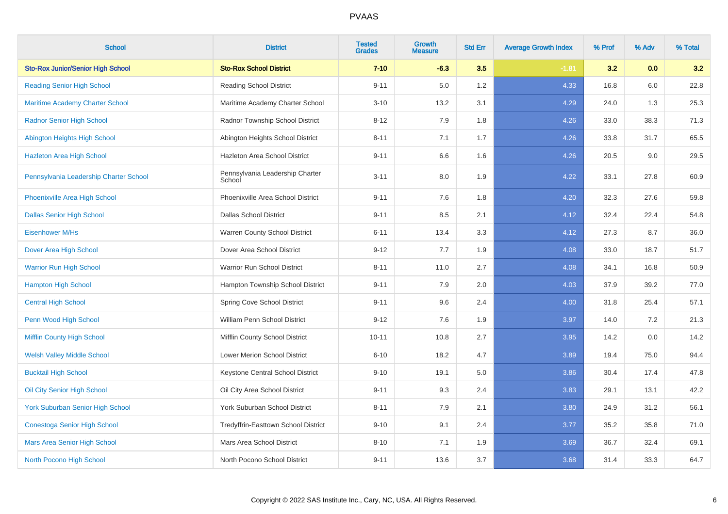| School | District | Tested Grades | Growth Measure | Std Err | Average Growth Index | % Prof | % Adv | % Total |
|---|---|---|---|---|---|---|---|---|
| **Sto-Rox Junior/Senior High School** | **Sto-Rox School District** | **7-10** | **-6.3** | **3.5** | **-1.81** | **3.2** | **0.0** | **3.2** |
| Reading Senior High School | Reading School District | 9-11 | 5.0 | 1.2 | 4.33 | 16.8 | 6.0 | 22.8 |
| Maritime Academy Charter School | Maritime Academy Charter School | 3-10 | 13.2 | 3.1 | 4.29 | 24.0 | 1.3 | 25.3 |
| Radnor Senior High School | Radnor Township School District | 8-12 | 7.9 | 1.8 | 4.26 | 33.0 | 38.3 | 71.3 |
| Abington Heights High School | Abington Heights School District | 8-11 | 7.1 | 1.7 | 4.26 | 33.8 | 31.7 | 65.5 |
| Hazleton Area High School | Hazleton Area School District | 9-11 | 6.6 | 1.6 | 4.26 | 20.5 | 9.0 | 29.5 |
| Pennsylvania Leadership Charter School | Pennsylvania Leadership Charter School | 3-11 | 8.0 | 1.9 | 4.22 | 33.1 | 27.8 | 60.9 |
| Phoenixville Area High School | Phoenixville Area School District | 9-11 | 7.6 | 1.8 | 4.20 | 32.3 | 27.6 | 59.8 |
| Dallas Senior High School | Dallas School District | 9-11 | 8.5 | 2.1 | 4.12 | 32.4 | 22.4 | 54.8 |
| Eisenhower M/Hs | Warren County School District | 6-11 | 13.4 | 3.3 | 4.12 | 27.3 | 8.7 | 36.0 |
| Dover Area High School | Dover Area School District | 9-12 | 7.7 | 1.9 | 4.08 | 33.0 | 18.7 | 51.7 |
| Warrior Run High School | Warrior Run School District | 8-11 | 11.0 | 2.7 | 4.08 | 34.1 | 16.8 | 50.9 |
| Hampton High School | Hampton Township School District | 9-11 | 7.9 | 2.0 | 4.03 | 37.9 | 39.2 | 77.0 |
| Central High School | Spring Cove School District | 9-11 | 9.6 | 2.4 | 4.00 | 31.8 | 25.4 | 57.1 |
| Penn Wood High School | William Penn School District | 9-12 | 7.6 | 1.9 | 3.97 | 14.0 | 7.2 | 21.3 |
| Mifflin County High School | Mifflin County School District | 10-11 | 10.8 | 2.7 | 3.95 | 14.2 | 0.0 | 14.2 |
| Welsh Valley Middle School | Lower Merion School District | 6-10 | 18.2 | 4.7 | 3.89 | 19.4 | 75.0 | 94.4 |
| Bucktail High School | Keystone Central School District | 9-10 | 19.1 | 5.0 | 3.86 | 30.4 | 17.4 | 47.8 |
| Oil City Senior High School | Oil City Area School District | 9-11 | 9.3 | 2.4 | 3.83 | 29.1 | 13.1 | 42.2 |
| York Suburban Senior High School | York Suburban School District | 8-11 | 7.9 | 2.1 | 3.80 | 24.9 | 31.2 | 56.1 |
| Conestoga Senior High School | Tredyffrin-Easttown School District | 9-10 | 9.1 | 2.4 | 3.77 | 35.2 | 35.8 | 71.0 |
| Mars Area Senior High School | Mars Area School District | 8-10 | 7.1 | 1.9 | 3.69 | 36.7 | 32.4 | 69.1 |
| North Pocono High School | North Pocono School District | 9-11 | 13.6 | 3.7 | 3.68 | 31.4 | 33.3 | 64.7 |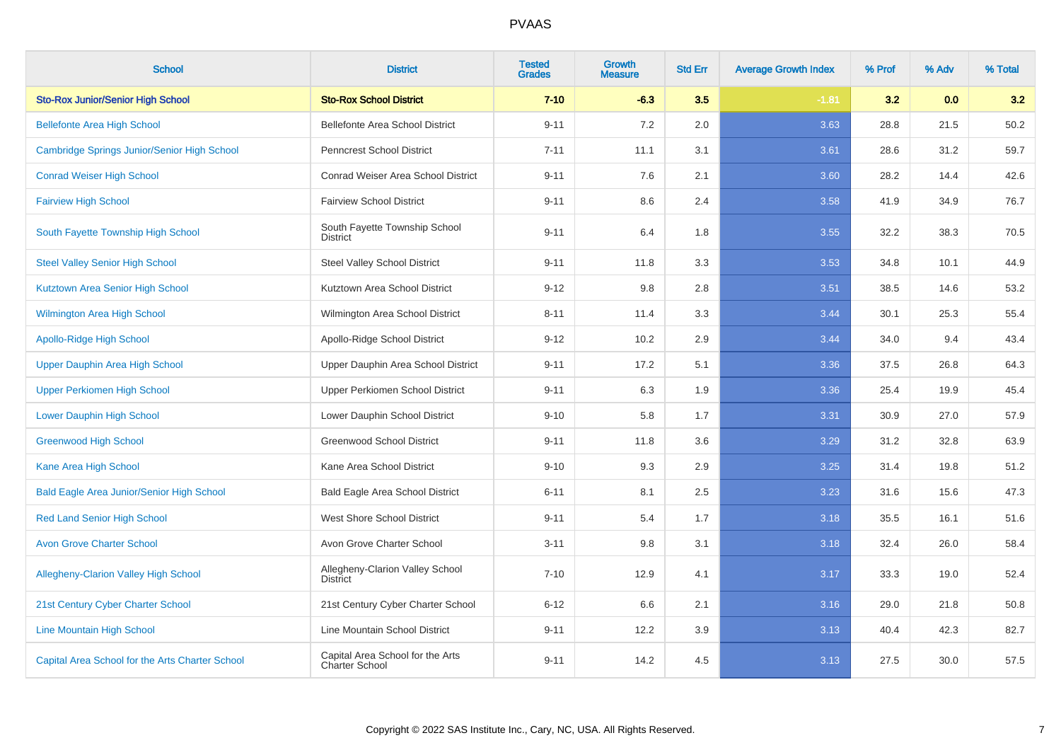# PVAAS

| School | District | Tested Grades | Growth Measure | Std Err | Average Growth Index | % Prof | % Adv | % Total |
|---|---|---|---|---|---|---|---|---|
| **Sto-Rox Junior/Senior High School** | **Sto-Rox School District** | **7-10** | **-6.3** | **3.5** | **-1.81** | **3.2** | **0.0** | **3.2** |
| Bellefonte Area High School | Bellefonte Area School District | 9-11 | 7.2 | 2.0 | 3.63 | 28.8 | 21.5 | 50.2 |
| Cambridge Springs Junior/Senior High School | Penncrest School District | 7-11 | 11.1 | 3.1 | 3.61 | 28.6 | 31.2 | 59.7 |
| Conrad Weiser High School | Conrad Weiser Area School District | 9-11 | 7.6 | 2.1 | 3.60 | 28.2 | 14.4 | 42.6 |
| Fairview High School | Fairview School District | 9-11 | 8.6 | 2.4 | 3.58 | 41.9 | 34.9 | 76.7 |
| South Fayette Township High School | South Fayette Township School District | 9-11 | 6.4 | 1.8 | 3.55 | 32.2 | 38.3 | 70.5 |
| Steel Valley Senior High School | Steel Valley School District | 9-11 | 11.8 | 3.3 | 3.53 | 34.8 | 10.1 | 44.9 |
| Kutztown Area Senior High School | Kutztown Area School District | 9-12 | 9.8 | 2.8 | 3.51 | 38.5 | 14.6 | 53.2 |
| Wilmington Area High School | Wilmington Area School District | 8-11 | 11.4 | 3.3 | 3.44 | 30.1 | 25.3 | 55.4 |
| Apollo-Ridge High School | Apollo-Ridge School District | 9-12 | 10.2 | 2.9 | 3.44 | 34.0 | 9.4 | 43.4 |
| Upper Dauphin Area High School | Upper Dauphin Area School District | 9-11 | 17.2 | 5.1 | 3.36 | 37.5 | 26.8 | 64.3 |
| Upper Perkiomen High School | Upper Perkiomen School District | 9-11 | 6.3 | 1.9 | 3.36 | 25.4 | 19.9 | 45.4 |
| Lower Dauphin High School | Lower Dauphin School District | 9-10 | 5.8 | 1.7 | 3.31 | 30.9 | 27.0 | 57.9 |
| Greenwood High School | Greenwood School District | 9-11 | 11.8 | 3.6 | 3.29 | 31.2 | 32.8 | 63.9 |
| Kane Area High School | Kane Area School District | 9-10 | 9.3 | 2.9 | 3.25 | 31.4 | 19.8 | 51.2 |
| Bald Eagle Area Junior/Senior High School | Bald Eagle Area School District | 6-11 | 8.1 | 2.5 | 3.23 | 31.6 | 15.6 | 47.3 |
| Red Land Senior High School | West Shore School District | 9-11 | 5.4 | 1.7 | 3.18 | 35.5 | 16.1 | 51.6 |
| Avon Grove Charter School | Avon Grove Charter School | 3-11 | 9.8 | 3.1 | 3.18 | 32.4 | 26.0 | 58.4 |
| Allegheny-Clarion Valley High School | Allegheny-Clarion Valley School District | 7-10 | 12.9 | 4.1 | 3.17 | 33.3 | 19.0 | 52.4 |
| 21st Century Cyber Charter School | 21st Century Cyber Charter School | 6-12 | 6.6 | 2.1 | 3.16 | 29.0 | 21.8 | 50.8 |
| Line Mountain High School | Line Mountain School District | 9-11 | 12.2 | 3.9 | 3.13 | 40.4 | 42.3 | 82.7 |
| Capital Area School for the Arts Charter School | Capital Area School for the Arts Charter School | 9-11 | 14.2 | 4.5 | 3.13 | 27.5 | 30.0 | 57.5 |

Copyright © 2022 SAS Institute Inc., Cary, NC, USA. All Rights Reserved.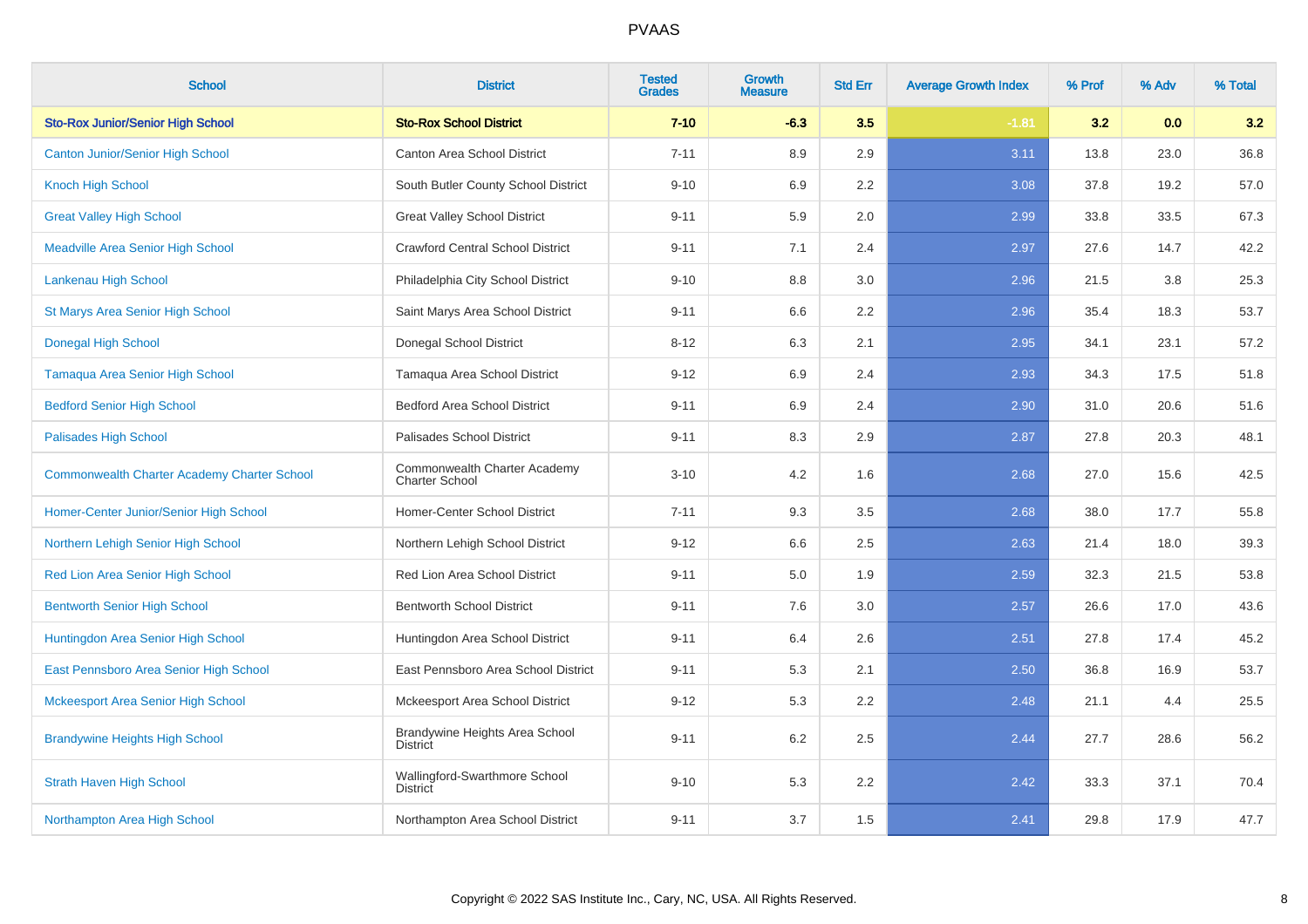# PVAAS

| School | District | Tested Grades | Growth Measure | Std Err | Average Growth Index | % Prof | % Adv | % Total |
|---|---|---|---|---|---|---|---|---|
| **Sto-Rox Junior/Senior High School** | **Sto-Rox School District** | **7-10** | **-6.3** | **3.5** | **-1.81** | **3.2** | **0.0** | **3.2** |
| Canton Junior/Senior High School | Canton Area School District | 7-11 | 8.9 | 2.9 | 3.11 | 13.8 | 23.0 | 36.8 |
| Knoch High School | South Butler County School District | 9-10 | 6.9 | 2.2 | 3.08 | 37.8 | 19.2 | 57.0 |
| Great Valley High School | Great Valley School District | 9-11 | 5.9 | 2.0 | 2.99 | 33.8 | 33.5 | 67.3 |
| Meadville Area Senior High School | Crawford Central School District | 9-11 | 7.1 | 2.4 | 2.97 | 27.6 | 14.7 | 42.2 |
| Lankenau High School | Philadelphia City School District | 9-10 | 8.8 | 3.0 | 2.96 | 21.5 | 3.8 | 25.3 |
| St Marys Area Senior High School | Saint Marys Area School District | 9-11 | 6.6 | 2.2 | 2.96 | 35.4 | 18.3 | 53.7 |
| Donegal High School | Donegal School District | 8-12 | 6.3 | 2.1 | 2.95 | 34.1 | 23.1 | 57.2 |
| Tamaqua Area Senior High School | Tamaqua Area School District | 9-12 | 6.9 | 2.4 | 2.93 | 34.3 | 17.5 | 51.8 |
| Bedford Senior High School | Bedford Area School District | 9-11 | 6.9 | 2.4 | 2.90 | 31.0 | 20.6 | 51.6 |
| Palisades High School | Palisades School District | 9-11 | 8.3 | 2.9 | 2.87 | 27.8 | 20.3 | 48.1 |
| Commonwealth Charter Academy Charter School | Commonwealth Charter Academy Charter School | 3-10 | 4.2 | 1.6 | 2.68 | 27.0 | 15.6 | 42.5 |
| Homer-Center Junior/Senior High School | Homer-Center School District | 7-11 | 9.3 | 3.5 | 2.68 | 38.0 | 17.7 | 55.8 |
| Northern Lehigh Senior High School | Northern Lehigh School District | 9-12 | 6.6 | 2.5 | 2.63 | 21.4 | 18.0 | 39.3 |
| Red Lion Area Senior High School | Red Lion Area School District | 9-11 | 5.0 | 1.9 | 2.59 | 32.3 | 21.5 | 53.8 |
| Bentworth Senior High School | Bentworth School District | 9-11 | 7.6 | 3.0 | 2.57 | 26.6 | 17.0 | 43.6 |
| Huntingdon Area Senior High School | Huntingdon Area School District | 9-11 | 6.4 | 2.6 | 2.51 | 27.8 | 17.4 | 45.2 |
| East Pennsboro Area Senior High School | East Pennsboro Area School District | 9-11 | 5.3 | 2.1 | 2.50 | 36.8 | 16.9 | 53.7 |
| Mckeesport Area Senior High School | Mckeesport Area School District | 9-12 | 5.3 | 2.2 | 2.48 | 21.1 | 4.4 | 25.5 |
| Brandywine Heights High School | Brandywine Heights Area School District | 9-11 | 6.2 | 2.5 | 2.44 | 27.7 | 28.6 | 56.2 |
| Strath Haven High School | Wallingford-Swarthmore School District | 9-10 | 5.3 | 2.2 | 2.42 | 33.3 | 37.1 | 70.4 |
| Northampton Area High School | Northampton Area School District | 9-11 | 3.7 | 1.5 | 2.41 | 29.8 | 17.9 | 47.7 |

Copyright © 2022 SAS Institute Inc., Cary, NC, USA. All Rights Reserved.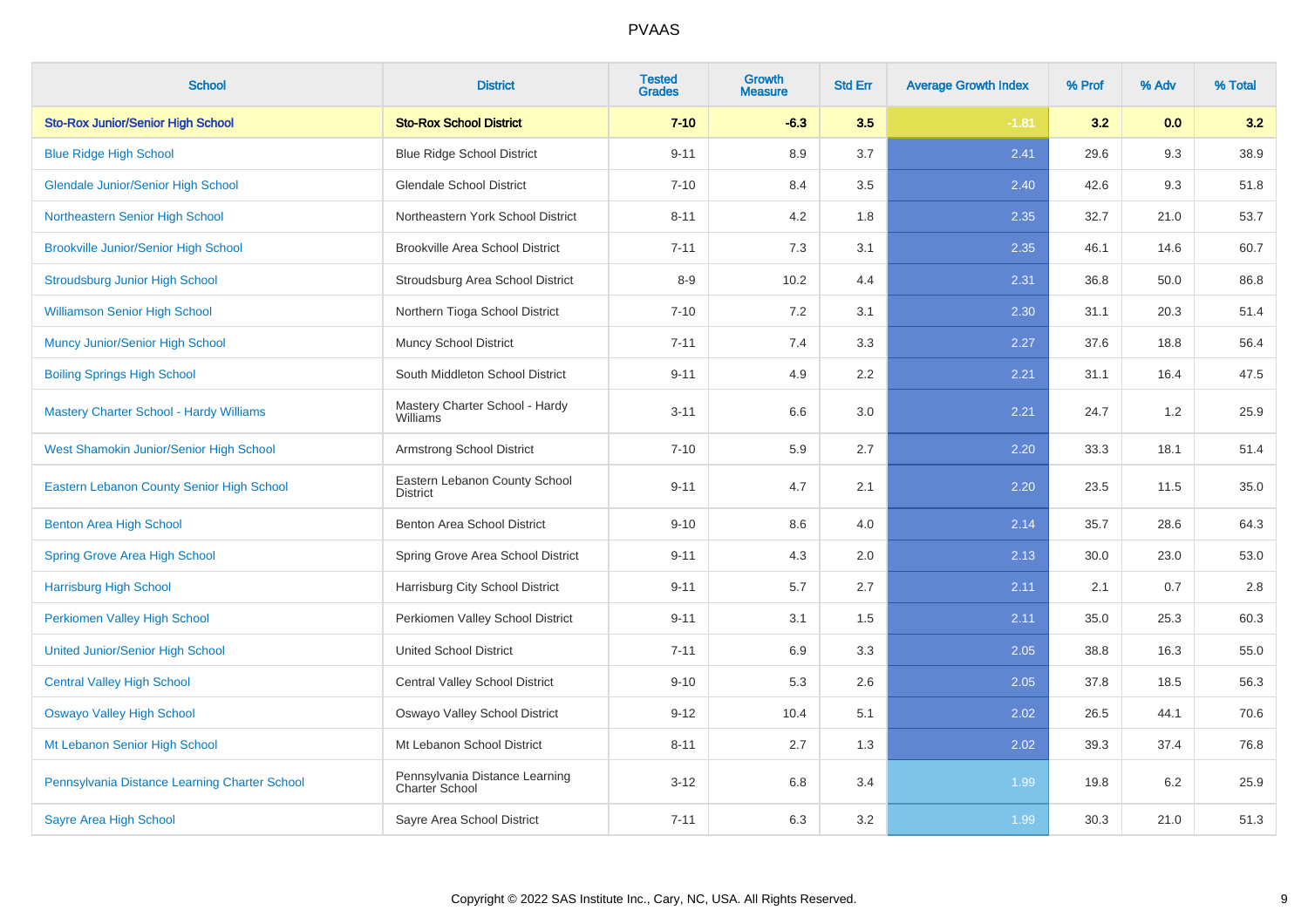# PVAAS

| School | District | Tested Grades | Growth Measure | Std Err | Average Growth Index | % Prof | % Adv | % Total |
|---|---|---|---|---|---|---|---|---|
| **Sto-Rox Junior/Senior High School** | **Sto-Rox School District** | **7-10** | **-6.3** | **3.5** | **-1.81** | **3.2** | **0.0** | **3.2** |
| Blue Ridge High School | Blue Ridge School District | 9-11 | 8.9 | 3.7 | 2.41 | 29.6 | 9.3 | 38.9 |
| Glendale Junior/Senior High School | Glendale School District | 7-10 | 8.4 | 3.5 | 2.40 | 42.6 | 9.3 | 51.8 |
| Northeastern Senior High School | Northeastern York School District | 8-11 | 4.2 | 1.8 | 2.35 | 32.7 | 21.0 | 53.7 |
| Brookville Junior/Senior High School | Brookville Area School District | 7-11 | 7.3 | 3.1 | 2.35 | 46.1 | 14.6 | 60.7 |
| Stroudsburg Junior High School | Stroudsburg Area School District | 8-9 | 10.2 | 4.4 | 2.31 | 36.8 | 50.0 | 86.8 |
| Williamson Senior High School | Northern Tioga School District | 7-10 | 7.2 | 3.1 | 2.30 | 31.1 | 20.3 | 51.4 |
| Muncy Junior/Senior High School | Muncy School District | 7-11 | 7.4 | 3.3 | 2.27 | 37.6 | 18.8 | 56.4 |
| Boiling Springs High School | South Middleton School District | 9-11 | 4.9 | 2.2 | 2.21 | 31.1 | 16.4 | 47.5 |
| Mastery Charter School - Hardy Williams | Mastery Charter School - Hardy Williams | 3-11 | 6.6 | 3.0 | 2.21 | 24.7 | 1.2 | 25.9 |
| West Shamokin Junior/Senior High School | Armstrong School District | 7-10 | 5.9 | 2.7 | 2.20 | 33.3 | 18.1 | 51.4 |
| Eastern Lebanon County Senior High School | Eastern Lebanon County School District | 9-11 | 4.7 | 2.1 | 2.20 | 23.5 | 11.5 | 35.0 |
| Benton Area High School | Benton Area School District | 9-10 | 8.6 | 4.0 | 2.14 | 35.7 | 28.6 | 64.3 |
| Spring Grove Area High School | Spring Grove Area School District | 9-11 | 4.3 | 2.0 | 2.13 | 30.0 | 23.0 | 53.0 |
| Harrisburg High School | Harrisburg City School District | 9-11 | 5.7 | 2.7 | 2.11 | 2.1 | 0.7 | 2.8 |
| Perkiomen Valley High School | Perkiomen Valley School District | 9-11 | 3.1 | 1.5 | 2.11 | 35.0 | 25.3 | 60.3 |
| United Junior/Senior High School | United School District | 7-11 | 6.9 | 3.3 | 2.05 | 38.8 | 16.3 | 55.0 |
| Central Valley High School | Central Valley School District | 9-10 | 5.3 | 2.6 | 2.05 | 37.8 | 18.5 | 56.3 |
| Oswayo Valley High School | Oswayo Valley School District | 9-12 | 10.4 | 5.1 | 2.02 | 26.5 | 44.1 | 70.6 |
| Mt Lebanon Senior High School | Mt Lebanon School District | 8-11 | 2.7 | 1.3 | 2.02 | 39.3 | 37.4 | 76.8 |
| Pennsylvania Distance Learning Charter School | Pennsylvania Distance Learning Charter School | 3-12 | 6.8 | 3.4 | 1.99 | 19.8 | 6.2 | 25.9 |
| Sayre Area High School | Sayre Area School District | 7-11 | 6.3 | 3.2 | 1.99 | 30.3 | 21.0 | 51.3 |

Copyright © 2022 SAS Institute Inc., Cary, NC, USA. All Rights Reserved.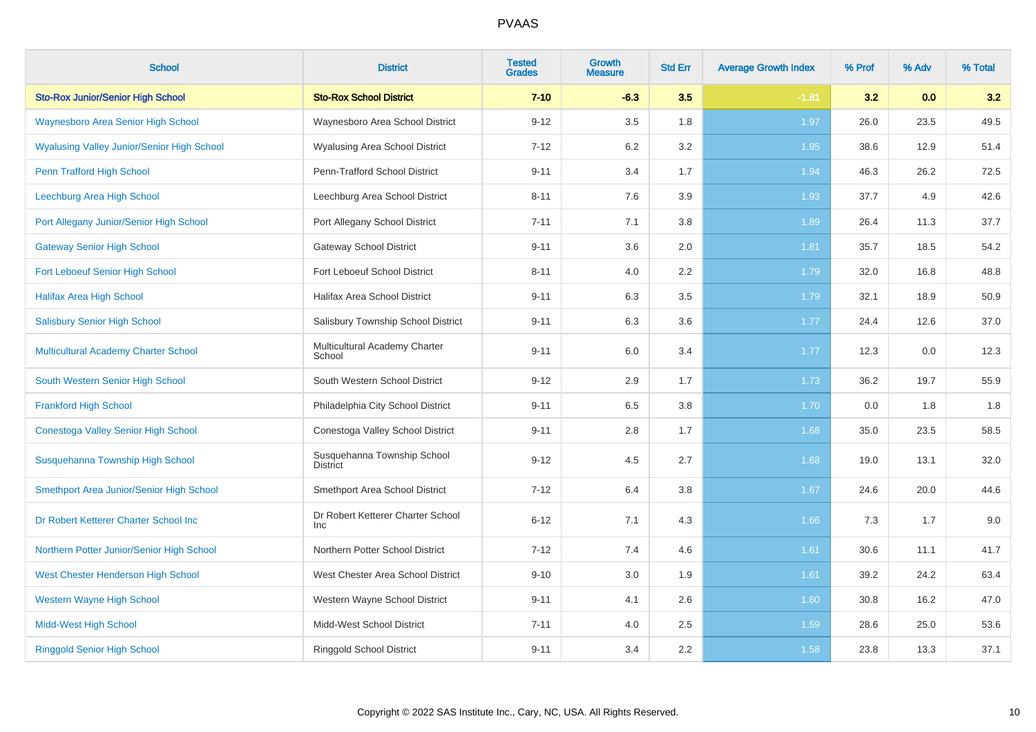# PVAAS

| School | District | Tested Grades | Growth Measure | Std Err | Average Growth Index | % Prof | % Adv | % Total |
|---|---|---|---|---|---|---|---|---|
| **Sto-Rox Junior/Senior High School** | **Sto-Rox School District** | **7-10** | **-6.3** | **3.5** | **-1.81** | **3.2** | **0.0** | **3.2** |
| Waynesboro Area Senior High School | Waynesboro Area School District | 9-12 | 3.5 | 1.8 | 1.97 | 26.0 | 23.5 | 49.5 |
| Wyalusing Valley Junior/Senior High School | Wyalusing Area School District | 7-12 | 6.2 | 3.2 | 1.95 | 38.6 | 12.9 | 51.4 |
| Penn Trafford High School | Penn-Trafford School District | 9-11 | 3.4 | 1.7 | 1.94 | 46.3 | 26.2 | 72.5 |
| Leechburg Area High School | Leechburg Area School District | 8-11 | 7.6 | 3.9 | 1.93 | 37.7 | 4.9 | 42.6 |
| Port Allegany Junior/Senior High School | Port Allegany School District | 7-11 | 7.1 | 3.8 | 1.89 | 26.4 | 11.3 | 37.7 |
| Gateway Senior High School | Gateway School District | 9-11 | 3.6 | 2.0 | 1.81 | 35.7 | 18.5 | 54.2 |
| Fort Leboeuf Senior High School | Fort Leboeuf School District | 8-11 | 4.0 | 2.2 | 1.79 | 32.0 | 16.8 | 48.8 |
| Halifax Area High School | Halifax Area School District | 9-11 | 6.3 | 3.5 | 1.79 | 32.1 | 18.9 | 50.9 |
| Salisbury Senior High School | Salisbury Township School District | 9-11 | 6.3 | 3.6 | 1.77 | 24.4 | 12.6 | 37.0 |
| Multicultural Academy Charter School | Multicultural Academy Charter School | 9-11 | 6.0 | 3.4 | 1.77 | 12.3 | 0.0 | 12.3 |
| South Western Senior High School | South Western School District | 9-12 | 2.9 | 1.7 | 1.73 | 36.2 | 19.7 | 55.9 |
| Frankford High School | Philadelphia City School District | 9-11 | 6.5 | 3.8 | 1.70 | 0.0 | 1.8 | 1.8 |
| Conestoga Valley Senior High School | Conestoga Valley School District | 9-11 | 2.8 | 1.7 | 1.68 | 35.0 | 23.5 | 58.5 |
| Susquehanna Township High School | Susquehanna Township School District | 9-12 | 4.5 | 2.7 | 1.68 | 19.0 | 13.1 | 32.0 |
| Smethport Area Junior/Senior High School | Smethport Area School District | 7-12 | 6.4 | 3.8 | 1.67 | 24.6 | 20.0 | 44.6 |
| Dr Robert Ketterer Charter School Inc | Dr Robert Ketterer Charter School Inc | 6-12 | 7.1 | 4.3 | 1.66 | 7.3 | 1.7 | 9.0 |
| Northern Potter Junior/Senior High School | Northern Potter School District | 7-12 | 7.4 | 4.6 | 1.61 | 30.6 | 11.1 | 41.7 |
| West Chester Henderson High School | West Chester Area School District | 9-10 | 3.0 | 1.9 | 1.61 | 39.2 | 24.2 | 63.4 |
| Western Wayne High School | Western Wayne School District | 9-11 | 4.1 | 2.6 | 1.60 | 30.8 | 16.2 | 47.0 |
| Midd-West High School | Midd-West School District | 7-11 | 4.0 | 2.5 | 1.59 | 28.6 | 25.0 | 53.6 |
| Ringgold Senior High School | Ringgold School District | 9-11 | 3.4 | 2.2 | 1.58 | 23.8 | 13.3 | 37.1 |

Copyright © 2022 SAS Institute Inc., Cary, NC, USA. All Rights Reserved.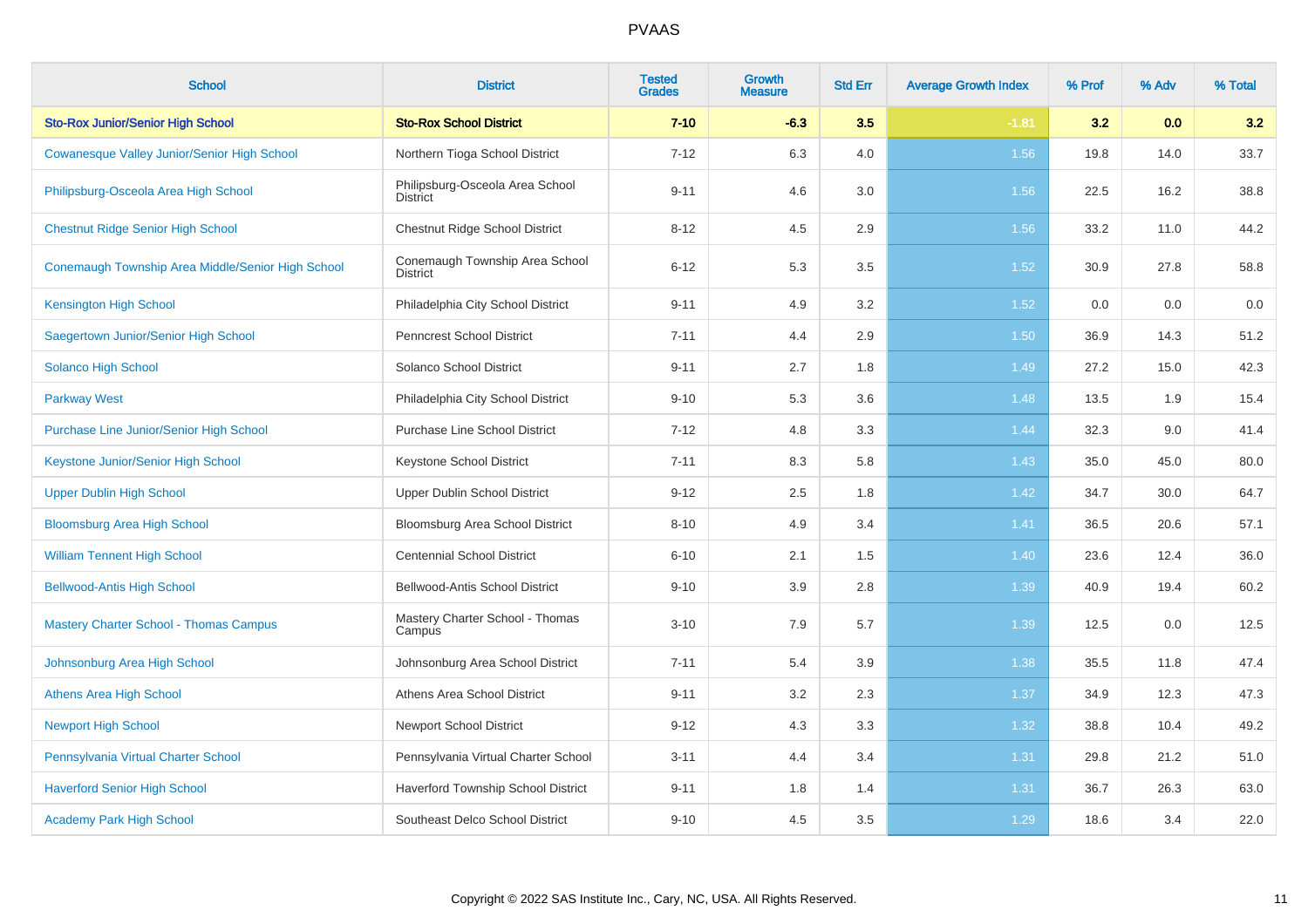# PVAAS

| School | District | Tested Grades | Growth Measure | Std Err | Average Growth Index | % Prof | % Adv | % Total |
|---|---|---|---|---|---|---|---|---|
| **Sto-Rox Junior/Senior High School** | **Sto-Rox School District** | **7-10** | **-6.3** | **3.5** | **-1.81** | **3.2** | **0.0** | **3.2** |
| Cowanesque Valley Junior/Senior High School | Northern Tioga School District | 7-12 | 6.3 | 4.0 | 1.56 | 19.8 | 14.0 | 33.7 |
| Philipsburg-Osceola Area High School | Philipsburg-Osceola Area School District | 9-11 | 4.6 | 3.0 | 1.56 | 22.5 | 16.2 | 38.8 |
| Chestnut Ridge Senior High School | Chestnut Ridge School District | 8-12 | 4.5 | 2.9 | 1.56 | 33.2 | 11.0 | 44.2 |
| Conemaugh Township Area Middle/Senior High School | Conemaugh Township Area School District | 6-12 | 5.3 | 3.5 | 1.52 | 30.9 | 27.8 | 58.8 |
| Kensington High School | Philadelphia City School District | 9-11 | 4.9 | 3.2 | 1.52 | 0.0 | 0.0 | 0.0 |
| Saegertown Junior/Senior High School | Penncrest School District | 7-11 | 4.4 | 2.9 | 1.50 | 36.9 | 14.3 | 51.2 |
| Solanco High School | Solanco School District | 9-11 | 2.7 | 1.8 | 1.49 | 27.2 | 15.0 | 42.3 |
| Parkway West | Philadelphia City School District | 9-10 | 5.3 | 3.6 | 1.48 | 13.5 | 1.9 | 15.4 |
| Purchase Line Junior/Senior High School | Purchase Line School District | 7-12 | 4.8 | 3.3 | 1.44 | 32.3 | 9.0 | 41.4 |
| Keystone Junior/Senior High School | Keystone School District | 7-11 | 8.3 | 5.8 | 1.43 | 35.0 | 45.0 | 80.0 |
| Upper Dublin High School | Upper Dublin School District | 9-12 | 2.5 | 1.8 | 1.42 | 34.7 | 30.0 | 64.7 |
| Bloomsburg Area High School | Bloomsburg Area School District | 8-10 | 4.9 | 3.4 | 1.41 | 36.5 | 20.6 | 57.1 |
| William Tennent High School | Centennial School District | 6-10 | 2.1 | 1.5 | 1.40 | 23.6 | 12.4 | 36.0 |
| Bellwood-Antis High School | Bellwood-Antis School District | 9-10 | 3.9 | 2.8 | 1.39 | 40.9 | 19.4 | 60.2 |
| Mastery Charter School - Thomas Campus | Mastery Charter School - Thomas Campus | 3-10 | 7.9 | 5.7 | 1.39 | 12.5 | 0.0 | 12.5 |
| Johnsonburg Area High School | Johnsonburg Area School District | 7-11 | 5.4 | 3.9 | 1.38 | 35.5 | 11.8 | 47.4 |
| Athens Area High School | Athens Area School District | 9-11 | 3.2 | 2.3 | 1.37 | 34.9 | 12.3 | 47.3 |
| Newport High School | Newport School District | 9-12 | 4.3 | 3.3 | 1.32 | 38.8 | 10.4 | 49.2 |
| Pennsylvania Virtual Charter School | Pennsylvania Virtual Charter School | 3-11 | 4.4 | 3.4 | 1.31 | 29.8 | 21.2 | 51.0 |
| Haverford Senior High School | Haverford Township School District | 9-11 | 1.8 | 1.4 | 1.31 | 36.7 | 26.3 | 63.0 |
| Academy Park High School | Southeast Delco School District | 9-10 | 4.5 | 3.5 | 1.29 | 18.6 | 3.4 | 22.0 |

Copyright © 2022 SAS Institute Inc., Cary, NC, USA. All Rights Reserved.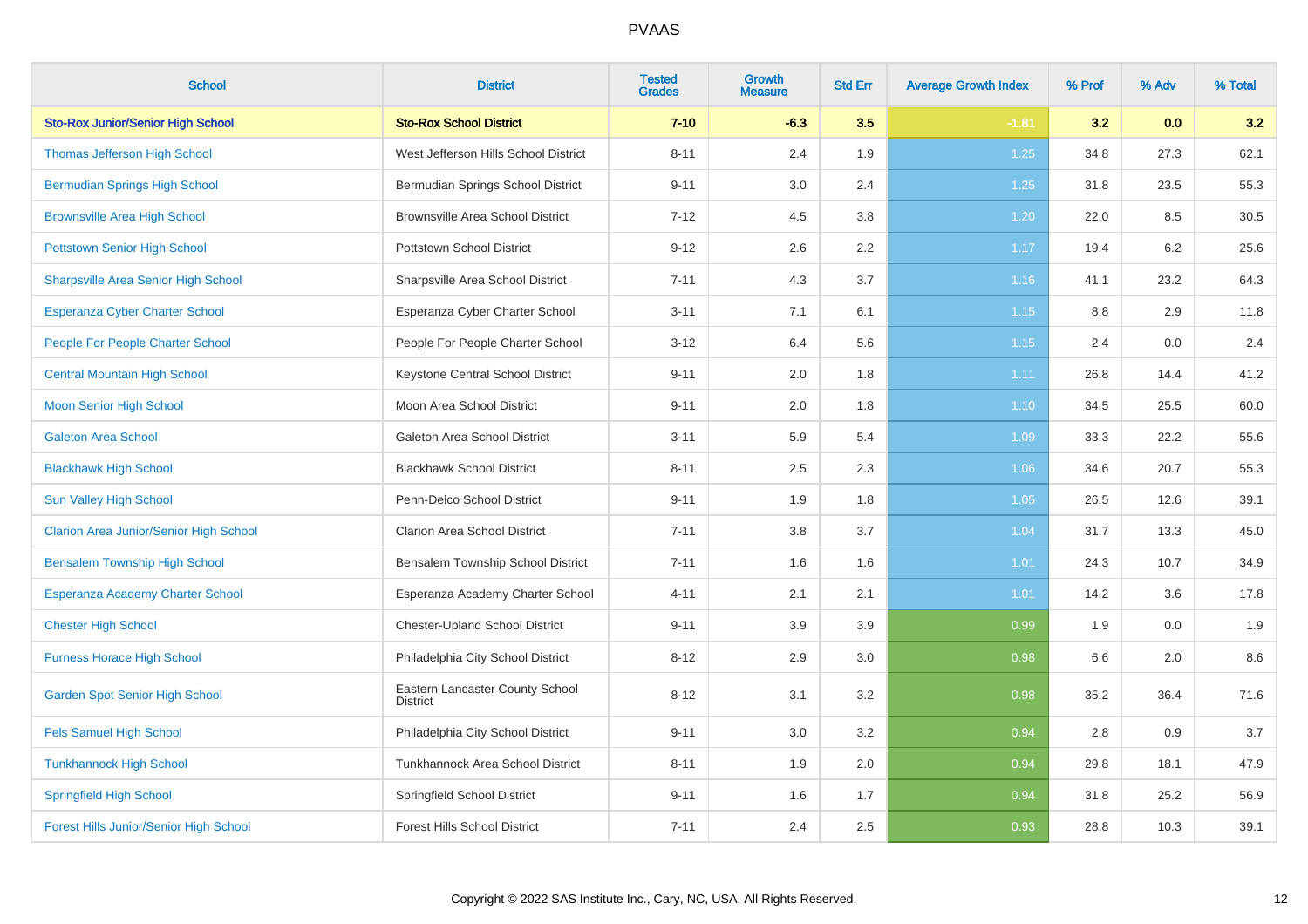# PVAAS

| School | District | Tested Grades | Growth Measure | Std Err | Average Growth Index | % Prof | % Adv | % Total |
|---|---|---|---|---|---|---|---|---|
| **Sto-Rox Junior/Senior High School** | **Sto-Rox School District** | **7-10** | **-6.3** | **3.5** | **-1.81** | **3.2** | **0.0** | **3.2** |
| Thomas Jefferson High School | West Jefferson Hills School District | 8-11 | 2.4 | 1.9 | 1.25 | 34.8 | 27.3 | 62.1 |
| Bermudian Springs High School | Bermudian Springs School District | 9-11 | 3.0 | 2.4 | 1.25 | 31.8 | 23.5 | 55.3 |
| Brownsville Area High School | Brownsville Area School District | 7-12 | 4.5 | 3.8 | 1.20 | 22.0 | 8.5 | 30.5 |
| Pottstown Senior High School | Pottstown School District | 9-12 | 2.6 | 2.2 | 1.17 | 19.4 | 6.2 | 25.6 |
| Sharpsville Area Senior High School | Sharpsville Area School District | 7-11 | 4.3 | 3.7 | 1.16 | 41.1 | 23.2 | 64.3 |
| Esperanza Cyber Charter School | Esperanza Cyber Charter School | 3-11 | 7.1 | 6.1 | 1.15 | 8.8 | 2.9 | 11.8 |
| People For People Charter School | People For People Charter School | 3-12 | 6.4 | 5.6 | 1.15 | 2.4 | 0.0 | 2.4 |
| Central Mountain High School | Keystone Central School District | 9-11 | 2.0 | 1.8 | 1.11 | 26.8 | 14.4 | 41.2 |
| Moon Senior High School | Moon Area School District | 9-11 | 2.0 | 1.8 | 1.10 | 34.5 | 25.5 | 60.0 |
| Galeton Area School | Galeton Area School District | 3-11 | 5.9 | 5.4 | 1.09 | 33.3 | 22.2 | 55.6 |
| Blackhawk High School | Blackhawk School District | 8-11 | 2.5 | 2.3 | 1.06 | 34.6 | 20.7 | 55.3 |
| Sun Valley High School | Penn-Delco School District | 9-11 | 1.9 | 1.8 | 1.05 | 26.5 | 12.6 | 39.1 |
| Clarion Area Junior/Senior High School | Clarion Area School District | 7-11 | 3.8 | 3.7 | 1.04 | 31.7 | 13.3 | 45.0 |
| Bensalem Township High School | Bensalem Township School District | 7-11 | 1.6 | 1.6 | 1.01 | 24.3 | 10.7 | 34.9 |
| Esperanza Academy Charter School | Esperanza Academy Charter School | 4-11 | 2.1 | 2.1 | 1.01 | 14.2 | 3.6 | 17.8 |
| Chester High School | Chester-Upland School District | 9-11 | 3.9 | 3.9 | 0.99 | 1.9 | 0.0 | 1.9 |
| Furness Horace High School | Philadelphia City School District | 8-12 | 2.9 | 3.0 | 0.98 | 6.6 | 2.0 | 8.6 |
| Garden Spot Senior High School | Eastern Lancaster County School District | 8-12 | 3.1 | 3.2 | 0.98 | 35.2 | 36.4 | 71.6 |
| Fels Samuel High School | Philadelphia City School District | 9-11 | 3.0 | 3.2 | 0.94 | 2.8 | 0.9 | 3.7 |
| Tunkhannock High School | Tunkhannock Area School District | 8-11 | 1.9 | 2.0 | 0.94 | 29.8 | 18.1 | 47.9 |
| Springfield High School | Springfield School District | 9-11 | 1.6 | 1.7 | 0.94 | 31.8 | 25.2 | 56.9 |
| Forest Hills Junior/Senior High School | Forest Hills School District | 7-11 | 2.4 | 2.5 | 0.93 | 28.8 | 10.3 | 39.1 |

Copyright © 2022 SAS Institute Inc., Cary, NC, USA. All Rights Reserved.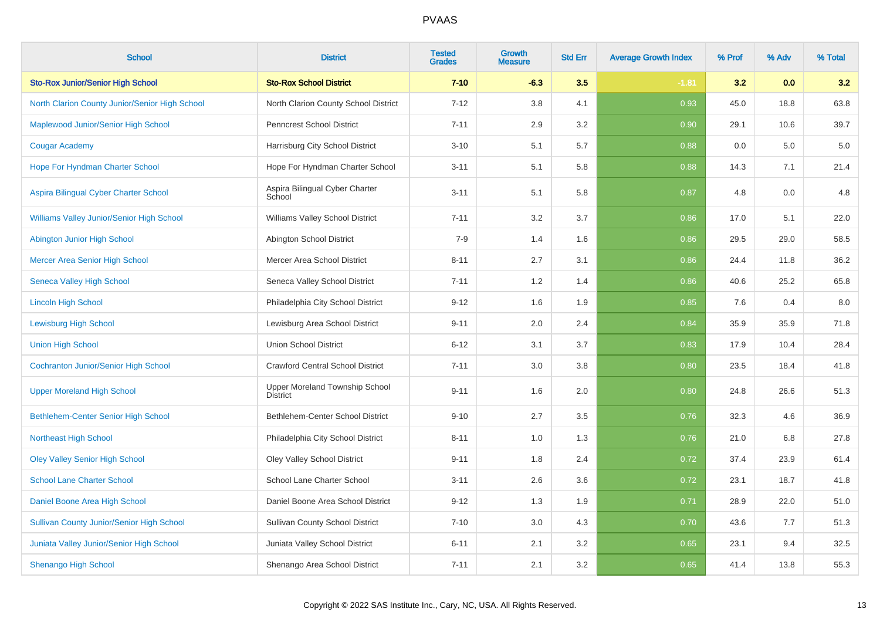# PVAAS

| School | District | Tested Grades | Growth Measure | Std Err | Average Growth Index | % Prof | % Adv | % Total |
|---|---|---|---|---|---|---|---|---|
| **Sto-Rox Junior/Senior High School** | **Sto-Rox School District** | **7-10** | **-6.3** | **3.5** | **-1.81** | **3.2** | **0.0** | **3.2** |
| North Clarion County Junior/Senior High School | North Clarion County School District | 7-12 | 3.8 | 4.1 | 0.93 | 45.0 | 18.8 | 63.8 |
| Maplewood Junior/Senior High School | Penncrest School District | 7-11 | 2.9 | 3.2 | 0.90 | 29.1 | 10.6 | 39.7 |
| Cougar Academy | Harrisburg City School District | 3-10 | 5.1 | 5.7 | 0.88 | 0.0 | 5.0 | 5.0 |
| Hope For Hyndman Charter School | Hope For Hyndman Charter School | 3-11 | 5.1 | 5.8 | 0.88 | 14.3 | 7.1 | 21.4 |
| Aspira Bilingual Cyber Charter School | Aspira Bilingual Cyber Charter School | 3-11 | 5.1 | 5.8 | 0.87 | 4.8 | 0.0 | 4.8 |
| Williams Valley Junior/Senior High School | Williams Valley School District | 7-11 | 3.2 | 3.7 | 0.86 | 17.0 | 5.1 | 22.0 |
| Abington Junior High School | Abington School District | 7-9 | 1.4 | 1.6 | 0.86 | 29.5 | 29.0 | 58.5 |
| Mercer Area Senior High School | Mercer Area School District | 8-11 | 2.7 | 3.1 | 0.86 | 24.4 | 11.8 | 36.2 |
| Seneca Valley High School | Seneca Valley School District | 7-11 | 1.2 | 1.4 | 0.86 | 40.6 | 25.2 | 65.8 |
| Lincoln High School | Philadelphia City School District | 9-12 | 1.6 | 1.9 | 0.85 | 7.6 | 0.4 | 8.0 |
| Lewisburg High School | Lewisburg Area School District | 9-11 | 2.0 | 2.4 | 0.84 | 35.9 | 35.9 | 71.8 |
| Union High School | Union School District | 6-12 | 3.1 | 3.7 | 0.83 | 17.9 | 10.4 | 28.4 |
| Cochranton Junior/Senior High School | Crawford Central School District | 7-11 | 3.0 | 3.8 | 0.80 | 23.5 | 18.4 | 41.8 |
| Upper Moreland High School | Upper Moreland Township School District | 9-11 | 1.6 | 2.0 | 0.80 | 24.8 | 26.6 | 51.3 |
| Bethlehem-Center Senior High School | Bethlehem-Center School District | 9-10 | 2.7 | 3.5 | 0.76 | 32.3 | 4.6 | 36.9 |
| Northeast High School | Philadelphia City School District | 8-11 | 1.0 | 1.3 | 0.76 | 21.0 | 6.8 | 27.8 |
| Oley Valley Senior High School | Oley Valley School District | 9-11 | 1.8 | 2.4 | 0.72 | 37.4 | 23.9 | 61.4 |
| School Lane Charter School | School Lane Charter School | 3-11 | 2.6 | 3.6 | 0.72 | 23.1 | 18.7 | 41.8 |
| Daniel Boone Area High School | Daniel Boone Area School District | 9-12 | 1.3 | 1.9 | 0.71 | 28.9 | 22.0 | 51.0 |
| Sullivan County Junior/Senior High School | Sullivan County School District | 7-10 | 3.0 | 4.3 | 0.70 | 43.6 | 7.7 | 51.3 |
| Juniata Valley Junior/Senior High School | Juniata Valley School District | 6-11 | 2.1 | 3.2 | 0.65 | 23.1 | 9.4 | 32.5 |
| Shenango High School | Shenango Area School District | 7-11 | 2.1 | 3.2 | 0.65 | 41.4 | 13.8 | 55.3 |

Copyright © 2022 SAS Institute Inc., Cary, NC, USA. All Rights Reserved.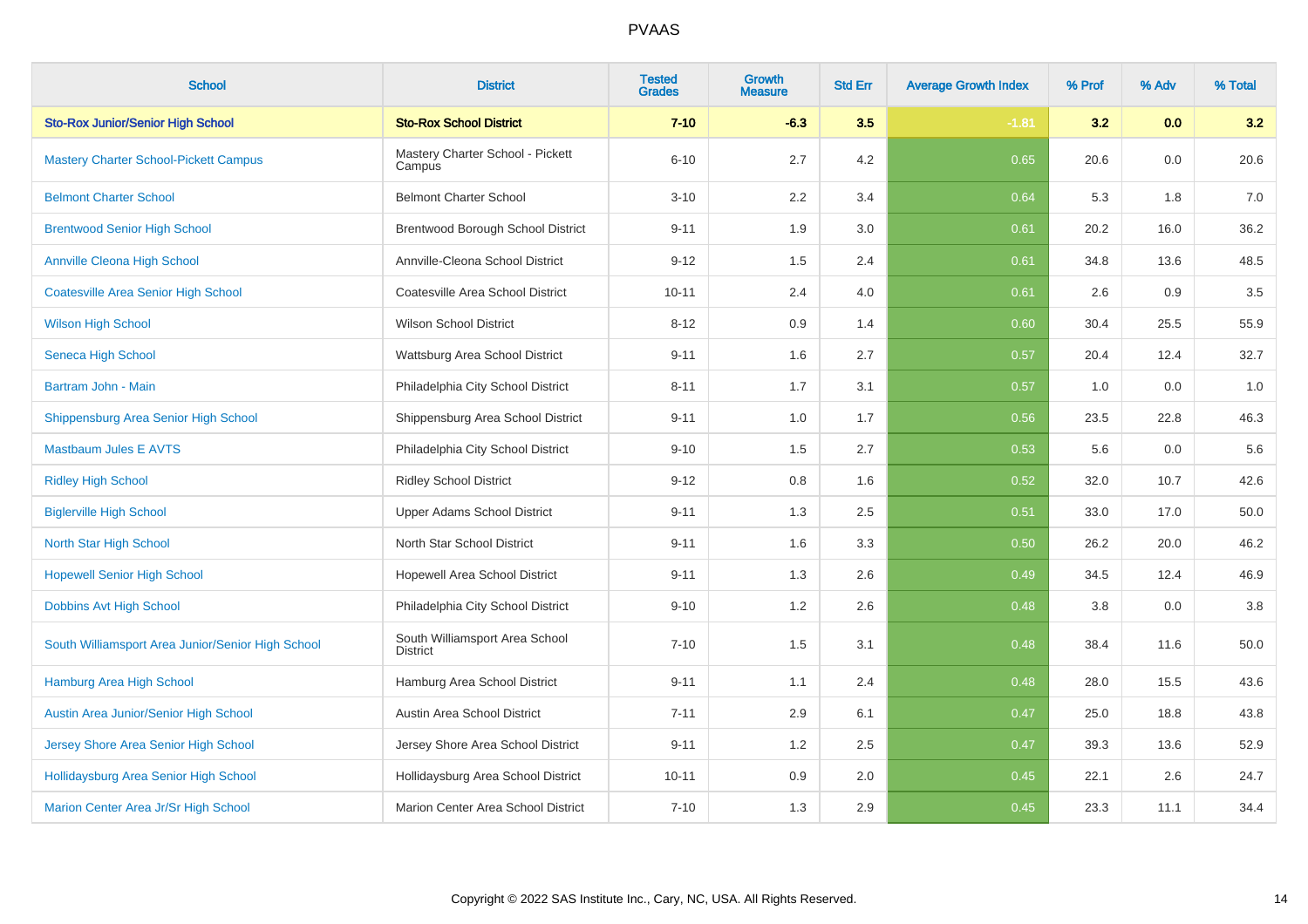# PVAAS

| School | District | Tested Grades | Growth Measure | Std Err | Average Growth Index | % Prof | % Adv | % Total |
|---|---|---|---|---|---|---|---|---|
| **Sto-Rox Junior/Senior High School** | **Sto-Rox School District** | **7-10** | **-6.3** | **3.5** | **-1.81** | **3.2** | **0.0** | **3.2** |
| Mastery Charter School-Pickett Campus | Mastery Charter School - Pickett Campus | 6-10 | 2.7 | 4.2 | 0.65 | 20.6 | 0.0 | 20.6 |
| Belmont Charter School | Belmont Charter School | 3-10 | 2.2 | 3.4 | 0.64 | 5.3 | 1.8 | 7.0 |
| Brentwood Senior High School | Brentwood Borough School District | 9-11 | 1.9 | 3.0 | 0.61 | 20.2 | 16.0 | 36.2 |
| Annville Cleona High School | Annville-Cleona School District | 9-12 | 1.5 | 2.4 | 0.61 | 34.8 | 13.6 | 48.5 |
| Coatesville Area Senior High School | Coatesville Area School District | 10-11 | 2.4 | 4.0 | 0.61 | 2.6 | 0.9 | 3.5 |
| Wilson High School | Wilson School District | 8-12 | 0.9 | 1.4 | 0.60 | 30.4 | 25.5 | 55.9 |
| Seneca High School | Wattsburg Area School District | 9-11 | 1.6 | 2.7 | 0.57 | 20.4 | 12.4 | 32.7 |
| Bartram John - Main | Philadelphia City School District | 8-11 | 1.7 | 3.1 | 0.57 | 1.0 | 0.0 | 1.0 |
| Shippensburg Area Senior High School | Shippensburg Area School District | 9-11 | 1.0 | 1.7 | 0.56 | 23.5 | 22.8 | 46.3 |
| Mastbaum Jules E AVTS | Philadelphia City School District | 9-10 | 1.5 | 2.7 | 0.53 | 5.6 | 0.0 | 5.6 |
| Ridley High School | Ridley School District | 9-12 | 0.8 | 1.6 | 0.52 | 32.0 | 10.7 | 42.6 |
| Biglerville High School | Upper Adams School District | 9-11 | 1.3 | 2.5 | 0.51 | 33.0 | 17.0 | 50.0 |
| North Star High School | North Star School District | 9-11 | 1.6 | 3.3 | 0.50 | 26.2 | 20.0 | 46.2 |
| Hopewell Senior High School | Hopewell Area School District | 9-11 | 1.3 | 2.6 | 0.49 | 34.5 | 12.4 | 46.9 |
| Dobbins Avt High School | Philadelphia City School District | 9-10 | 1.2 | 2.6 | 0.48 | 3.8 | 0.0 | 3.8 |
| South Williamsport Area Junior/Senior High School | South Williamsport Area School District | 7-10 | 1.5 | 3.1 | 0.48 | 38.4 | 11.6 | 50.0 |
| Hamburg Area High School | Hamburg Area School District | 9-11 | 1.1 | 2.4 | 0.48 | 28.0 | 15.5 | 43.6 |
| Austin Area Junior/Senior High School | Austin Area School District | 7-11 | 2.9 | 6.1 | 0.47 | 25.0 | 18.8 | 43.8 |
| Jersey Shore Area Senior High School | Jersey Shore Area School District | 9-11 | 1.2 | 2.5 | 0.47 | 39.3 | 13.6 | 52.9 |
| Hollidaysburg Area Senior High School | Hollidaysburg Area School District | 10-11 | 0.9 | 2.0 | 0.45 | 22.1 | 2.6 | 24.7 |
| Marion Center Area Jr/Sr High School | Marion Center Area School District | 7-10 | 1.3 | 2.9 | 0.45 | 23.3 | 11.1 | 34.4 |

Copyright © 2022 SAS Institute Inc., Cary, NC, USA. All Rights Reserved.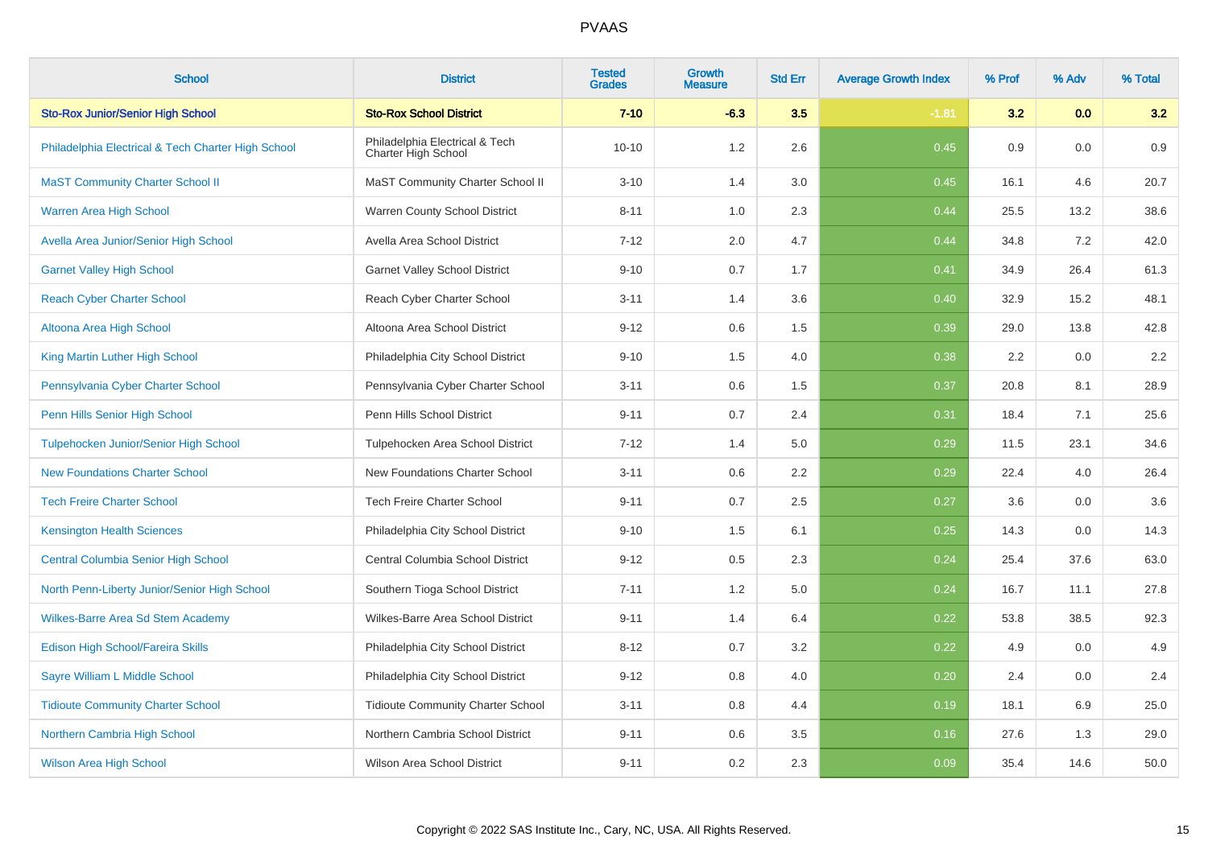| School | District | Tested Grades | Growth Measure | Std Err | Average Growth Index | % Prof | % Adv | % Total |
|---|---|---|---|---|---|---|---|---|
| **Sto-Rox Junior/Senior High School** | **Sto-Rox School District** | **7-10** | **-6.3** | **3.5** | **-1.81** | **3.2** | **0.0** | **3.2** |
| Philadelphia Electrical & Tech Charter High School | Philadelphia Electrical & Tech Charter High School | 10-10 | 1.2 | 2.6 | 0.45 | 0.9 | 0.0 | 0.9 |
| MaST Community Charter School II | MaST Community Charter School II | 3-10 | 1.4 | 3.0 | 0.45 | 16.1 | 4.6 | 20.7 |
| Warren Area High School | Warren County School District | 8-11 | 1.0 | 2.3 | 0.44 | 25.5 | 13.2 | 38.6 |
| Avella Area Junior/Senior High School | Avella Area School District | 7-12 | 2.0 | 4.7 | 0.44 | 34.8 | 7.2 | 42.0 |
| Garnet Valley High School | Garnet Valley School District | 9-10 | 0.7 | 1.7 | 0.41 | 34.9 | 26.4 | 61.3 |
| Reach Cyber Charter School | Reach Cyber Charter School | 3-11 | 1.4 | 3.6 | 0.40 | 32.9 | 15.2 | 48.1 |
| Altoona Area High School | Altoona Area School District | 9-12 | 0.6 | 1.5 | 0.39 | 29.0 | 13.8 | 42.8 |
| King Martin Luther High School | Philadelphia City School District | 9-10 | 1.5 | 4.0 | 0.38 | 2.2 | 0.0 | 2.2 |
| Pennsylvania Cyber Charter School | Pennsylvania Cyber Charter School | 3-11 | 0.6 | 1.5 | 0.37 | 20.8 | 8.1 | 28.9 |
| Penn Hills Senior High School | Penn Hills School District | 9-11 | 0.7 | 2.4 | 0.31 | 18.4 | 7.1 | 25.6 |
| Tulpehocken Junior/Senior High School | Tulpehocken Area School District | 7-12 | 1.4 | 5.0 | 0.29 | 11.5 | 23.1 | 34.6 |
| New Foundations Charter School | New Foundations Charter School | 3-11 | 0.6 | 2.2 | 0.29 | 22.4 | 4.0 | 26.4 |
| Tech Freire Charter School | Tech Freire Charter School | 9-11 | 0.7 | 2.5 | 0.27 | 3.6 | 0.0 | 3.6 |
| Kensington Health Sciences | Philadelphia City School District | 9-10 | 1.5 | 6.1 | 0.25 | 14.3 | 0.0 | 14.3 |
| Central Columbia Senior High School | Central Columbia School District | 9-12 | 0.5 | 2.3 | 0.24 | 25.4 | 37.6 | 63.0 |
| North Penn-Liberty Junior/Senior High School | Southern Tioga School District | 7-11 | 1.2 | 5.0 | 0.24 | 16.7 | 11.1 | 27.8 |
| Wilkes-Barre Area Sd Stem Academy | Wilkes-Barre Area School District | 9-11 | 1.4 | 6.4 | 0.22 | 53.8 | 38.5 | 92.3 |
| Edison High School/Fareira Skills | Philadelphia City School District | 8-12 | 0.7 | 3.2 | 0.22 | 4.9 | 0.0 | 4.9 |
| Sayre William L Middle School | Philadelphia City School District | 9-12 | 0.8 | 4.0 | 0.20 | 2.4 | 0.0 | 2.4 |
| Tidioute Community Charter School | Tidioute Community Charter School | 3-11 | 0.8 | 4.4 | 0.19 | 18.1 | 6.9 | 25.0 |
| Northern Cambria High School | Northern Cambria School District | 9-11 | 0.6 | 3.5 | 0.16 | 27.6 | 1.3 | 29.0 |
| Wilson Area High School | Wilson Area School District | 9-11 | 0.2 | 2.3 | 0.09 | 35.4 | 14.6 | 50.0 |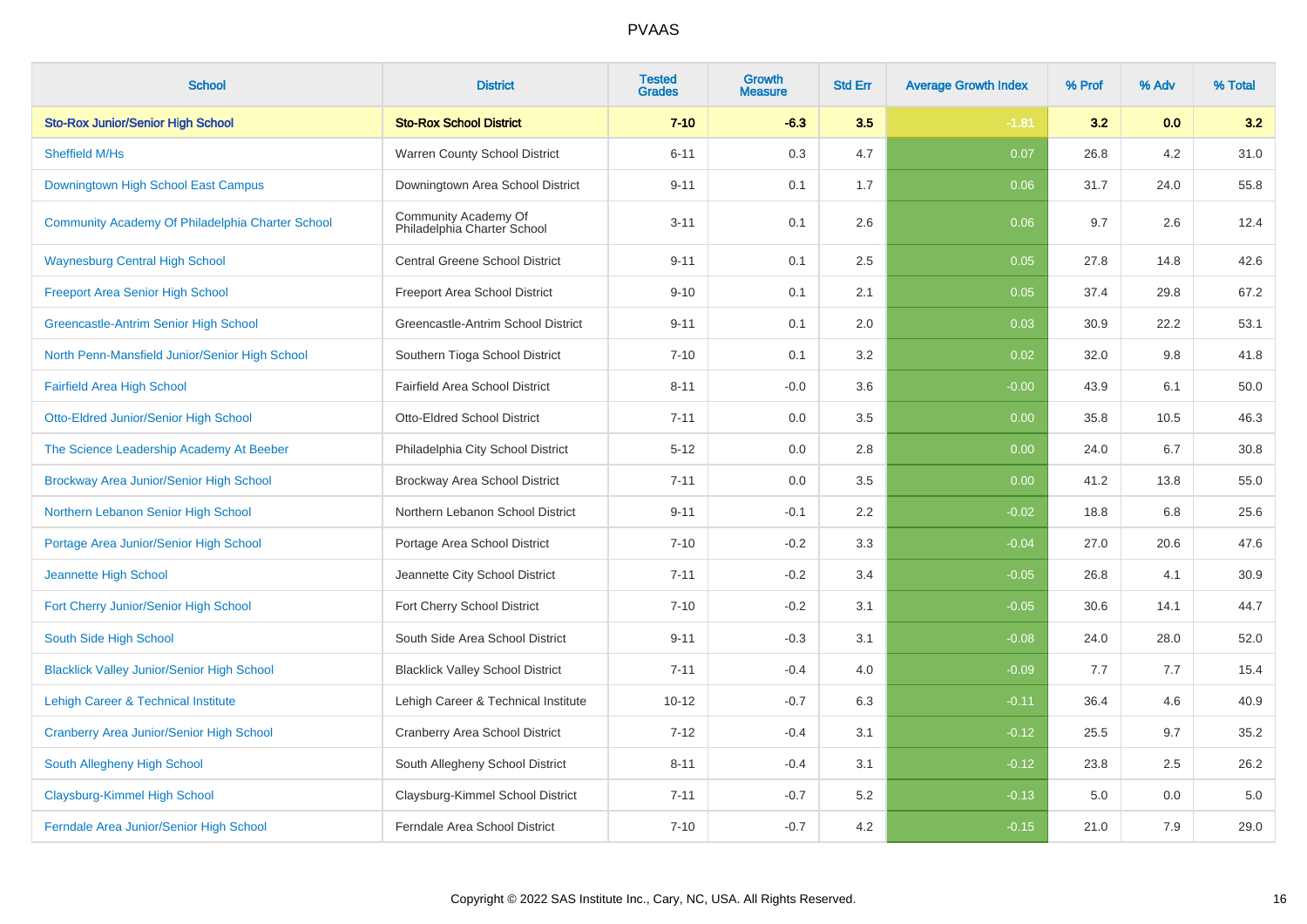| School | District | Tested Grades | Growth Measure | Std Err | Average Growth Index | % Prof | % Adv | % Total |
|---|---|---|---|---|---|---|---|---|
| **Sto-Rox Junior/Senior High School** | **Sto-Rox School District** | **7-10** | **-6.3** | **3.5** | **-1.81** | **3.2** | **0.0** | **3.2** |
| Sheffield M/Hs | Warren County School District | 6-11 | 0.3 | 4.7 | 0.07 | 26.8 | 4.2 | 31.0 |
| Downingtown High School East Campus | Downingtown Area School District | 9-11 | 0.1 | 1.7 | 0.06 | 31.7 | 24.0 | 55.8 |
| Community Academy Of Philadelphia Charter School | Community Academy Of Philadelphia Charter School | 3-11 | 0.1 | 2.6 | 0.06 | 9.7 | 2.6 | 12.4 |
| Waynesburg Central High School | Central Greene School District | 9-11 | 0.1 | 2.5 | 0.05 | 27.8 | 14.8 | 42.6 |
| Freeport Area Senior High School | Freeport Area School District | 9-10 | 0.1 | 2.1 | 0.05 | 37.4 | 29.8 | 67.2 |
| Greencastle-Antrim Senior High School | Greencastle-Antrim School District | 9-11 | 0.1 | 2.0 | 0.03 | 30.9 | 22.2 | 53.1 |
| North Penn-Mansfield Junior/Senior High School | Southern Tioga School District | 7-10 | 0.1 | 3.2 | 0.02 | 32.0 | 9.8 | 41.8 |
| Fairfield Area High School | Fairfield Area School District | 8-11 | -0.0 | 3.6 | -0.00 | 43.9 | 6.1 | 50.0 |
| Otto-Eldred Junior/Senior High School | Otto-Eldred School District | 7-11 | 0.0 | 3.5 | 0.00 | 35.8 | 10.5 | 46.3 |
| The Science Leadership Academy At Beeber | Philadelphia City School District | 5-12 | 0.0 | 2.8 | 0.00 | 24.0 | 6.7 | 30.8 |
| Brockway Area Junior/Senior High School | Brockway Area School District | 7-11 | 0.0 | 3.5 | 0.00 | 41.2 | 13.8 | 55.0 |
| Northern Lebanon Senior High School | Northern Lebanon School District | 9-11 | -0.1 | 2.2 | -0.02 | 18.8 | 6.8 | 25.6 |
| Portage Area Junior/Senior High School | Portage Area School District | 7-10 | -0.2 | 3.3 | -0.04 | 27.0 | 20.6 | 47.6 |
| Jeannette High School | Jeannette City School District | 7-11 | -0.2 | 3.4 | -0.05 | 26.8 | 4.1 | 30.9 |
| Fort Cherry Junior/Senior High School | Fort Cherry School District | 7-10 | -0.2 | 3.1 | -0.05 | 30.6 | 14.1 | 44.7 |
| South Side High School | South Side Area School District | 9-11 | -0.3 | 3.1 | -0.08 | 24.0 | 28.0 | 52.0 |
| Blacklick Valley Junior/Senior High School | Blacklick Valley School District | 7-11 | -0.4 | 4.0 | -0.09 | 7.7 | 7.7 | 15.4 |
| Lehigh Career & Technical Institute | Lehigh Career & Technical Institute | 10-12 | -0.7 | 6.3 | -0.11 | 36.4 | 4.6 | 40.9 |
| Cranberry Area Junior/Senior High School | Cranberry Area School District | 7-12 | -0.4 | 3.1 | -0.12 | 25.5 | 9.7 | 35.2 |
| South Allegheny High School | South Allegheny School District | 8-11 | -0.4 | 3.1 | -0.12 | 23.8 | 2.5 | 26.2 |
| Claysburg-Kimmel High School | Claysburg-Kimmel School District | 7-11 | -0.7 | 5.2 | -0.13 | 5.0 | 0.0 | 5.0 |
| Ferndale Area Junior/Senior High School | Ferndale Area School District | 7-10 | -0.7 | 4.2 | -0.15 | 21.0 | 7.9 | 29.0 |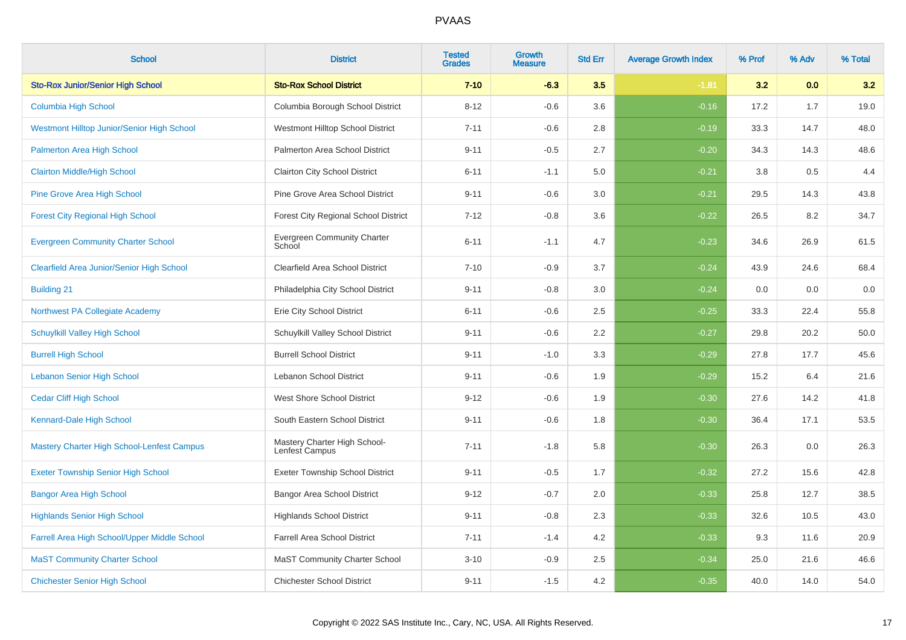# PVAAS

| School | District | Tested Grades | Growth Measure | Std Err | Average Growth Index | % Prof | % Adv | % Total |
|---|---|---|---|---|---|---|---|---|
| **Sto-Rox Junior/Senior High School** | **Sto-Rox School District** | **7-10** | **-6.3** | **3.5** | **-1.81** | **3.2** | **0.0** | **3.2** |
| Columbia High School | Columbia Borough School District | 8-12 | -0.6 | 3.6 | -0.16 | 17.2 | 1.7 | 19.0 |
| Westmont Hilltop Junior/Senior High School | Westmont Hilltop School District | 7-11 | -0.6 | 2.8 | -0.19 | 33.3 | 14.7 | 48.0 |
| Palmerton Area High School | Palmerton Area School District | 9-11 | -0.5 | 2.7 | -0.20 | 34.3 | 14.3 | 48.6 |
| Clairton Middle/High School | Clairton City School District | 6-11 | -1.1 | 5.0 | -0.21 | 3.8 | 0.5 | 4.4 |
| Pine Grove Area High School | Pine Grove Area School District | 9-11 | -0.6 | 3.0 | -0.21 | 29.5 | 14.3 | 43.8 |
| Forest City Regional High School | Forest City Regional School District | 7-12 | -0.8 | 3.6 | -0.22 | 26.5 | 8.2 | 34.7 |
| Evergreen Community Charter School | Evergreen Community Charter School | 6-11 | -1.1 | 4.7 | -0.23 | 34.6 | 26.9 | 61.5 |
| Clearfield Area Junior/Senior High School | Clearfield Area School District | 7-10 | -0.9 | 3.7 | -0.24 | 43.9 | 24.6 | 68.4 |
| Building 21 | Philadelphia City School District | 9-11 | -0.8 | 3.0 | -0.24 | 0.0 | 0.0 | 0.0 |
| Northwest PA Collegiate Academy | Erie City School District | 6-11 | -0.6 | 2.5 | -0.25 | 33.3 | 22.4 | 55.8 |
| Schuylkill Valley High School | Schuylkill Valley School District | 9-11 | -0.6 | 2.2 | -0.27 | 29.8 | 20.2 | 50.0 |
| Burrell High School | Burrell School District | 9-11 | -1.0 | 3.3 | -0.29 | 27.8 | 17.7 | 45.6 |
| Lebanon Senior High School | Lebanon School District | 9-11 | -0.6 | 1.9 | -0.29 | 15.2 | 6.4 | 21.6 |
| Cedar Cliff High School | West Shore School District | 9-12 | -0.6 | 1.9 | -0.30 | 27.6 | 14.2 | 41.8 |
| Kennard-Dale High School | South Eastern School District | 9-11 | -0.6 | 1.8 | -0.30 | 36.4 | 17.1 | 53.5 |
| Mastery Charter High School-Lenfest Campus | Mastery Charter High School-Lenfest Campus | 7-11 | -1.8 | 5.8 | -0.30 | 26.3 | 0.0 | 26.3 |
| Exeter Township Senior High School | Exeter Township School District | 9-11 | -0.5 | 1.7 | -0.32 | 27.2 | 15.6 | 42.8 |
| Bangor Area High School | Bangor Area School District | 9-12 | -0.7 | 2.0 | -0.33 | 25.8 | 12.7 | 38.5 |
| Highlands Senior High School | Highlands School District | 9-11 | -0.8 | 2.3 | -0.33 | 32.6 | 10.5 | 43.0 |
| Farrell Area High School/Upper Middle School | Farrell Area School District | 7-11 | -1.4 | 4.2 | -0.33 | 9.3 | 11.6 | 20.9 |
| MaST Community Charter School | MaST Community Charter School | 3-10 | -0.9 | 2.5 | -0.34 | 25.0 | 21.6 | 46.6 |
| Chichester Senior High School | Chichester School District | 9-11 | -1.5 | 4.2 | -0.35 | 40.0 | 14.0 | 54.0 |

Copyright © 2022 SAS Institute Inc., Cary, NC, USA. All Rights Reserved.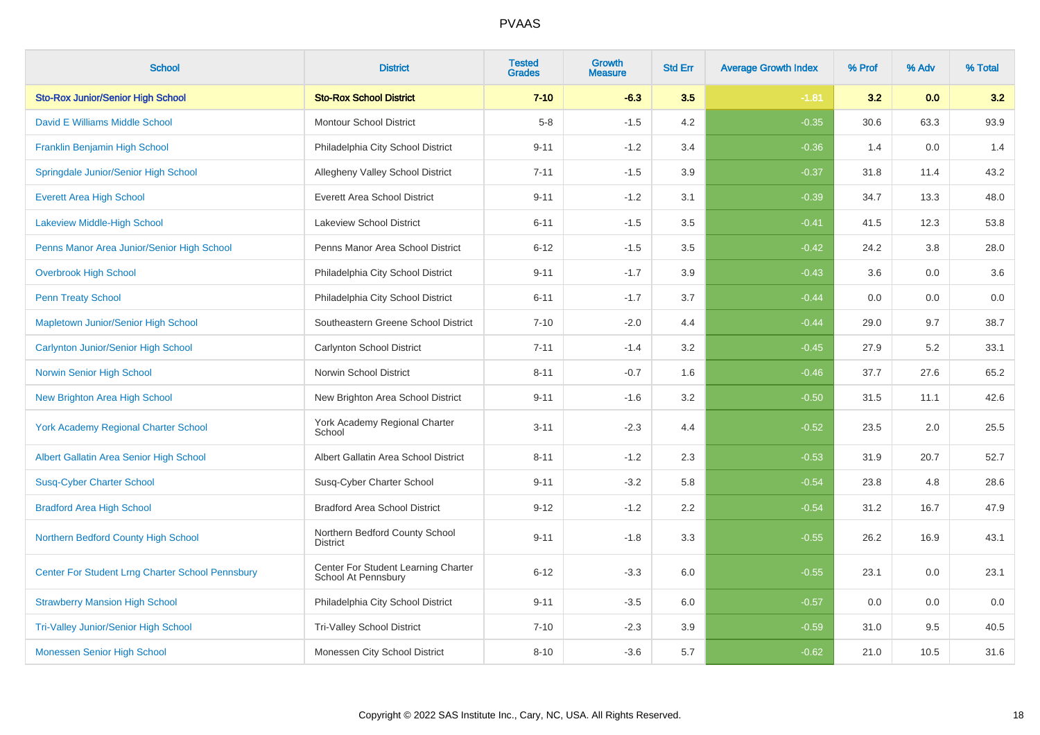# PVAAS

| School | District | Tested Grades | Growth Measure | Std Err | Average Growth Index | % Prof | % Adv | % Total |
|---|---|---|---|---|---|---|---|---|
| **Sto-Rox Junior/Senior High School** | **Sto-Rox School District** | **7-10** | **-6.3** | **3.5** | **-1.81** | **3.2** | **0.0** | **3.2** |
| David E Williams Middle School | Montour School District | 5-8 | -1.5 | 4.2 | -0.35 | 30.6 | 63.3 | 93.9 |
| Franklin Benjamin High School | Philadelphia City School District | 9-11 | -1.2 | 3.4 | -0.36 | 1.4 | 0.0 | 1.4 |
| Springdale Junior/Senior High School | Allegheny Valley School District | 7-11 | -1.5 | 3.9 | -0.37 | 31.8 | 11.4 | 43.2 |
| Everett Area High School | Everett Area School District | 9-11 | -1.2 | 3.1 | -0.39 | 34.7 | 13.3 | 48.0 |
| Lakeview Middle-High School | Lakeview School District | 6-11 | -1.5 | 3.5 | -0.41 | 41.5 | 12.3 | 53.8 |
| Penns Manor Area Junior/Senior High School | Penns Manor Area School District | 6-12 | -1.5 | 3.5 | -0.42 | 24.2 | 3.8 | 28.0 |
| Overbrook High School | Philadelphia City School District | 9-11 | -1.7 | 3.9 | -0.43 | 3.6 | 0.0 | 3.6 |
| Penn Treaty School | Philadelphia City School District | 6-11 | -1.7 | 3.7 | -0.44 | 0.0 | 0.0 | 0.0 |
| Mapletown Junior/Senior High School | Southeastern Greene School District | 7-10 | -2.0 | 4.4 | -0.44 | 29.0 | 9.7 | 38.7 |
| Carlynton Junior/Senior High School | Carlynton School District | 7-11 | -1.4 | 3.2 | -0.45 | 27.9 | 5.2 | 33.1 |
| Norwin Senior High School | Norwin School District | 8-11 | -0.7 | 1.6 | -0.46 | 37.7 | 27.6 | 65.2 |
| New Brighton Area High School | New Brighton Area School District | 9-11 | -1.6 | 3.2 | -0.50 | 31.5 | 11.1 | 42.6 |
| York Academy Regional Charter School | York Academy Regional Charter School | 3-11 | -2.3 | 4.4 | -0.52 | 23.5 | 2.0 | 25.5 |
| Albert Gallatin Area Senior High School | Albert Gallatin Area School District | 8-11 | -1.2 | 2.3 | -0.53 | 31.9 | 20.7 | 52.7 |
| Susq-Cyber Charter School | Susq-Cyber Charter School | 9-11 | -3.2 | 5.8 | -0.54 | 23.8 | 4.8 | 28.6 |
| Bradford Area High School | Bradford Area School District | 9-12 | -1.2 | 2.2 | -0.54 | 31.2 | 16.7 | 47.9 |
| Northern Bedford County High School | Northern Bedford County School District | 9-11 | -1.8 | 3.3 | -0.55 | 26.2 | 16.9 | 43.1 |
| Center For Student Lrng Charter School Pennsbury | Center For Student Learning Charter School At Pennsbury | 6-12 | -3.3 | 6.0 | -0.55 | 23.1 | 0.0 | 23.1 |
| Strawberry Mansion High School | Philadelphia City School District | 9-11 | -3.5 | 6.0 | -0.57 | 0.0 | 0.0 | 0.0 |
| Tri-Valley Junior/Senior High School | Tri-Valley School District | 7-10 | -2.3 | 3.9 | -0.59 | 31.0 | 9.5 | 40.5 |
| Monessen Senior High School | Monessen City School District | 8-10 | -3.6 | 5.7 | -0.62 | 21.0 | 10.5 | 31.6 |

Copyright © 2022 SAS Institute Inc., Cary, NC, USA. All Rights Reserved.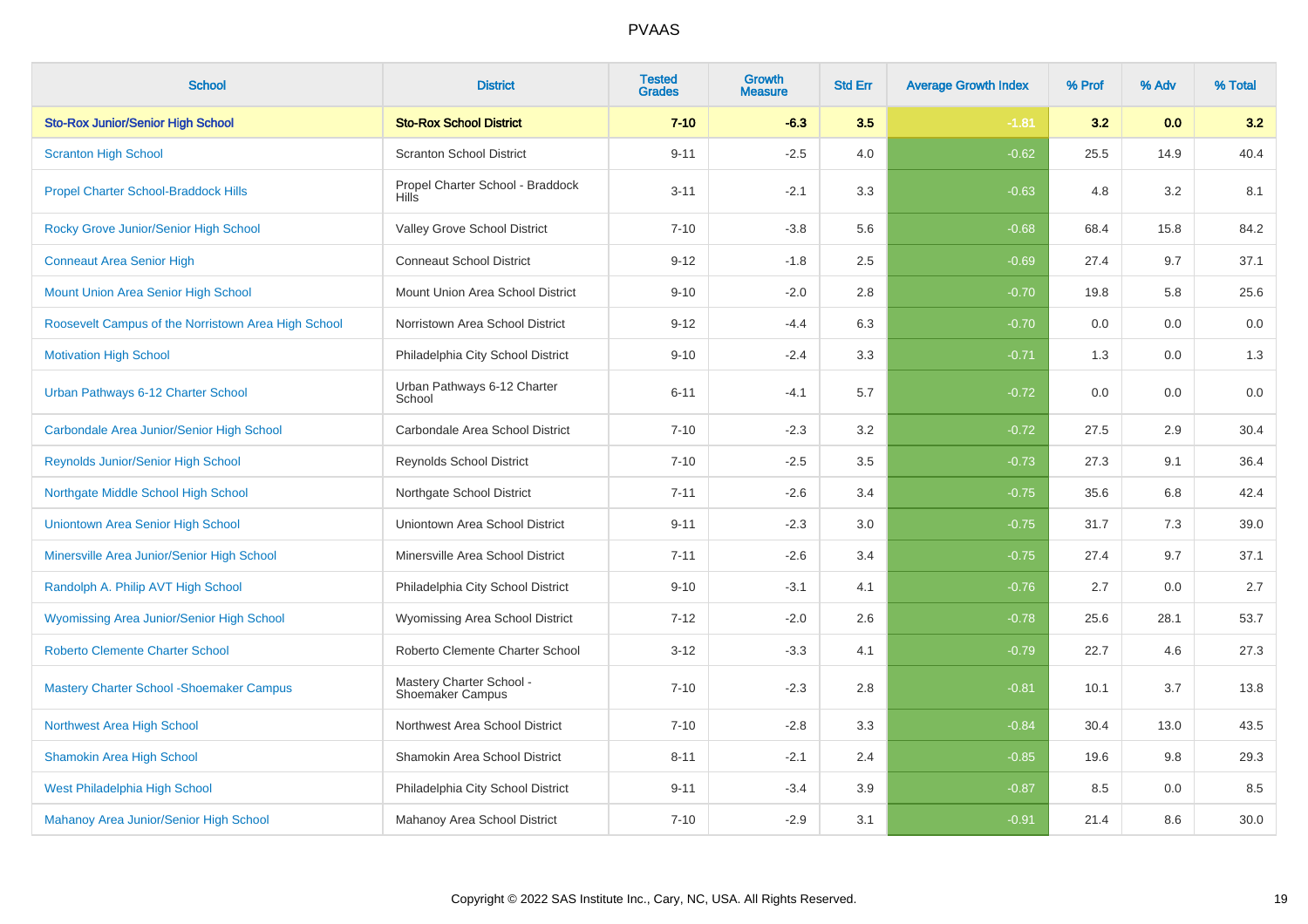# PVAAS

| School | District | Tested Grades | Growth Measure | Std Err | Average Growth Index | % Prof | % Adv | % Total |
|---|---|---|---|---|---|---|---|---|
| **Sto-Rox Junior/Senior High School** | **Sto-Rox School District** | **7-10** | **-6.3** | **3.5** | **-1.81** | **3.2** | **0.0** | **3.2** |
| Scranton High School | Scranton School District | 9-11 | -2.5 | 4.0 | -0.62 | 25.5 | 14.9 | 40.4 |
| Propel Charter School-Braddock Hills | Propel Charter School - Braddock Hills | 3-11 | -2.1 | 3.3 | -0.63 | 4.8 | 3.2 | 8.1 |
| Rocky Grove Junior/Senior High School | Valley Grove School District | 7-10 | -3.8 | 5.6 | -0.68 | 68.4 | 15.8 | 84.2 |
| Conneaut Area Senior High | Conneaut School District | 9-12 | -1.8 | 2.5 | -0.69 | 27.4 | 9.7 | 37.1 |
| Mount Union Area Senior High School | Mount Union Area School District | 9-10 | -2.0 | 2.8 | -0.70 | 19.8 | 5.8 | 25.6 |
| Roosevelt Campus of the Norristown Area High School | Norristown Area School District | 9-12 | -4.4 | 6.3 | -0.70 | 0.0 | 0.0 | 0.0 |
| Motivation High School | Philadelphia City School District | 9-10 | -2.4 | 3.3 | -0.71 | 1.3 | 0.0 | 1.3 |
| Urban Pathways 6-12 Charter School | Urban Pathways 6-12 Charter School | 6-11 | -4.1 | 5.7 | -0.72 | 0.0 | 0.0 | 0.0 |
| Carbondale Area Junior/Senior High School | Carbondale Area School District | 7-10 | -2.3 | 3.2 | -0.72 | 27.5 | 2.9 | 30.4 |
| Reynolds Junior/Senior High School | Reynolds School District | 7-10 | -2.5 | 3.5 | -0.73 | 27.3 | 9.1 | 36.4 |
| Northgate Middle School High School | Northgate School District | 7-11 | -2.6 | 3.4 | -0.75 | 35.6 | 6.8 | 42.4 |
| Uniontown Area Senior High School | Uniontown Area School District | 9-11 | -2.3 | 3.0 | -0.75 | 31.7 | 7.3 | 39.0 |
| Minersville Area Junior/Senior High School | Minersville Area School District | 7-11 | -2.6 | 3.4 | -0.75 | 27.4 | 9.7 | 37.1 |
| Randolph A. Philip AVT High School | Philadelphia City School District | 9-10 | -3.1 | 4.1 | -0.76 | 2.7 | 0.0 | 2.7 |
| Wyomissing Area Junior/Senior High School | Wyomissing Area School District | 7-12 | -2.0 | 2.6 | -0.78 | 25.6 | 28.1 | 53.7 |
| Roberto Clemente Charter School | Roberto Clemente Charter School | 3-12 | -3.3 | 4.1 | -0.79 | 22.7 | 4.6 | 27.3 |
| Mastery Charter School -Shoemaker Campus | Mastery Charter School - Shoemaker Campus | 7-10 | -2.3 | 2.8 | -0.81 | 10.1 | 3.7 | 13.8 |
| Northwest Area High School | Northwest Area School District | 7-10 | -2.8 | 3.3 | -0.84 | 30.4 | 13.0 | 43.5 |
| Shamokin Area High School | Shamokin Area School District | 8-11 | -2.1 | 2.4 | -0.85 | 19.6 | 9.8 | 29.3 |
| West Philadelphia High School | Philadelphia City School District | 9-11 | -3.4 | 3.9 | -0.87 | 8.5 | 0.0 | 8.5 |
| Mahanoy Area Junior/Senior High School | Mahanoy Area School District | 7-10 | -2.9 | 3.1 | -0.91 | 21.4 | 8.6 | 30.0 |

Copyright © 2022 SAS Institute Inc., Cary, NC, USA. All Rights Reserved.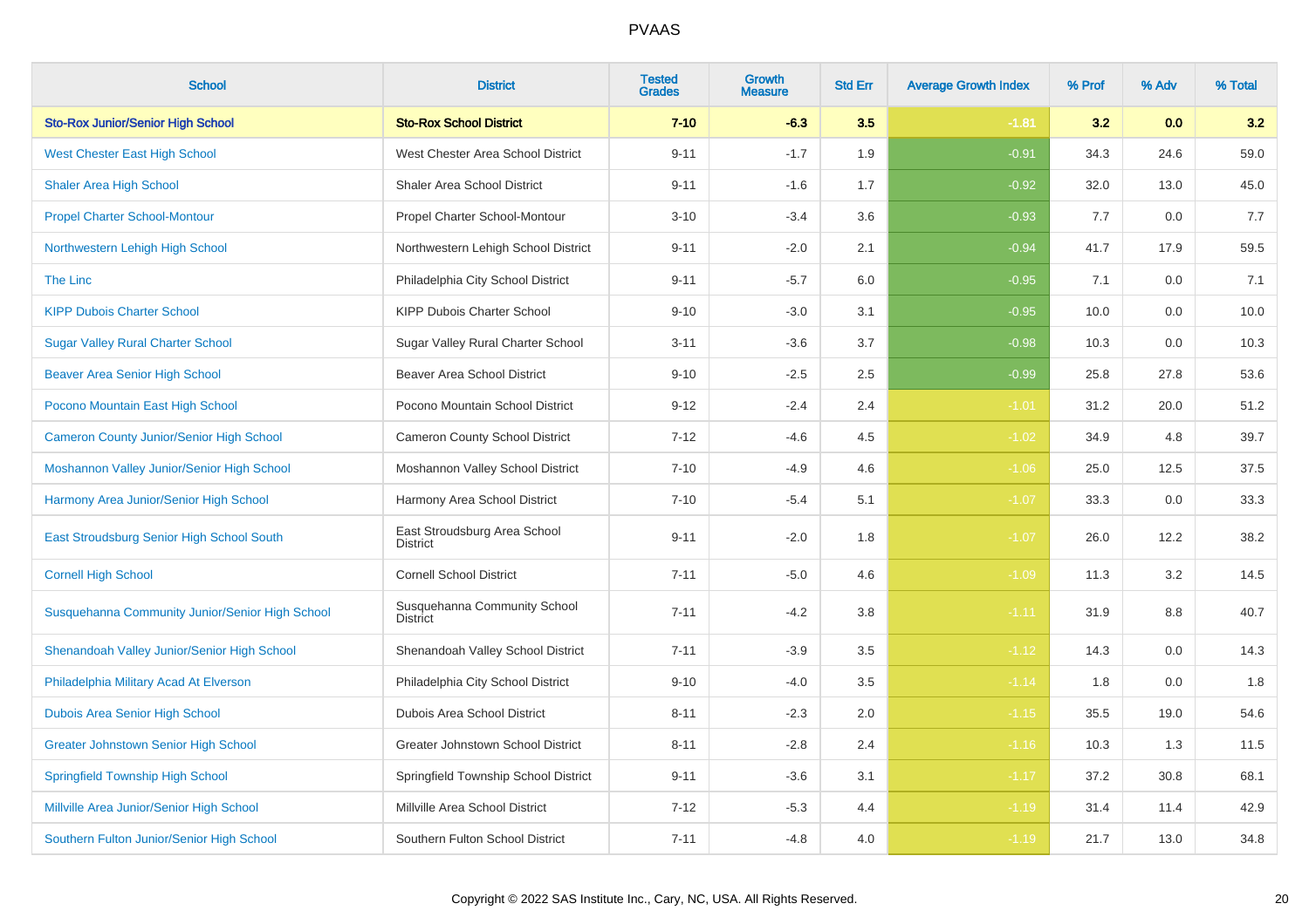PVAAS

| School | District | Tested Grades | Growth Measure | Std Err | Average Growth Index | % Prof | % Adv | % Total |
|---|---|---|---|---|---|---|---|---|
| **Sto-Rox Junior/Senior High School** | **Sto-Rox School District** | **7-10** | **-6.3** | **3.5** | **-1.81** | **3.2** | **0.0** | **3.2** |
| West Chester East High School | West Chester Area School District | 9-11 | -1.7 | 1.9 | -0.91 | 34.3 | 24.6 | 59.0 |
| Shaler Area High School | Shaler Area School District | 9-11 | -1.6 | 1.7 | -0.92 | 32.0 | 13.0 | 45.0 |
| Propel Charter School-Montour | Propel Charter School-Montour | 3-10 | -3.4 | 3.6 | -0.93 | 7.7 | 0.0 | 7.7 |
| Northwestern Lehigh High School | Northwestern Lehigh School District | 9-11 | -2.0 | 2.1 | -0.94 | 41.7 | 17.9 | 59.5 |
| The Linc | Philadelphia City School District | 9-11 | -5.7 | 6.0 | -0.95 | 7.1 | 0.0 | 7.1 |
| KIPP Dubois Charter School | KIPP Dubois Charter School | 9-10 | -3.0 | 3.1 | -0.95 | 10.0 | 0.0 | 10.0 |
| Sugar Valley Rural Charter School | Sugar Valley Rural Charter School | 3-11 | -3.6 | 3.7 | -0.98 | 10.3 | 0.0 | 10.3 |
| Beaver Area Senior High School | Beaver Area School District | 9-10 | -2.5 | 2.5 | -0.99 | 25.8 | 27.8 | 53.6 |
| Pocono Mountain East High School | Pocono Mountain School District | 9-12 | -2.4 | 2.4 | -1.01 | 31.2 | 20.0 | 51.2 |
| Cameron County Junior/Senior High School | Cameron County School District | 7-12 | -4.6 | 4.5 | -1.02 | 34.9 | 4.8 | 39.7 |
| Moshannon Valley Junior/Senior High School | Moshannon Valley School District | 7-10 | -4.9 | 4.6 | -1.06 | 25.0 | 12.5 | 37.5 |
| Harmony Area Junior/Senior High School | Harmony Area School District | 7-10 | -5.4 | 5.1 | -1.07 | 33.3 | 0.0 | 33.3 |
| East Stroudsburg Senior High School South | East Stroudsburg Area School District | 9-11 | -2.0 | 1.8 | -1.07 | 26.0 | 12.2 | 38.2 |
| Cornell High School | Cornell School District | 7-11 | -5.0 | 4.6 | -1.09 | 11.3 | 3.2 | 14.5 |
| Susquehanna Community Junior/Senior High School | Susquehanna Community School District | 7-11 | -4.2 | 3.8 | -1.11 | 31.9 | 8.8 | 40.7 |
| Shenandoah Valley Junior/Senior High School | Shenandoah Valley School District | 7-11 | -3.9 | 3.5 | -1.12 | 14.3 | 0.0 | 14.3 |
| Philadelphia Military Acad At Elverson | Philadelphia City School District | 9-10 | -4.0 | 3.5 | -1.14 | 1.8 | 0.0 | 1.8 |
| Dubois Area Senior High School | Dubois Area School District | 8-11 | -2.3 | 2.0 | -1.15 | 35.5 | 19.0 | 54.6 |
| Greater Johnstown Senior High School | Greater Johnstown School District | 8-11 | -2.8 | 2.4 | -1.16 | 10.3 | 1.3 | 11.5 |
| Springfield Township High School | Springfield Township School District | 9-11 | -3.6 | 3.1 | -1.17 | 37.2 | 30.8 | 68.1 |
| Millville Area Junior/Senior High School | Millville Area School District | 7-12 | -5.3 | 4.4 | -1.19 | 31.4 | 11.4 | 42.9 |
| Southern Fulton Junior/Senior High School | Southern Fulton School District | 7-11 | -4.8 | 4.0 | -1.19 | 21.7 | 13.0 | 34.8 |

Copyright © 2022 SAS Institute Inc., Cary, NC, USA. All Rights Reserved.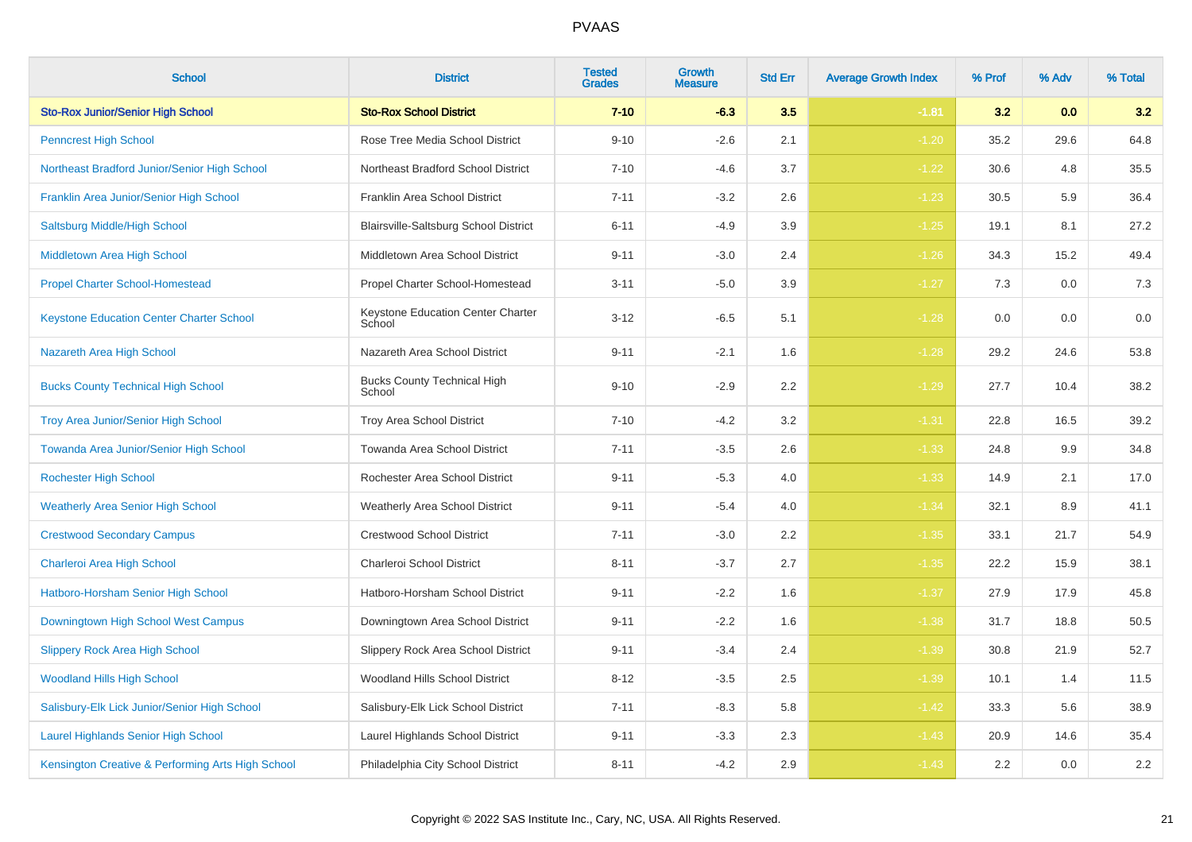# PVAAS

| School | District | Tested Grades | Growth Measure | Std Err | Average Growth Index | % Prof | % Adv | % Total |
|---|---|---|---|---|---|---|---|---|
| **Sto-Rox Junior/Senior High School** | **Sto-Rox School District** | **7-10** | **-6.3** | **3.5** | **-1.81** | **3.2** | **0.0** | **3.2** |
| Penncrest High School | Rose Tree Media School District | 9-10 | -2.6 | 2.1 | -1.20 | 35.2 | 29.6 | 64.8 |
| Northeast Bradford Junior/Senior High School | Northeast Bradford School District | 7-10 | -4.6 | 3.7 | -1.22 | 30.6 | 4.8 | 35.5 |
| Franklin Area Junior/Senior High School | Franklin Area School District | 7-11 | -3.2 | 2.6 | -1.23 | 30.5 | 5.9 | 36.4 |
| Saltsburg Middle/High School | Blairsville-Saltsburg School District | 6-11 | -4.9 | 3.9 | -1.25 | 19.1 | 8.1 | 27.2 |
| Middletown Area High School | Middletown Area School District | 9-11 | -3.0 | 2.4 | -1.26 | 34.3 | 15.2 | 49.4 |
| Propel Charter School-Homestead | Propel Charter School-Homestead | 3-11 | -5.0 | 3.9 | -1.27 | 7.3 | 0.0 | 7.3 |
| Keystone Education Center Charter School | Keystone Education Center Charter School | 3-12 | -6.5 | 5.1 | -1.28 | 0.0 | 0.0 | 0.0 |
| Nazareth Area High School | Nazareth Area School District | 9-11 | -2.1 | 1.6 | -1.28 | 29.2 | 24.6 | 53.8 |
| Bucks County Technical High School | Bucks County Technical High School | 9-10 | -2.9 | 2.2 | -1.29 | 27.7 | 10.4 | 38.2 |
| Troy Area Junior/Senior High School | Troy Area School District | 7-10 | -4.2 | 3.2 | -1.31 | 22.8 | 16.5 | 39.2 |
| Towanda Area Junior/Senior High School | Towanda Area School District | 7-11 | -3.5 | 2.6 | -1.33 | 24.8 | 9.9 | 34.8 |
| Rochester High School | Rochester Area School District | 9-11 | -5.3 | 4.0 | -1.33 | 14.9 | 2.1 | 17.0 |
| Weatherly Area Senior High School | Weatherly Area School District | 9-11 | -5.4 | 4.0 | -1.34 | 32.1 | 8.9 | 41.1 |
| Crestwood Secondary Campus | Crestwood School District | 7-11 | -3.0 | 2.2 | -1.35 | 33.1 | 21.7 | 54.9 |
| Charleroi Area High School | Charleroi School District | 8-11 | -3.7 | 2.7 | -1.35 | 22.2 | 15.9 | 38.1 |
| Hatboro-Horsham Senior High School | Hatboro-Horsham School District | 9-11 | -2.2 | 1.6 | -1.37 | 27.9 | 17.9 | 45.8 |
| Downingtown High School West Campus | Downingtown Area School District | 9-11 | -2.2 | 1.6 | -1.38 | 31.7 | 18.8 | 50.5 |
| Slippery Rock Area High School | Slippery Rock Area School District | 9-11 | -3.4 | 2.4 | -1.39 | 30.8 | 21.9 | 52.7 |
| Woodland Hills High School | Woodland Hills School District | 8-12 | -3.5 | 2.5 | -1.39 | 10.1 | 1.4 | 11.5 |
| Salisbury-Elk Lick Junior/Senior High School | Salisbury-Elk Lick School District | 7-11 | -8.3 | 5.8 | -1.42 | 33.3 | 5.6 | 38.9 |
| Laurel Highlands Senior High School | Laurel Highlands School District | 9-11 | -3.3 | 2.3 | -1.43 | 20.9 | 14.6 | 35.4 |
| Kensington Creative & Performing Arts High School | Philadelphia City School District | 8-11 | -4.2 | 2.9 | -1.43 | 2.2 | 0.0 | 2.2 |

Copyright © 2022 SAS Institute Inc., Cary, NC, USA. All Rights Reserved.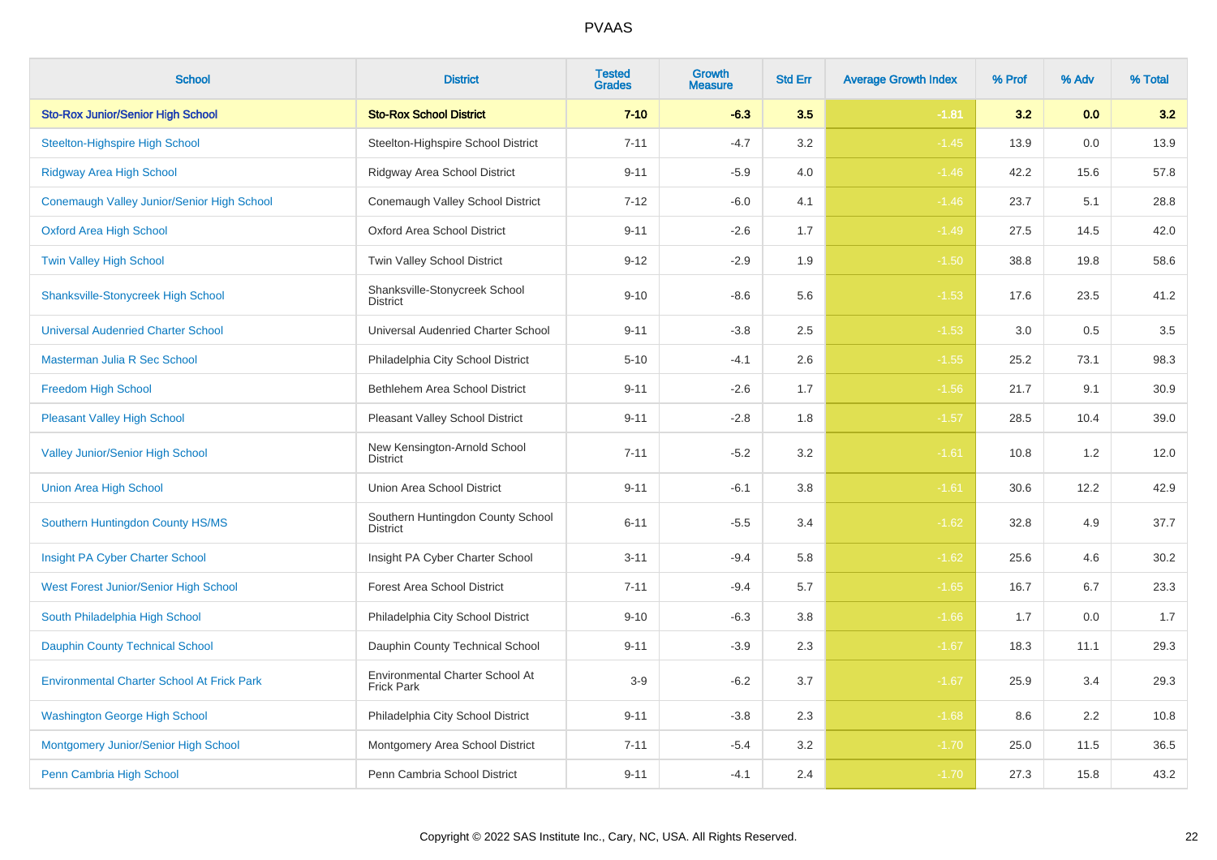| School | District | Tested Grades | Growth Measure | Std Err | Average Growth Index | % Prof | % Adv | % Total |
|---|---|---|---|---|---|---|---|---|
| **Sto-Rox Junior/Senior High School** | **Sto-Rox School District** | **7-10** | **-6.3** | **3.5** | **-1.81** | **3.2** | **0.0** | **3.2** |
| Steelton-Highspire High School | Steelton-Highspire School District | 7-11 | -4.7 | 3.2 | -1.45 | 13.9 | 0.0 | 13.9 |
| Ridgway Area High School | Ridgway Area School District | 9-11 | -5.9 | 4.0 | -1.46 | 42.2 | 15.6 | 57.8 |
| Conemaugh Valley Junior/Senior High School | Conemaugh Valley School District | 7-12 | -6.0 | 4.1 | -1.46 | 23.7 | 5.1 | 28.8 |
| Oxford Area High School | Oxford Area School District | 9-11 | -2.6 | 1.7 | -1.49 | 27.5 | 14.5 | 42.0 |
| Twin Valley High School | Twin Valley School District | 9-12 | -2.9 | 1.9 | -1.50 | 38.8 | 19.8 | 58.6 |
| Shanksville-Stonycreek High School | Shanksville-Stonycreek School District | 9-10 | -8.6 | 5.6 | -1.53 | 17.6 | 23.5 | 41.2 |
| Universal Audenried Charter School | Universal Audenried Charter School | 9-11 | -3.8 | 2.5 | -1.53 | 3.0 | 0.5 | 3.5 |
| Masterman Julia R Sec School | Philadelphia City School District | 5-10 | -4.1 | 2.6 | -1.55 | 25.2 | 73.1 | 98.3 |
| Freedom High School | Bethlehem Area School District | 9-11 | -2.6 | 1.7 | -1.56 | 21.7 | 9.1 | 30.9 |
| Pleasant Valley High School | Pleasant Valley School District | 9-11 | -2.8 | 1.8 | -1.57 | 28.5 | 10.4 | 39.0 |
| Valley Junior/Senior High School | New Kensington-Arnold School District | 7-11 | -5.2 | 3.2 | -1.61 | 10.8 | 1.2 | 12.0 |
| Union Area High School | Union Area School District | 9-11 | -6.1 | 3.8 | -1.61 | 30.6 | 12.2 | 42.9 |
| Southern Huntingdon County HS/MS | Southern Huntingdon County School District | 6-11 | -5.5 | 3.4 | -1.62 | 32.8 | 4.9 | 37.7 |
| Insight PA Cyber Charter School | Insight PA Cyber Charter School | 3-11 | -9.4 | 5.8 | -1.62 | 25.6 | 4.6 | 30.2 |
| West Forest Junior/Senior High School | Forest Area School District | 7-11 | -9.4 | 5.7 | -1.65 | 16.7 | 6.7 | 23.3 |
| South Philadelphia High School | Philadelphia City School District | 9-10 | -6.3 | 3.8 | -1.66 | 1.7 | 0.0 | 1.7 |
| Dauphin County Technical School | Dauphin County Technical School | 9-11 | -3.9 | 2.3 | -1.67 | 18.3 | 11.1 | 29.3 |
| Environmental Charter School At Frick Park | Environmental Charter School At Frick Park | 3-9 | -6.2 | 3.7 | -1.67 | 25.9 | 3.4 | 29.3 |
| Washington George High School | Philadelphia City School District | 9-11 | -3.8 | 2.3 | -1.68 | 8.6 | 2.2 | 10.8 |
| Montgomery Junior/Senior High School | Montgomery Area School District | 7-11 | -5.4 | 3.2 | -1.70 | 25.0 | 11.5 | 36.5 |
| Penn Cambria High School | Penn Cambria School District | 9-11 | -4.1 | 2.4 | -1.70 | 27.3 | 15.8 | 43.2 |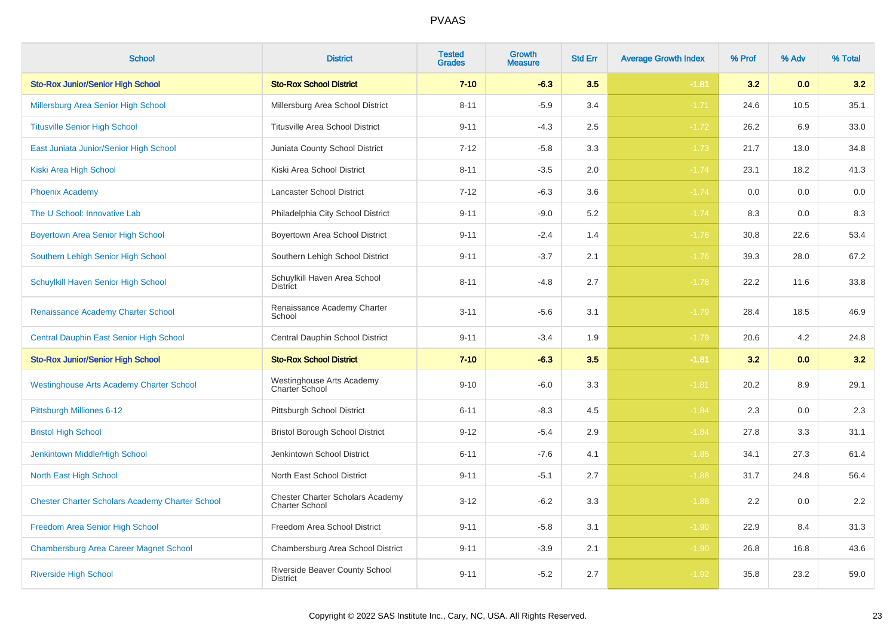| School | District | Tested Grades | Growth Measure | Std Err | Average Growth Index | % Prof | % Adv | % Total |
|---|---|---|---|---|---|---|---|---|
| **Sto-Rox Junior/Senior High School** | **Sto-Rox School District** | **7-10** | **-6.3** | **3.5** | **-1.81** | **3.2** | **0.0** | **3.2** |
| Millersburg Area Senior High School | Millersburg Area School District | 8-11 | -5.9 | 3.4 | -1.71 | 24.6 | 10.5 | 35.1 |
| Titusville Senior High School | Titusville Area School District | 9-11 | -4.3 | 2.5 | -1.72 | 26.2 | 6.9 | 33.0 |
| East Juniata Junior/Senior High School | Juniata County School District | 7-12 | -5.8 | 3.3 | -1.73 | 21.7 | 13.0 | 34.8 |
| Kiski Area High School | Kiski Area School District | 8-11 | -3.5 | 2.0 | -1.74 | 23.1 | 18.2 | 41.3 |
| Phoenix Academy | Lancaster School District | 7-12 | -6.3 | 3.6 | -1.74 | 0.0 | 0.0 | 0.0 |
| The U School: Innovative Lab | Philadelphia City School District | 9-11 | -9.0 | 5.2 | -1.74 | 8.3 | 0.0 | 8.3 |
| Boyertown Area Senior High School | Boyertown Area School District | 9-11 | -2.4 | 1.4 | -1.76 | 30.8 | 22.6 | 53.4 |
| Southern Lehigh Senior High School | Southern Lehigh School District | 9-11 | -3.7 | 2.1 | -1.76 | 39.3 | 28.0 | 67.2 |
| Schuylkill Haven Senior High School | Schuylkill Haven Area School District | 8-11 | -4.8 | 2.7 | -1.78 | 22.2 | 11.6 | 33.8 |
| Renaissance Academy Charter School | Renaissance Academy Charter School | 3-11 | -5.6 | 3.1 | -1.79 | 28.4 | 18.5 | 46.9 |
| Central Dauphin East Senior High School | Central Dauphin School District | 9-11 | -3.4 | 1.9 | -1.79 | 20.6 | 4.2 | 24.8 |
| **Sto-Rox Junior/Senior High School** | **Sto-Rox School District** | **7-10** | **-6.3** | **3.5** | **-1.81** | **3.2** | **0.0** | **3.2** |
| Westinghouse Arts Academy Charter School | Westinghouse Arts Academy Charter School | 9-10 | -6.0 | 3.3 | -1.81 | 20.2 | 8.9 | 29.1 |
| Pittsburgh Milliones 6-12 | Pittsburgh School District | 6-11 | -8.3 | 4.5 | -1.84 | 2.3 | 0.0 | 2.3 |
| Bristol High School | Bristol Borough School District | 9-12 | -5.4 | 2.9 | -1.84 | 27.8 | 3.3 | 31.1 |
| Jenkintown Middle/High School | Jenkintown School District | 6-11 | -7.6 | 4.1 | -1.85 | 34.1 | 27.3 | 61.4 |
| North East High School | North East School District | 9-11 | -5.1 | 2.7 | -1.88 | 31.7 | 24.8 | 56.4 |
| Chester Charter Scholars Academy Charter School | Chester Charter Scholars Academy Charter School | 3-12 | -6.2 | 3.3 | -1.88 | 2.2 | 0.0 | 2.2 |
| Freedom Area Senior High School | Freedom Area School District | 9-11 | -5.8 | 3.1 | -1.90 | 22.9 | 8.4 | 31.3 |
| Chambersburg Area Career Magnet School | Chambersburg Area School District | 9-11 | -3.9 | 2.1 | -1.90 | 26.8 | 16.8 | 43.6 |
| Riverside High School | Riverside Beaver County School District | 9-11 | -5.2 | 2.7 | -1.92 | 35.8 | 23.2 | 59.0 |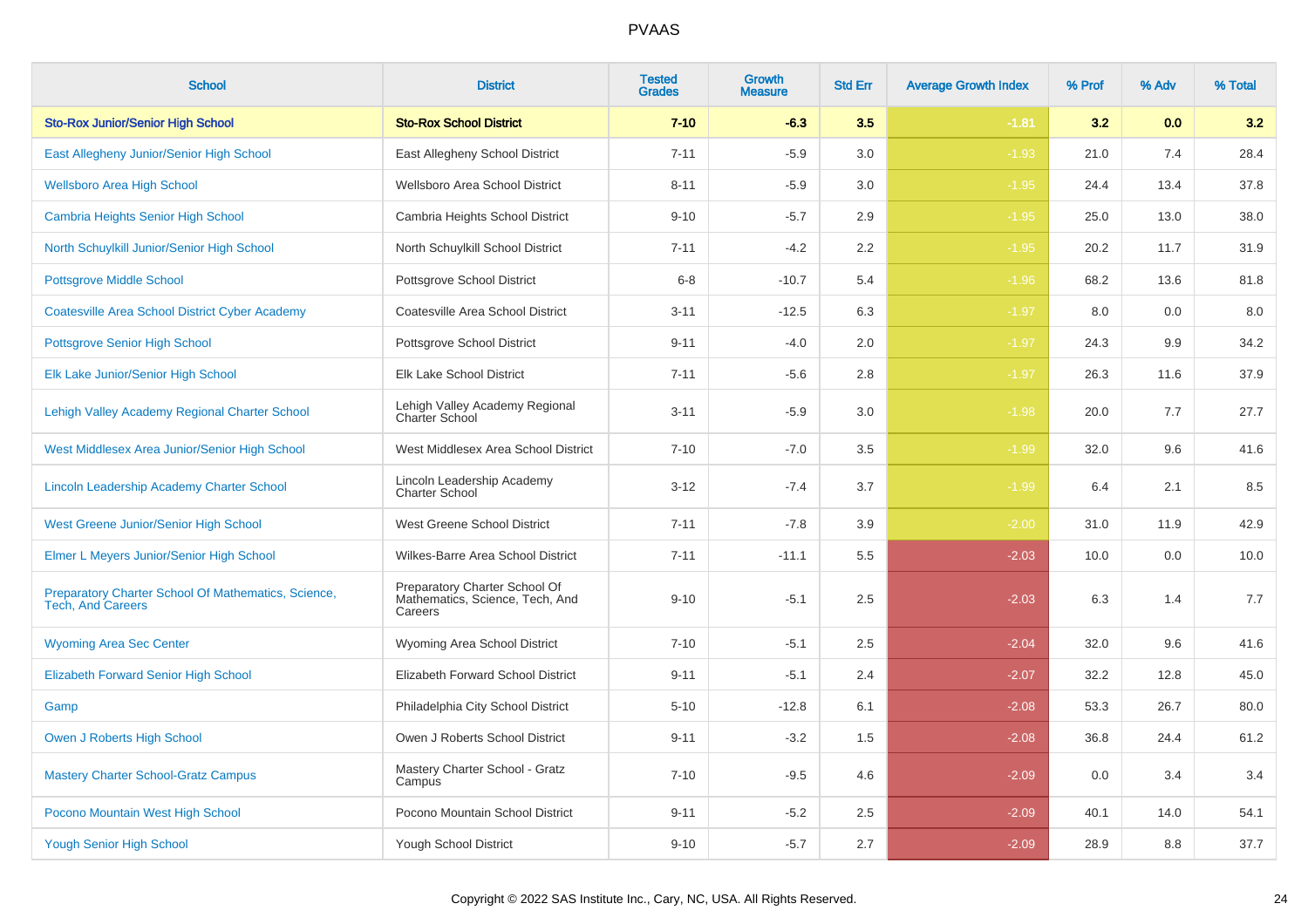| School | District | Tested Grades | Growth Measure | Std Err | Average Growth Index | % Prof | % Adv | % Total |
|---|---|---|---|---|---|---|---|---|
| **Sto-Rox Junior/Senior High School** | **Sto-Rox School District** | **7-10** | **-6.3** | **3.5** | **-1.81** | **3.2** | **0.0** | **3.2** |
| East Allegheny Junior/Senior High School | East Allegheny School District | 7-11 | -5.9 | 3.0 | -1.93 | 21.0 | 7.4 | 28.4 |
| Wellsboro Area High School | Wellsboro Area School District | 8-11 | -5.9 | 3.0 | -1.95 | 24.4 | 13.4 | 37.8 |
| Cambria Heights Senior High School | Cambria Heights School District | 9-10 | -5.7 | 2.9 | -1.95 | 25.0 | 13.0 | 38.0 |
| North Schuylkill Junior/Senior High School | North Schuylkill School District | 7-11 | -4.2 | 2.2 | -1.95 | 20.2 | 11.7 | 31.9 |
| Pottsgrove Middle School | Pottsgrove School District | 6-8 | -10.7 | 5.4 | -1.96 | 68.2 | 13.6 | 81.8 |
| Coatesville Area School District Cyber Academy | Coatesville Area School District | 3-11 | -12.5 | 6.3 | -1.97 | 8.0 | 0.0 | 8.0 |
| Pottsgrove Senior High School | Pottsgrove School District | 9-11 | -4.0 | 2.0 | -1.97 | 24.3 | 9.9 | 34.2 |
| Elk Lake Junior/Senior High School | Elk Lake School District | 7-11 | -5.6 | 2.8 | -1.97 | 26.3 | 11.6 | 37.9 |
| Lehigh Valley Academy Regional Charter School | Lehigh Valley Academy Regional Charter School | 3-11 | -5.9 | 3.0 | -1.98 | 20.0 | 7.7 | 27.7 |
| West Middlesex Area Junior/Senior High School | West Middlesex Area School District | 7-10 | -7.0 | 3.5 | -1.99 | 32.0 | 9.6 | 41.6 |
| Lincoln Leadership Academy Charter School | Lincoln Leadership Academy Charter School | 3-12 | -7.4 | 3.7 | -1.99 | 6.4 | 2.1 | 8.5 |
| West Greene Junior/Senior High School | West Greene School District | 7-11 | -7.8 | 3.9 | -2.00 | 31.0 | 11.9 | 42.9 |
| Elmer L Meyers Junior/Senior High School | Wilkes-Barre Area School District | 7-11 | -11.1 | 5.5 | -2.03 | 10.0 | 0.0 | 10.0 |
| Preparatory Charter School Of Mathematics, Science, Tech, And Careers | Preparatory Charter School Of Mathematics, Science, Tech, And Careers | 9-10 | -5.1 | 2.5 | -2.03 | 6.3 | 1.4 | 7.7 |
| Wyoming Area Sec Center | Wyoming Area School District | 7-10 | -5.1 | 2.5 | -2.04 | 32.0 | 9.6 | 41.6 |
| Elizabeth Forward Senior High School | Elizabeth Forward School District | 9-11 | -5.1 | 2.4 | -2.07 | 32.2 | 12.8 | 45.0 |
| Gamp | Philadelphia City School District | 5-10 | -12.8 | 6.1 | -2.08 | 53.3 | 26.7 | 80.0 |
| Owen J Roberts High School | Owen J Roberts School District | 9-11 | -3.2 | 1.5 | -2.08 | 36.8 | 24.4 | 61.2 |
| Mastery Charter School-Gratz Campus | Mastery Charter School - Gratz Campus | 7-10 | -9.5 | 4.6 | -2.09 | 0.0 | 3.4 | 3.4 |
| Pocono Mountain West High School | Pocono Mountain School District | 9-11 | -5.2 | 2.5 | -2.09 | 40.1 | 14.0 | 54.1 |
| Yough Senior High School | Yough School District | 9-10 | -5.7 | 2.7 | -2.09 | 28.9 | 8.8 | 37.7 |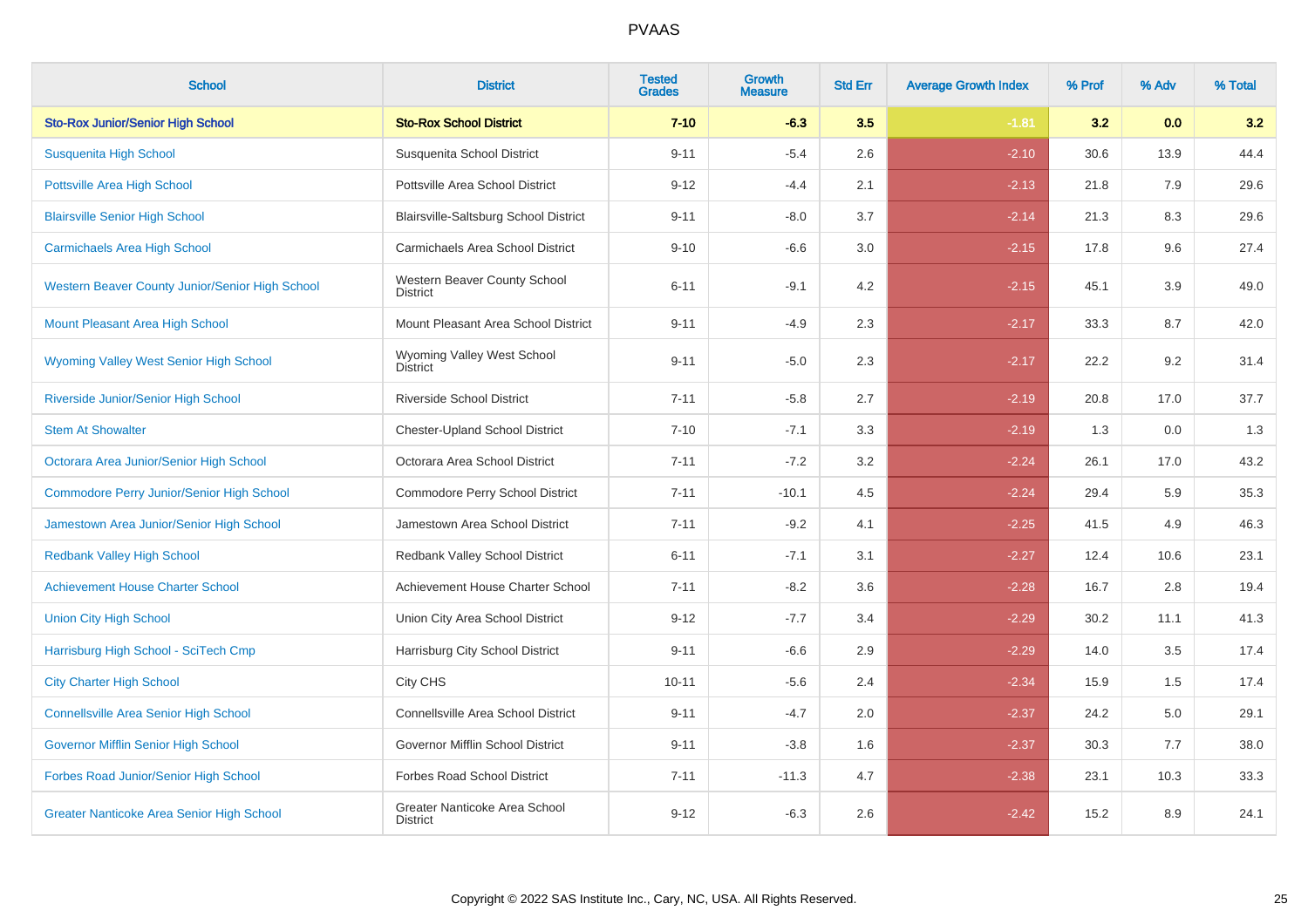| School | District | Tested Grades | Growth Measure | Std Err | Average Growth Index | % Prof | % Adv | % Total |
|---|---|---|---|---|---|---|---|---|
| **Sto-Rox Junior/Senior High School** | **Sto-Rox School District** | **7-10** | **-6.3** | **3.5** | **-1.81** | **3.2** | **0.0** | **3.2** |
| Susquenita High School | Susquenita School District | 9-11 | -5.4 | 2.6 | -2.10 | 30.6 | 13.9 | 44.4 |
| Pottsville Area High School | Pottsville Area School District | 9-12 | -4.4 | 2.1 | -2.13 | 21.8 | 7.9 | 29.6 |
| Blairsville Senior High School | Blairsville-Saltsburg School District | 9-11 | -8.0 | 3.7 | -2.14 | 21.3 | 8.3 | 29.6 |
| Carmichaels Area High School | Carmichaels Area School District | 9-10 | -6.6 | 3.0 | -2.15 | 17.8 | 9.6 | 27.4 |
| Western Beaver County Junior/Senior High School | Western Beaver County School District | 6-11 | -9.1 | 4.2 | -2.15 | 45.1 | 3.9 | 49.0 |
| Mount Pleasant Area High School | Mount Pleasant Area School District | 9-11 | -4.9 | 2.3 | -2.17 | 33.3 | 8.7 | 42.0 |
| Wyoming Valley West Senior High School | Wyoming Valley West School District | 9-11 | -5.0 | 2.3 | -2.17 | 22.2 | 9.2 | 31.4 |
| Riverside Junior/Senior High School | Riverside School District | 7-11 | -5.8 | 2.7 | -2.19 | 20.8 | 17.0 | 37.7 |
| Stem At Showalter | Chester-Upland School District | 7-10 | -7.1 | 3.3 | -2.19 | 1.3 | 0.0 | 1.3 |
| Octorara Area Junior/Senior High School | Octorara Area School District | 7-11 | -7.2 | 3.2 | -2.24 | 26.1 | 17.0 | 43.2 |
| Commodore Perry Junior/Senior High School | Commodore Perry School District | 7-11 | -10.1 | 4.5 | -2.24 | 29.4 | 5.9 | 35.3 |
| Jamestown Area Junior/Senior High School | Jamestown Area School District | 7-11 | -9.2 | 4.1 | -2.25 | 41.5 | 4.9 | 46.3 |
| Redbank Valley High School | Redbank Valley School District | 6-11 | -7.1 | 3.1 | -2.27 | 12.4 | 10.6 | 23.1 |
| Achievement House Charter School | Achievement House Charter School | 7-11 | -8.2 | 3.6 | -2.28 | 16.7 | 2.8 | 19.4 |
| Union City High School | Union City Area School District | 9-12 | -7.7 | 3.4 | -2.29 | 30.2 | 11.1 | 41.3 |
| Harrisburg High School - SciTech Cmp | Harrisburg City School District | 9-11 | -6.6 | 2.9 | -2.29 | 14.0 | 3.5 | 17.4 |
| City Charter High School | City CHS | 10-11 | -5.6 | 2.4 | -2.34 | 15.9 | 1.5 | 17.4 |
| Connellsville Area Senior High School | Connellsville Area School District | 9-11 | -4.7 | 2.0 | -2.37 | 24.2 | 5.0 | 29.1 |
| Governor Mifflin Senior High School | Governor Mifflin School District | 9-11 | -3.8 | 1.6 | -2.37 | 30.3 | 7.7 | 38.0 |
| Forbes Road Junior/Senior High School | Forbes Road School District | 7-11 | -11.3 | 4.7 | -2.38 | 23.1 | 10.3 | 33.3 |
| Greater Nanticoke Area Senior High School | Greater Nanticoke Area School District | 9-12 | -6.3 | 2.6 | -2.42 | 15.2 | 8.9 | 24.1 |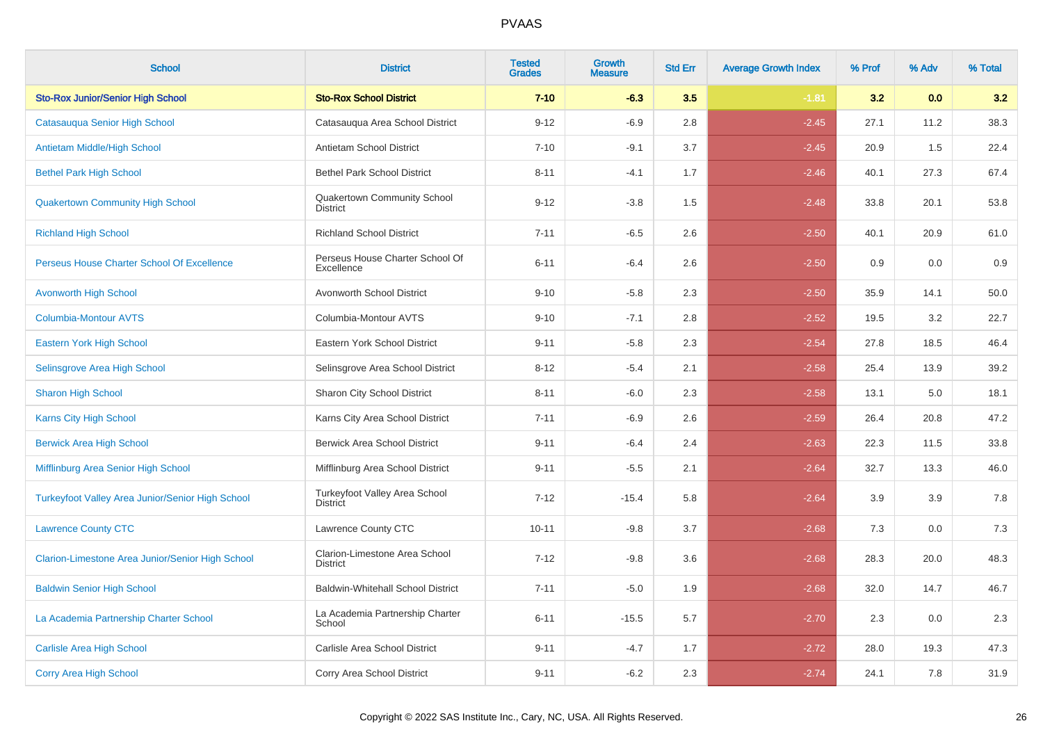| School | District | Tested Grades | Growth Measure | Std Err | Average Growth Index | % Prof | % Adv | % Total |
|---|---|---|---|---|---|---|---|---|
| **Sto-Rox Junior/Senior High School** | **Sto-Rox School District** | **7-10** | **-6.3** | **3.5** | **-1.81** | **3.2** | **0.0** | **3.2** |
| Catasauqua Senior High School | Catasauqua Area School District | 9-12 | -6.9 | 2.8 | -2.45 | 27.1 | 11.2 | 38.3 |
| Antietam Middle/High School | Antietam School District | 7-10 | -9.1 | 3.7 | -2.45 | 20.9 | 1.5 | 22.4 |
| Bethel Park High School | Bethel Park School District | 8-11 | -4.1 | 1.7 | -2.46 | 40.1 | 27.3 | 67.4 |
| Quakertown Community High School | Quakertown Community School District | 9-12 | -3.8 | 1.5 | -2.48 | 33.8 | 20.1 | 53.8 |
| Richland High School | Richland School District | 7-11 | -6.5 | 2.6 | -2.50 | 40.1 | 20.9 | 61.0 |
| Perseus House Charter School Of Excellence | Perseus House Charter School Of Excellence | 6-11 | -6.4 | 2.6 | -2.50 | 0.9 | 0.0 | 0.9 |
| Avonworth High School | Avonworth School District | 9-10 | -5.8 | 2.3 | -2.50 | 35.9 | 14.1 | 50.0 |
| Columbia-Montour AVTS | Columbia-Montour AVTS | 9-10 | -7.1 | 2.8 | -2.52 | 19.5 | 3.2 | 22.7 |
| Eastern York High School | Eastern York School District | 9-11 | -5.8 | 2.3 | -2.54 | 27.8 | 18.5 | 46.4 |
| Selinsgrove Area High School | Selinsgrove Area School District | 8-12 | -5.4 | 2.1 | -2.58 | 25.4 | 13.9 | 39.2 |
| Sharon High School | Sharon City School District | 8-11 | -6.0 | 2.3 | -2.58 | 13.1 | 5.0 | 18.1 |
| Karns City High School | Karns City Area School District | 7-11 | -6.9 | 2.6 | -2.59 | 26.4 | 20.8 | 47.2 |
| Berwick Area High School | Berwick Area School District | 9-11 | -6.4 | 2.4 | -2.63 | 22.3 | 11.5 | 33.8 |
| Mifflinburg Area Senior High School | Mifflinburg Area School District | 9-11 | -5.5 | 2.1 | -2.64 | 32.7 | 13.3 | 46.0 |
| Turkeyfoot Valley Area Junior/Senior High School | Turkeyfoot Valley Area School District | 7-12 | -15.4 | 5.8 | -2.64 | 3.9 | 3.9 | 7.8 |
| Lawrence County CTC | Lawrence County CTC | 10-11 | -9.8 | 3.7 | -2.68 | 7.3 | 0.0 | 7.3 |
| Clarion-Limestone Area Junior/Senior High School | Clarion-Limestone Area School District | 7-12 | -9.8 | 3.6 | -2.68 | 28.3 | 20.0 | 48.3 |
| Baldwin Senior High School | Baldwin-Whitehall School District | 7-11 | -5.0 | 1.9 | -2.68 | 32.0 | 14.7 | 46.7 |
| La Academia Partnership Charter School | La Academia Partnership Charter School | 6-11 | -15.5 | 5.7 | -2.70 | 2.3 | 0.0 | 2.3 |
| Carlisle Area High School | Carlisle Area School District | 9-11 | -4.7 | 1.7 | -2.72 | 28.0 | 19.3 | 47.3 |
| Corry Area High School | Corry Area School District | 9-11 | -6.2 | 2.3 | -2.74 | 24.1 | 7.8 | 31.9 |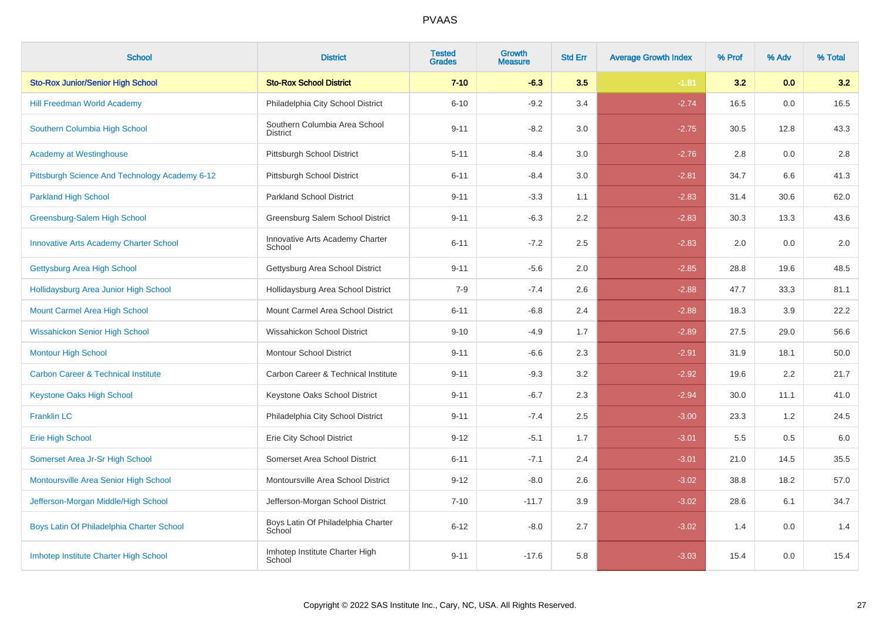# PVAAS

| School | District | Tested Grades | Growth Measure | Std Err | Average Growth Index | % Prof | % Adv | % Total |
|---|---|---|---|---|---|---|---|---|
| **Sto-Rox Junior/Senior High School** | **Sto-Rox School District** | **7-10** | **-6.3** | **3.5** | **-1.81** | **3.2** | **0.0** | **3.2** |
| Hill Freedman World Academy | Philadelphia City School District | 6-10 | -9.2 | 3.4 | -2.74 | 16.5 | 0.0 | 16.5 |
| Southern Columbia High School | Southern Columbia Area School District | 9-11 | -8.2 | 3.0 | -2.75 | 30.5 | 12.8 | 43.3 |
| Academy at Westinghouse | Pittsburgh School District | 5-11 | -8.4 | 3.0 | -2.76 | 2.8 | 0.0 | 2.8 |
| Pittsburgh Science And Technology Academy 6-12 | Pittsburgh School District | 6-11 | -8.4 | 3.0 | -2.81 | 34.7 | 6.6 | 41.3 |
| Parkland High School | Parkland School District | 9-11 | -3.3 | 1.1 | -2.83 | 31.4 | 30.6 | 62.0 |
| Greensburg-Salem High School | Greensburg Salem School District | 9-11 | -6.3 | 2.2 | -2.83 | 30.3 | 13.3 | 43.6 |
| Innovative Arts Academy Charter School | Innovative Arts Academy Charter School | 6-11 | -7.2 | 2.5 | -2.83 | 2.0 | 0.0 | 2.0 |
| Gettysburg Area High School | Gettysburg Area School District | 9-11 | -5.6 | 2.0 | -2.85 | 28.8 | 19.6 | 48.5 |
| Hollidaysburg Area Junior High School | Hollidaysburg Area School District | 7-9 | -7.4 | 2.6 | -2.88 | 47.7 | 33.3 | 81.1 |
| Mount Carmel Area High School | Mount Carmel Area School District | 6-11 | -6.8 | 2.4 | -2.88 | 18.3 | 3.9 | 22.2 |
| Wissahickon Senior High School | Wissahickon School District | 9-10 | -4.9 | 1.7 | -2.89 | 27.5 | 29.0 | 56.6 |
| Montour High School | Montour School District | 9-11 | -6.6 | 2.3 | -2.91 | 31.9 | 18.1 | 50.0 |
| Carbon Career & Technical Institute | Carbon Career & Technical Institute | 9-11 | -9.3 | 3.2 | -2.92 | 19.6 | 2.2 | 21.7 |
| Keystone Oaks High School | Keystone Oaks School District | 9-11 | -6.7 | 2.3 | -2.94 | 30.0 | 11.1 | 41.0 |
| Franklin LC | Philadelphia City School District | 9-11 | -7.4 | 2.5 | -3.00 | 23.3 | 1.2 | 24.5 |
| Erie High School | Erie City School District | 9-12 | -5.1 | 1.7 | -3.01 | 5.5 | 0.5 | 6.0 |
| Somerset Area Jr-Sr High School | Somerset Area School District | 6-11 | -7.1 | 2.4 | -3.01 | 21.0 | 14.5 | 35.5 |
| Montoursville Area Senior High School | Montoursville Area School District | 9-12 | -8.0 | 2.6 | -3.02 | 38.8 | 18.2 | 57.0 |
| Jefferson-Morgan Middle/High School | Jefferson-Morgan School District | 7-10 | -11.7 | 3.9 | -3.02 | 28.6 | 6.1 | 34.7 |
| Boys Latin Of Philadelphia Charter School | Boys Latin Of Philadelphia Charter School | 6-12 | -8.0 | 2.7 | -3.02 | 1.4 | 0.0 | 1.4 |
| Imhotep Institute Charter High School | Imhotep Institute Charter High School | 9-11 | -17.6 | 5.8 | -3.03 | 15.4 | 0.0 | 15.4 |

Copyright © 2022 SAS Institute Inc., Cary, NC, USA. All Rights Reserved.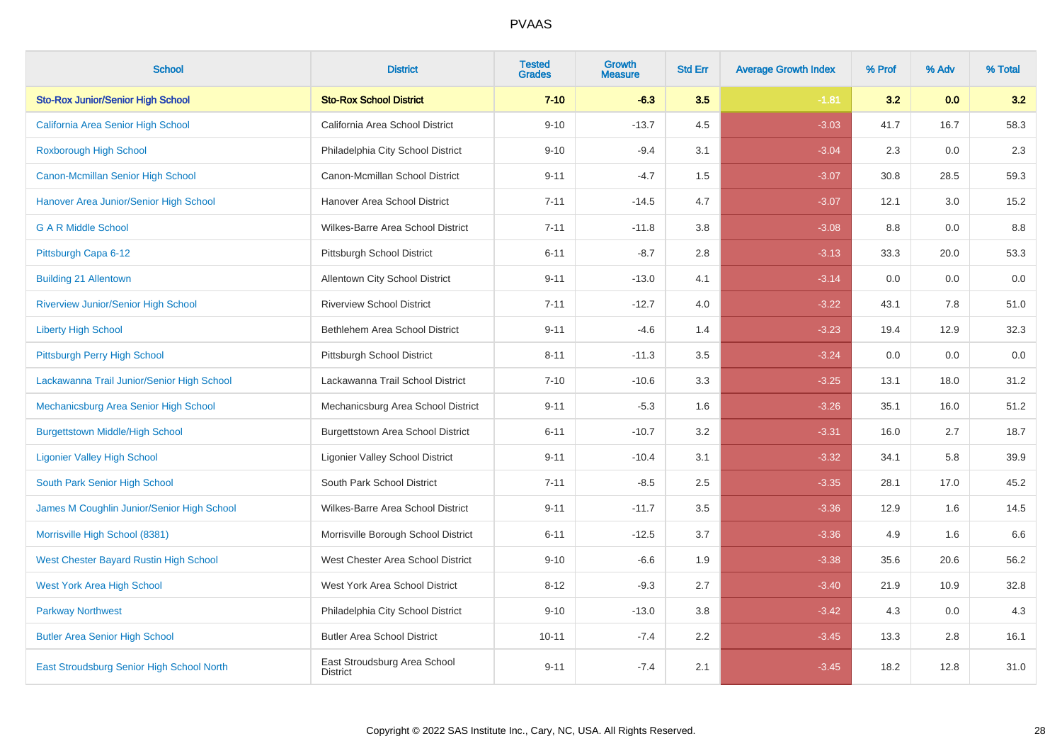# PVAAS

| School | District | Tested Grades | Growth Measure | Std Err | Average Growth Index | % Prof | % Adv | % Total |
|---|---|---|---|---|---|---|---|---|
| **Sto-Rox Junior/Senior High School** | **Sto-Rox School District** | **7-10** | **-6.3** | **3.5** | **-1.81** | **3.2** | **0.0** | **3.2** |
| California Area Senior High School | California Area School District | 9-10 | -13.7 | 4.5 | -3.03 | 41.7 | 16.7 | 58.3 |
| Roxborough High School | Philadelphia City School District | 9-10 | -9.4 | 3.1 | -3.04 | 2.3 | 0.0 | 2.3 |
| Canon-Mcmillan Senior High School | Canon-Mcmillan School District | 9-11 | -4.7 | 1.5 | -3.07 | 30.8 | 28.5 | 59.3 |
| Hanover Area Junior/Senior High School | Hanover Area School District | 7-11 | -14.5 | 4.7 | -3.07 | 12.1 | 3.0 | 15.2 |
| G A R Middle School | Wilkes-Barre Area School District | 7-11 | -11.8 | 3.8 | -3.08 | 8.8 | 0.0 | 8.8 |
| Pittsburgh Capa 6-12 | Pittsburgh School District | 6-11 | -8.7 | 2.8 | -3.13 | 33.3 | 20.0 | 53.3 |
| Building 21 Allentown | Allentown City School District | 9-11 | -13.0 | 4.1 | -3.14 | 0.0 | 0.0 | 0.0 |
| Riverview Junior/Senior High School | Riverview School District | 7-11 | -12.7 | 4.0 | -3.22 | 43.1 | 7.8 | 51.0 |
| Liberty High School | Bethlehem Area School District | 9-11 | -4.6 | 1.4 | -3.23 | 19.4 | 12.9 | 32.3 |
| Pittsburgh Perry High School | Pittsburgh School District | 8-11 | -11.3 | 3.5 | -3.24 | 0.0 | 0.0 | 0.0 |
| Lackawanna Trail Junior/Senior High School | Lackawanna Trail School District | 7-10 | -10.6 | 3.3 | -3.25 | 13.1 | 18.0 | 31.2 |
| Mechanicsburg Area Senior High School | Mechanicsburg Area School District | 9-11 | -5.3 | 1.6 | -3.26 | 35.1 | 16.0 | 51.2 |
| Burgettstown Middle/High School | Burgettstown Area School District | 6-11 | -10.7 | 3.2 | -3.31 | 16.0 | 2.7 | 18.7 |
| Ligonier Valley High School | Ligonier Valley School District | 9-11 | -10.4 | 3.1 | -3.32 | 34.1 | 5.8 | 39.9 |
| South Park Senior High School | South Park School District | 7-11 | -8.5 | 2.5 | -3.35 | 28.1 | 17.0 | 45.2 |
| James M Coughlin Junior/Senior High School | Wilkes-Barre Area School District | 9-11 | -11.7 | 3.5 | -3.36 | 12.9 | 1.6 | 14.5 |
| Morrisville High School (8381) | Morrisville Borough School District | 6-11 | -12.5 | 3.7 | -3.36 | 4.9 | 1.6 | 6.6 |
| West Chester Bayard Rustin High School | West Chester Area School District | 9-10 | -6.6 | 1.9 | -3.38 | 35.6 | 20.6 | 56.2 |
| West York Area High School | West York Area School District | 8-12 | -9.3 | 2.7 | -3.40 | 21.9 | 10.9 | 32.8 |
| Parkway Northwest | Philadelphia City School District | 9-10 | -13.0 | 3.8 | -3.42 | 4.3 | 0.0 | 4.3 |
| Butler Area Senior High School | Butler Area School District | 10-11 | -7.4 | 2.2 | -3.45 | 13.3 | 2.8 | 16.1 |
| East Stroudsburg Senior High School North | East Stroudsburg Area School District | 9-11 | -7.4 | 2.1 | -3.45 | 18.2 | 12.8 | 31.0 |

Copyright © 2022 SAS Institute Inc., Cary, NC, USA. All Rights Reserved.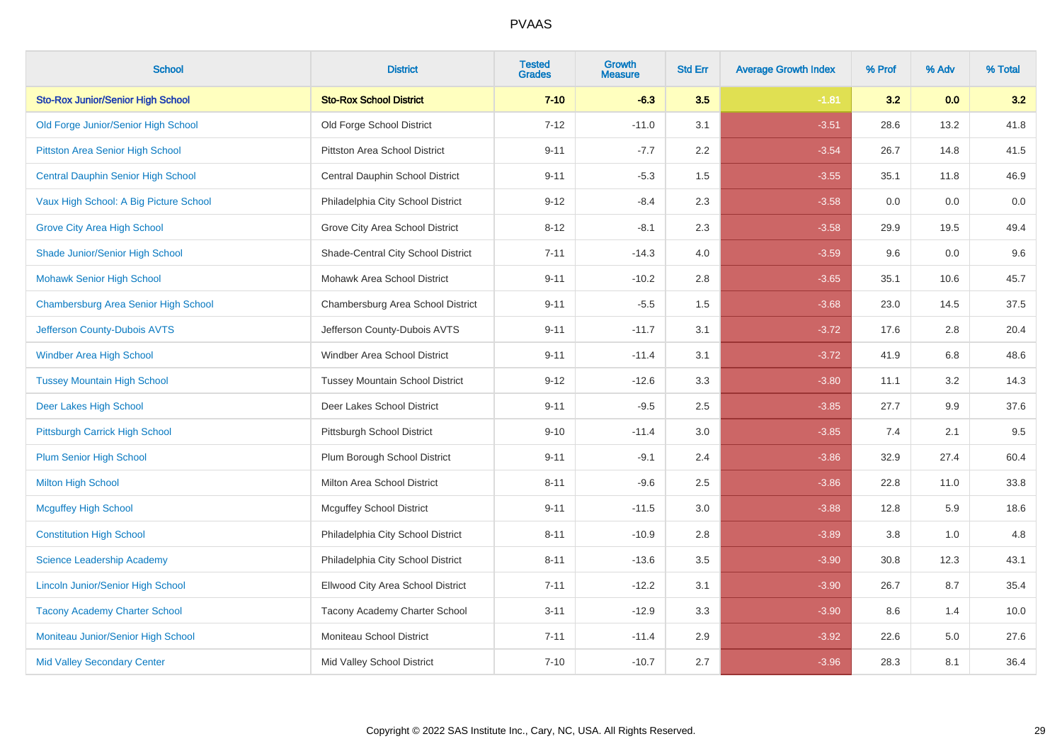| School | District | Tested Grades | Growth Measure | Std Err | Average Growth Index | % Prof | % Adv | % Total |
|---|---|---|---|---|---|---|---|---|
| **Sto-Rox Junior/Senior High School** | **Sto-Rox School District** | **7-10** | **-6.3** | **3.5** | **-1.81** | **3.2** | **0.0** | **3.2** |
| Old Forge Junior/Senior High School | Old Forge School District | 7-12 | -11.0 | 3.1 | -3.51 | 28.6 | 13.2 | 41.8 |
| Pittston Area Senior High School | Pittston Area School District | 9-11 | -7.7 | 2.2 | -3.54 | 26.7 | 14.8 | 41.5 |
| Central Dauphin Senior High School | Central Dauphin School District | 9-11 | -5.3 | 1.5 | -3.55 | 35.1 | 11.8 | 46.9 |
| Vaux High School: A Big Picture School | Philadelphia City School District | 9-12 | -8.4 | 2.3 | -3.58 | 0.0 | 0.0 | 0.0 |
| Grove City Area High School | Grove City Area School District | 8-12 | -8.1 | 2.3 | -3.58 | 29.9 | 19.5 | 49.4 |
| Shade Junior/Senior High School | Shade-Central City School District | 7-11 | -14.3 | 4.0 | -3.59 | 9.6 | 0.0 | 9.6 |
| Mohawk Senior High School | Mohawk Area School District | 9-11 | -10.2 | 2.8 | -3.65 | 35.1 | 10.6 | 45.7 |
| Chambersburg Area Senior High School | Chambersburg Area School District | 9-11 | -5.5 | 1.5 | -3.68 | 23.0 | 14.5 | 37.5 |
| Jefferson County-Dubois AVTS | Jefferson County-Dubois AVTS | 9-11 | -11.7 | 3.1 | -3.72 | 17.6 | 2.8 | 20.4 |
| Windber Area High School | Windber Area School District | 9-11 | -11.4 | 3.1 | -3.72 | 41.9 | 6.8 | 48.6 |
| Tussey Mountain High School | Tussey Mountain School District | 9-12 | -12.6 | 3.3 | -3.80 | 11.1 | 3.2 | 14.3 |
| Deer Lakes High School | Deer Lakes School District | 9-11 | -9.5 | 2.5 | -3.85 | 27.7 | 9.9 | 37.6 |
| Pittsburgh Carrick High School | Pittsburgh School District | 9-10 | -11.4 | 3.0 | -3.85 | 7.4 | 2.1 | 9.5 |
| Plum Senior High School | Plum Borough School District | 9-11 | -9.1 | 2.4 | -3.86 | 32.9 | 27.4 | 60.4 |
| Milton High School | Milton Area School District | 8-11 | -9.6 | 2.5 | -3.86 | 22.8 | 11.0 | 33.8 |
| Mcguffey High School | Mcguffey School District | 9-11 | -11.5 | 3.0 | -3.88 | 12.8 | 5.9 | 18.6 |
| Constitution High School | Philadelphia City School District | 8-11 | -10.9 | 2.8 | -3.89 | 3.8 | 1.0 | 4.8 |
| Science Leadership Academy | Philadelphia City School District | 8-11 | -13.6 | 3.5 | -3.90 | 30.8 | 12.3 | 43.1 |
| Lincoln Junior/Senior High School | Ellwood City Area School District | 7-11 | -12.2 | 3.1 | -3.90 | 26.7 | 8.7 | 35.4 |
| Tacony Academy Charter School | Tacony Academy Charter School | 3-11 | -12.9 | 3.3 | -3.90 | 8.6 | 1.4 | 10.0 |
| Moniteau Junior/Senior High School | Moniteau School District | 7-11 | -11.4 | 2.9 | -3.92 | 22.6 | 5.0 | 27.6 |
| Mid Valley Secondary Center | Mid Valley School District | 7-10 | -10.7 | 2.7 | -3.96 | 28.3 | 8.1 | 36.4 |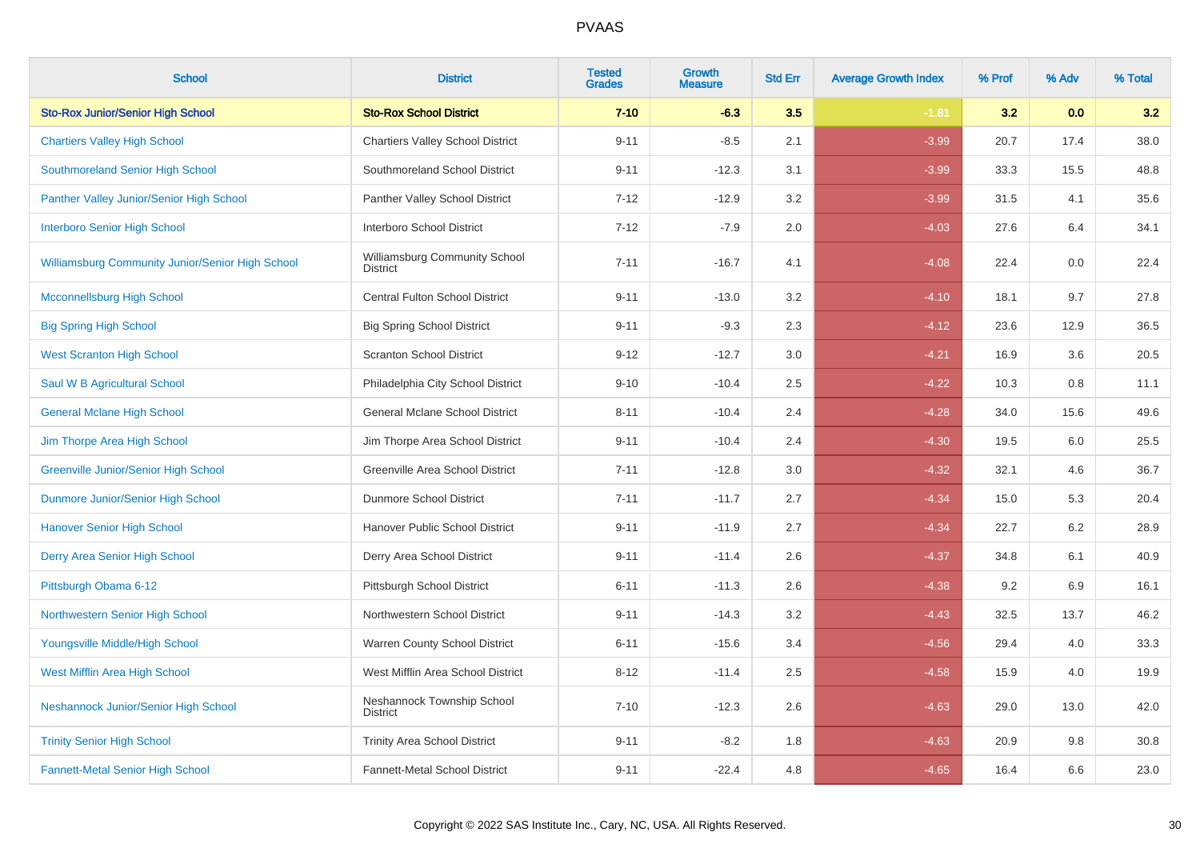# PVAAS

| School | District | Tested Grades | Growth Measure | Std Err | Average Growth Index | % Prof | % Adv | % Total |
|---|---|---|---|---|---|---|---|---|
| **Sto-Rox Junior/Senior High School** | **Sto-Rox School District** | **7-10** | **-6.3** | **3.5** | **-1.81** | **3.2** | **0.0** | **3.2** |
| Chartiers Valley High School | Chartiers Valley School District | 9-11 | -8.5 | 2.1 | -3.99 | 20.7 | 17.4 | 38.0 |
| Southmoreland Senior High School | Southmoreland School District | 9-11 | -12.3 | 3.1 | -3.99 | 33.3 | 15.5 | 48.8 |
| Panther Valley Junior/Senior High School | Panther Valley School District | 7-12 | -12.9 | 3.2 | -3.99 | 31.5 | 4.1 | 35.6 |
| Interboro Senior High School | Interboro School District | 7-12 | -7.9 | 2.0 | -4.03 | 27.6 | 6.4 | 34.1 |
| Williamsburg Community Junior/Senior High School | Williamsburg Community School District | 7-11 | -16.7 | 4.1 | -4.08 | 22.4 | 0.0 | 22.4 |
| Mcconnellsburg High School | Central Fulton School District | 9-11 | -13.0 | 3.2 | -4.10 | 18.1 | 9.7 | 27.8 |
| Big Spring High School | Big Spring School District | 9-11 | -9.3 | 2.3 | -4.12 | 23.6 | 12.9 | 36.5 |
| West Scranton High School | Scranton School District | 9-12 | -12.7 | 3.0 | -4.21 | 16.9 | 3.6 | 20.5 |
| Saul W B Agricultural School | Philadelphia City School District | 9-10 | -10.4 | 2.5 | -4.22 | 10.3 | 0.8 | 11.1 |
| General Mclane High School | General Mclane School District | 8-11 | -10.4 | 2.4 | -4.28 | 34.0 | 15.6 | 49.6 |
| Jim Thorpe Area High School | Jim Thorpe Area School District | 9-11 | -10.4 | 2.4 | -4.30 | 19.5 | 6.0 | 25.5 |
| Greenville Junior/Senior High School | Greenville Area School District | 7-11 | -12.8 | 3.0 | -4.32 | 32.1 | 4.6 | 36.7 |
| Dunmore Junior/Senior High School | Dunmore School District | 7-11 | -11.7 | 2.7 | -4.34 | 15.0 | 5.3 | 20.4 |
| Hanover Senior High School | Hanover Public School District | 9-11 | -11.9 | 2.7 | -4.34 | 22.7 | 6.2 | 28.9 |
| Derry Area Senior High School | Derry Area School District | 9-11 | -11.4 | 2.6 | -4.37 | 34.8 | 6.1 | 40.9 |
| Pittsburgh Obama 6-12 | Pittsburgh School District | 6-11 | -11.3 | 2.6 | -4.38 | 9.2 | 6.9 | 16.1 |
| Northwestern Senior High School | Northwestern School District | 9-11 | -14.3 | 3.2 | -4.43 | 32.5 | 13.7 | 46.2 |
| Youngsville Middle/High School | Warren County School District | 6-11 | -15.6 | 3.4 | -4.56 | 29.4 | 4.0 | 33.3 |
| West Mifflin Area High School | West Mifflin Area School District | 8-12 | -11.4 | 2.5 | -4.58 | 15.9 | 4.0 | 19.9 |
| Neshannock Junior/Senior High School | Neshannock Township School District | 7-10 | -12.3 | 2.6 | -4.63 | 29.0 | 13.0 | 42.0 |
| Trinity Senior High School | Trinity Area School District | 9-11 | -8.2 | 1.8 | -4.63 | 20.9 | 9.8 | 30.8 |
| Fannett-Metal Senior High School | Fannett-Metal School District | 9-11 | -22.4 | 4.8 | -4.65 | 16.4 | 6.6 | 23.0 |

Copyright © 2022 SAS Institute Inc., Cary, NC, USA. All Rights Reserved.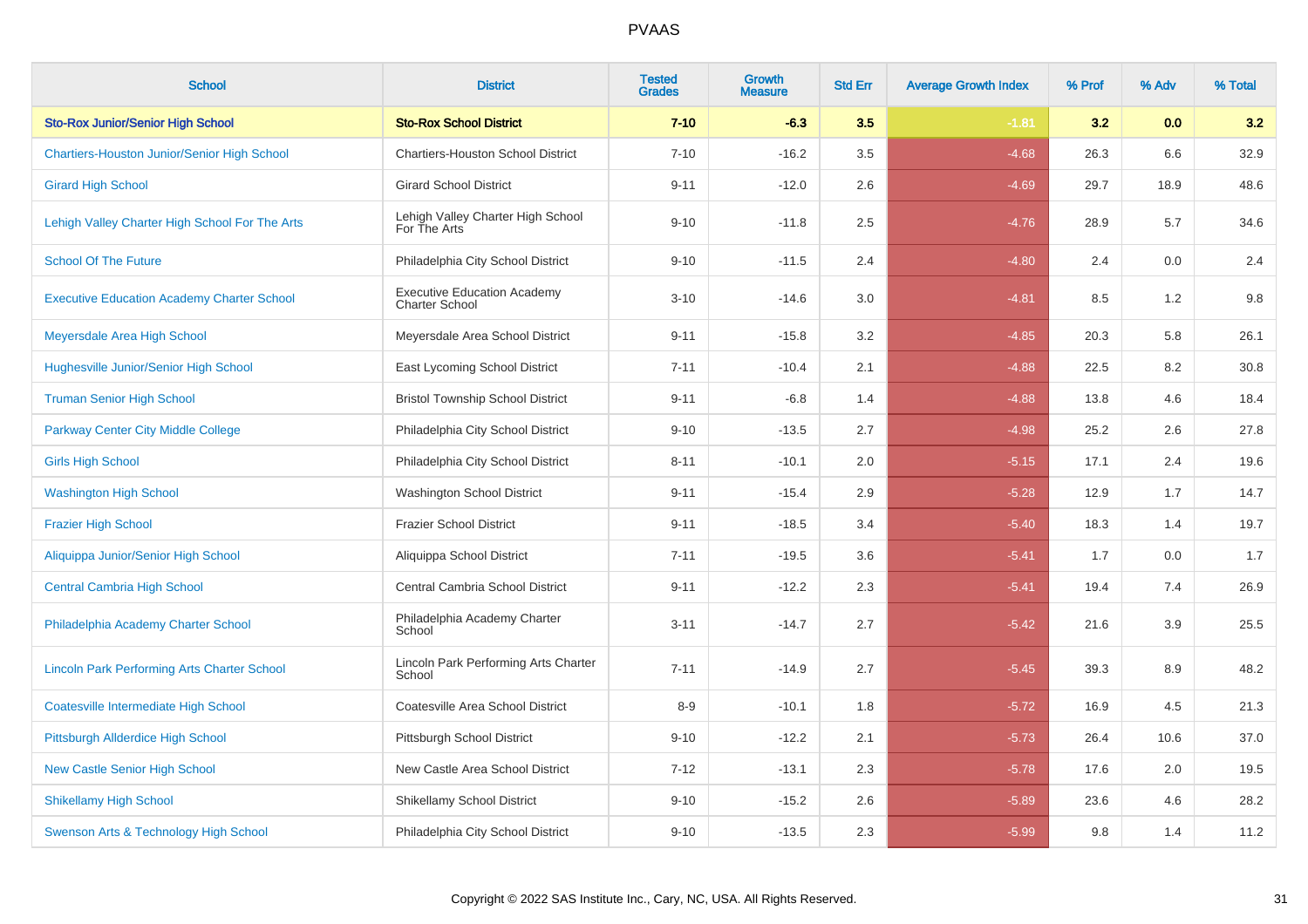# PVAAS

| School | District | Tested Grades | Growth Measure | Std Err | Average Growth Index | % Prof | % Adv | % Total |
|---|---|---|---|---|---|---|---|---|
| **Sto-Rox Junior/Senior High School** | **Sto-Rox School District** | **7-10** | **-6.3** | **3.5** | **-1.81** | **3.2** | **0.0** | **3.2** |
| Chartiers-Houston Junior/Senior High School | Chartiers-Houston School District | 7-10 | -16.2 | 3.5 | -4.68 | 26.3 | 6.6 | 32.9 |
| Girard High School | Girard School District | 9-11 | -12.0 | 2.6 | -4.69 | 29.7 | 18.9 | 48.6 |
| Lehigh Valley Charter High School For The Arts | Lehigh Valley Charter High School For The Arts | 9-10 | -11.8 | 2.5 | -4.76 | 28.9 | 5.7 | 34.6 |
| School Of The Future | Philadelphia City School District | 9-10 | -11.5 | 2.4 | -4.80 | 2.4 | 0.0 | 2.4 |
| Executive Education Academy Charter School | Executive Education Academy Charter School | 3-10 | -14.6 | 3.0 | -4.81 | 8.5 | 1.2 | 9.8 |
| Meyersdale Area High School | Meyersdale Area School District | 9-11 | -15.8 | 3.2 | -4.85 | 20.3 | 5.8 | 26.1 |
| Hughesville Junior/Senior High School | East Lycoming School District | 7-11 | -10.4 | 2.1 | -4.88 | 22.5 | 8.2 | 30.8 |
| Truman Senior High School | Bristol Township School District | 9-11 | -6.8 | 1.4 | -4.88 | 13.8 | 4.6 | 18.4 |
| Parkway Center City Middle College | Philadelphia City School District | 9-10 | -13.5 | 2.7 | -4.98 | 25.2 | 2.6 | 27.8 |
| Girls High School | Philadelphia City School District | 8-11 | -10.1 | 2.0 | -5.15 | 17.1 | 2.4 | 19.6 |
| Washington High School | Washington School District | 9-11 | -15.4 | 2.9 | -5.28 | 12.9 | 1.7 | 14.7 |
| Frazier High School | Frazier School District | 9-11 | -18.5 | 3.4 | -5.40 | 18.3 | 1.4 | 19.7 |
| Aliquippa Junior/Senior High School | Aliquippa School District | 7-11 | -19.5 | 3.6 | -5.41 | 1.7 | 0.0 | 1.7 |
| Central Cambria High School | Central Cambria School District | 9-11 | -12.2 | 2.3 | -5.41 | 19.4 | 7.4 | 26.9 |
| Philadelphia Academy Charter School | Philadelphia Academy Charter School | 3-11 | -14.7 | 2.7 | -5.42 | 21.6 | 3.9 | 25.5 |
| Lincoln Park Performing Arts Charter School | Lincoln Park Performing Arts Charter School | 7-11 | -14.9 | 2.7 | -5.45 | 39.3 | 8.9 | 48.2 |
| Coatesville Intermediate High School | Coatesville Area School District | 8-9 | -10.1 | 1.8 | -5.72 | 16.9 | 4.5 | 21.3 |
| Pittsburgh Allderdice High School | Pittsburgh School District | 9-10 | -12.2 | 2.1 | -5.73 | 26.4 | 10.6 | 37.0 |
| New Castle Senior High School | New Castle Area School District | 7-12 | -13.1 | 2.3 | -5.78 | 17.6 | 2.0 | 19.5 |
| Shikellamy High School | Shikellamy School District | 9-10 | -15.2 | 2.6 | -5.89 | 23.6 | 4.6 | 28.2 |
| Swenson Arts & Technology High School | Philadelphia City School District | 9-10 | -13.5 | 2.3 | -5.99 | 9.8 | 1.4 | 11.2 |

Copyright © 2022 SAS Institute Inc., Cary, NC, USA. All Rights Reserved.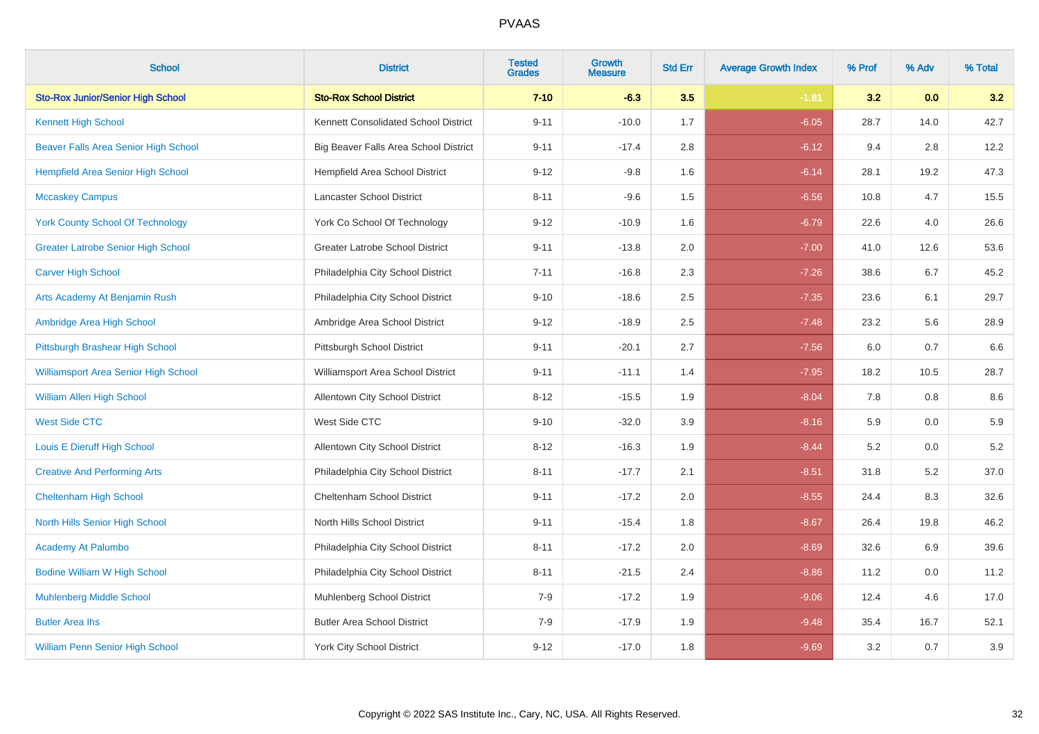PVAAS

| School | District | Tested Grades | Growth Measure | Std Err | Average Growth Index | % Prof | % Adv | % Total |
|---|---|---|---|---|---|---|---|---|
| **Sto-Rox Junior/Senior High School** | **Sto-Rox School District** | **7-10** | **-6.3** | **3.5** | **-1.81** | **3.2** | **0.0** | **3.2** |
| Kennett High School | Kennett Consolidated School District | 9-11 | -10.0 | 1.7 | -6.05 | 28.7 | 14.0 | 42.7 |
| Beaver Falls Area Senior High School | Big Beaver Falls Area School District | 9-11 | -17.4 | 2.8 | -6.12 | 9.4 | 2.8 | 12.2 |
| Hempfield Area Senior High School | Hempfield Area School District | 9-12 | -9.8 | 1.6 | -6.14 | 28.1 | 19.2 | 47.3 |
| Mccaskey Campus | Lancaster School District | 8-11 | -9.6 | 1.5 | -6.56 | 10.8 | 4.7 | 15.5 |
| York County School Of Technology | York Co School Of Technology | 9-12 | -10.9 | 1.6 | -6.79 | 22.6 | 4.0 | 26.6 |
| Greater Latrobe Senior High School | Greater Latrobe School District | 9-11 | -13.8 | 2.0 | -7.00 | 41.0 | 12.6 | 53.6 |
| Carver High School | Philadelphia City School District | 7-11 | -16.8 | 2.3 | -7.26 | 38.6 | 6.7 | 45.2 |
| Arts Academy At Benjamin Rush | Philadelphia City School District | 9-10 | -18.6 | 2.5 | -7.35 | 23.6 | 6.1 | 29.7 |
| Ambridge Area High School | Ambridge Area School District | 9-12 | -18.9 | 2.5 | -7.48 | 23.2 | 5.6 | 28.9 |
| Pittsburgh Brashear High School | Pittsburgh School District | 9-11 | -20.1 | 2.7 | -7.56 | 6.0 | 0.7 | 6.6 |
| Williamsport Area Senior High School | Williamsport Area School District | 9-11 | -11.1 | 1.4 | -7.95 | 18.2 | 10.5 | 28.7 |
| William Allen High School | Allentown City School District | 8-12 | -15.5 | 1.9 | -8.04 | 7.8 | 0.8 | 8.6 |
| West Side CTC | West Side CTC | 9-10 | -32.0 | 3.9 | -8.16 | 5.9 | 0.0 | 5.9 |
| Louis E Dieruff High School | Allentown City School District | 8-12 | -16.3 | 1.9 | -8.44 | 5.2 | 0.0 | 5.2 |
| Creative And Performing Arts | Philadelphia City School District | 8-11 | -17.7 | 2.1 | -8.51 | 31.8 | 5.2 | 37.0 |
| Cheltenham High School | Cheltenham School District | 9-11 | -17.2 | 2.0 | -8.55 | 24.4 | 8.3 | 32.6 |
| North Hills Senior High School | North Hills School District | 9-11 | -15.4 | 1.8 | -8.67 | 26.4 | 19.8 | 46.2 |
| Academy At Palumbo | Philadelphia City School District | 8-11 | -17.2 | 2.0 | -8.69 | 32.6 | 6.9 | 39.6 |
| Bodine William W High School | Philadelphia City School District | 8-11 | -21.5 | 2.4 | -8.86 | 11.2 | 0.0 | 11.2 |
| Muhlenberg Middle School | Muhlenberg School District | 7-9 | -17.2 | 1.9 | -9.06 | 12.4 | 4.6 | 17.0 |
| Butler Area Ihs | Butler Area School District | 7-9 | -17.9 | 1.9 | -9.48 | 35.4 | 16.7 | 52.1 |
| William Penn Senior High School | York City School District | 9-12 | -17.0 | 1.8 | -9.69 | 3.2 | 0.7 | 3.9 |

Copyright © 2022 SAS Institute Inc., Cary, NC, USA. All Rights Reserved.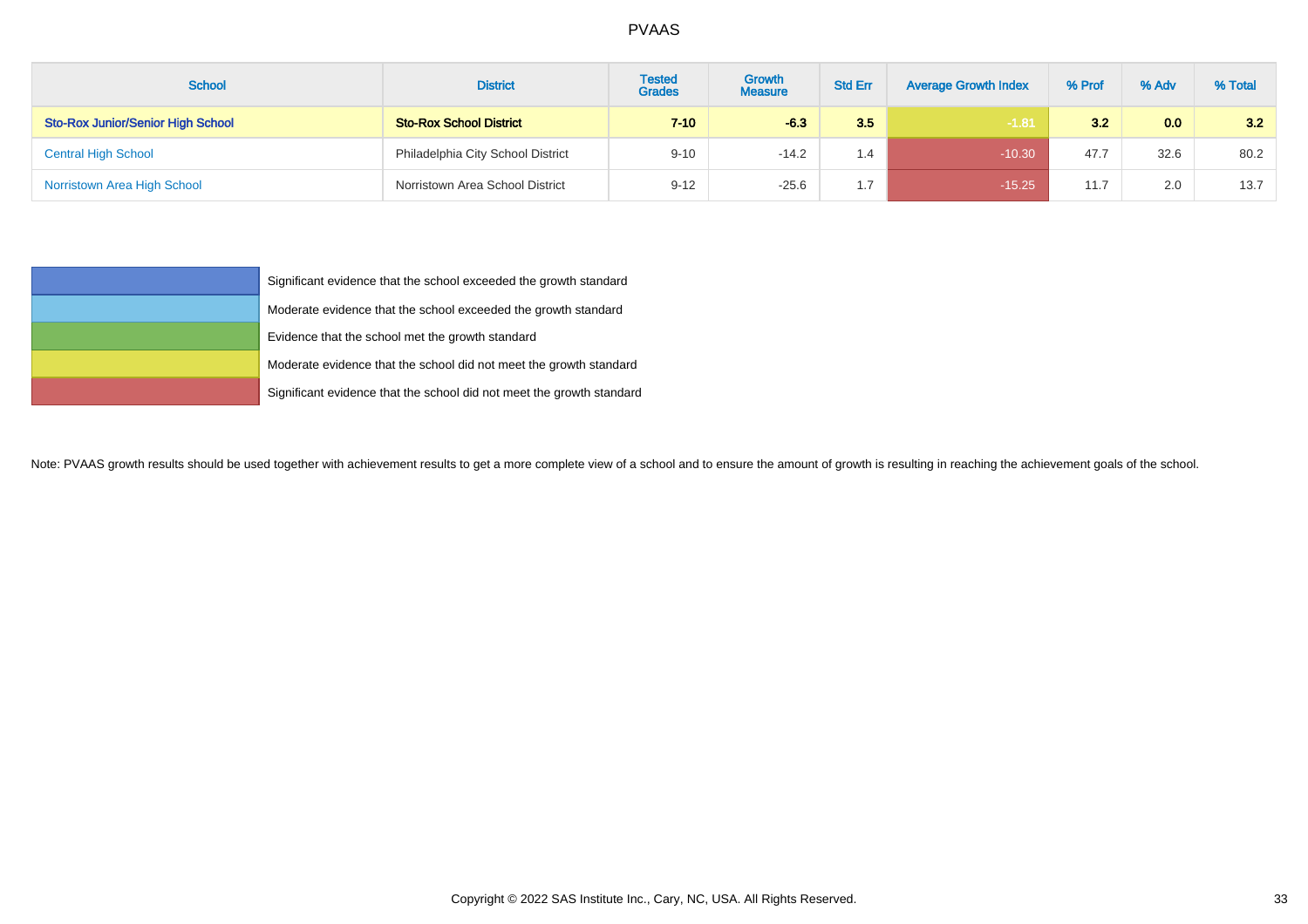PVAAS

| School | District | Tested Grades | Growth Measure | Std Err | Average Growth Index | % Prof | % Adv | % Total |
|---|---|---|---|---|---|---|---|---|
| **Sto-Rox Junior/Senior High School** | **Sto-Rox School District** | **7-10** | **-6.3** | **3.5** | **-1.81** | **3.2** | **0.0** | **3.2** |
| Central High School | Philadelphia City School District | 9-10 | -14.2 | 1.4 | -10.30 | 47.7 | 32.6 | 80.2 |
| Norristown Area High School | Norristown Area School District | 9-12 | -25.6 | 1.7 | -15.25 | 11.7 | 2.0 | 13.7 |

Significant evidence that the school exceeded the growth standard

Moderate evidence that the school exceeded the growth standard

Evidence that the school met the growth standard

Moderate evidence that the school did not meet the growth standard

Significant evidence that the school did not meet the growth standard

Note: PVAAS growth results should be used together with achievement results to get a more complete view of a school and to ensure the amount of growth is resulting in reaching the achievement goals of the school.

Copyright © 2022 SAS Institute Inc., Cary, NC, USA. All Rights Reserved.